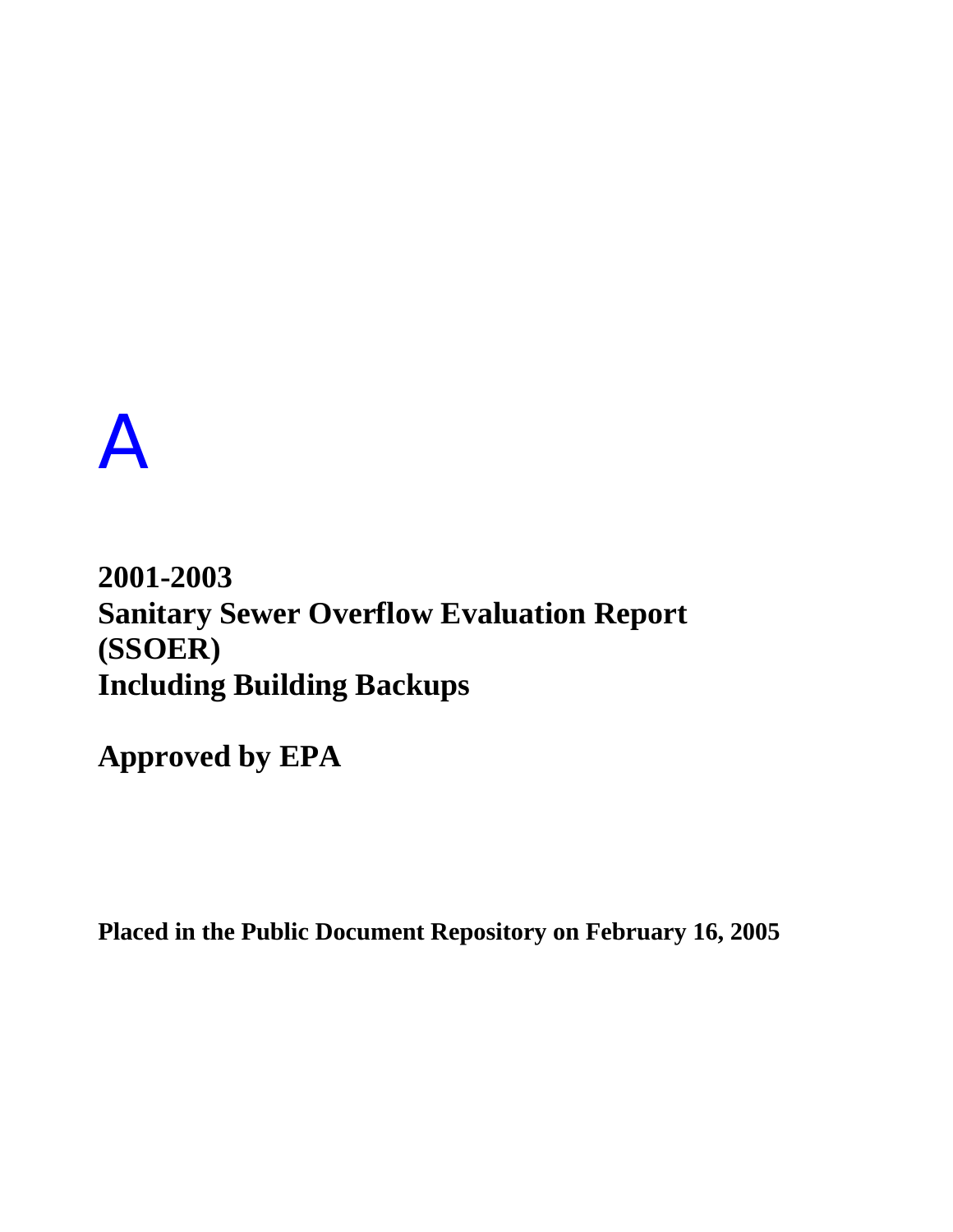# A

**2001-2003**
**Sanitary Sewer Overflow Evaluation Report (SSOER)**
**Including Building Backups**

**Approved by EPA**

**Placed in the Public Document Repository on February 16, 2005**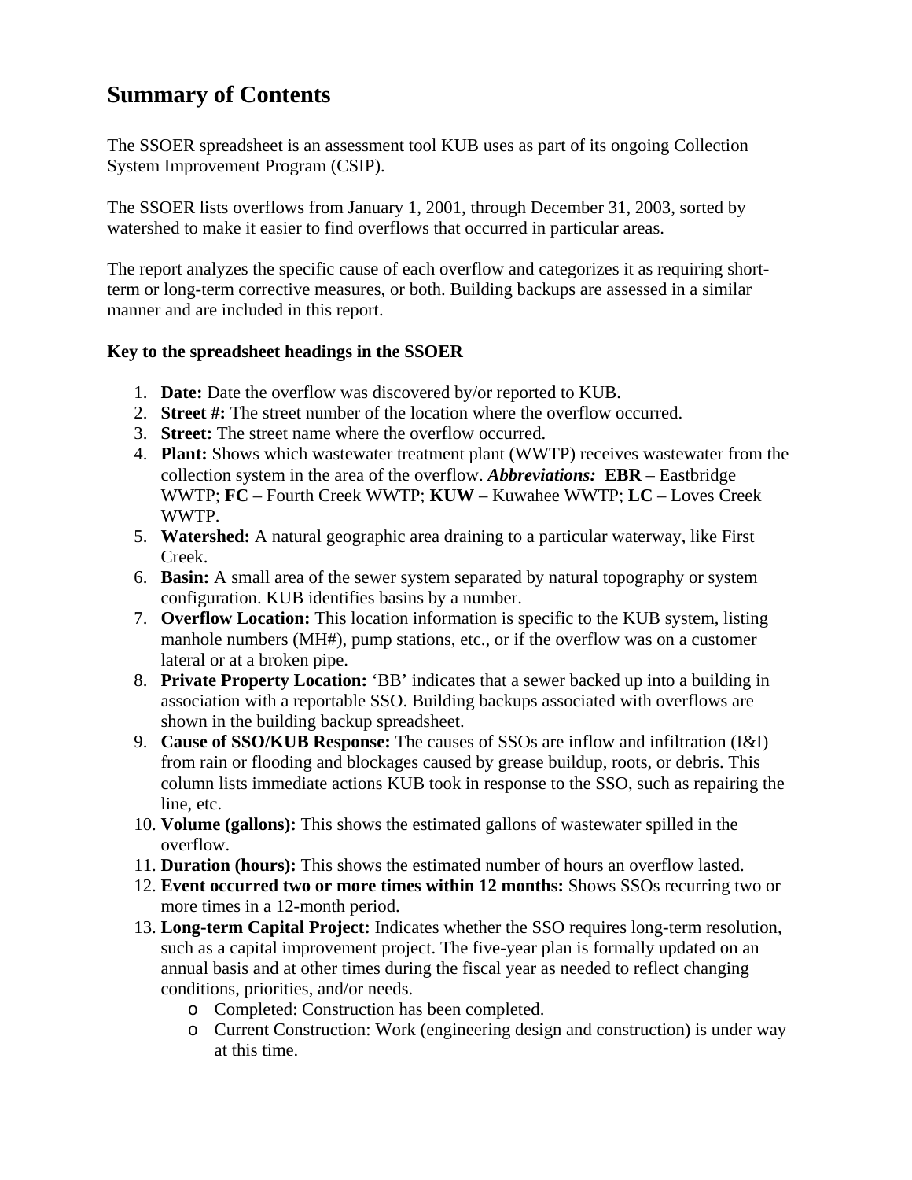# Summary of Contents

The SSOER spreadsheet is an assessment tool KUB uses as part of its ongoing Collection System Improvement Program (CSIP).

The SSOER lists overflows from January 1, 2001, through December 31, 2003, sorted by watershed to make it easier to find overflows that occurred in particular areas.

The report analyzes the specific cause of each overflow and categorizes it as requiring short-term or long-term corrective measures, or both. Building backups are assessed in a similar manner and are included in this report.

**Key to the spreadsheet headings in the SSOER**

1. **Date:** Date the overflow was discovered by/or reported to KUB.
2. **Street #:** The street number of the location where the overflow occurred.
3. **Street:** The street name where the overflow occurred.
4. **Plant:** Shows which wastewater treatment plant (WWTP) receives wastewater from the collection system in the area of the overflow. ***Abbreviations:*** **EBR** – Eastbridge WWTP; **FC** – Fourth Creek WWTP; **KUW** – Kuwahee WWTP; **LC** – Loves Creek WWTP.
5. **Watershed:** A natural geographic area draining to a particular waterway, like First Creek.
6. **Basin:** A small area of the sewer system separated by natural topography or system configuration. KUB identifies basins by a number.
7. **Overflow Location:** This location information is specific to the KUB system, listing manhole numbers (MH#), pump stations, etc., or if the overflow was on a customer lateral or at a broken pipe.
8. **Private Property Location:** 'BB' indicates that a sewer backed up into a building in association with a reportable SSO. Building backups associated with overflows are shown in the building backup spreadsheet.
9. **Cause of SSO/KUB Response:** The causes of SSOs are inflow and infiltration (I&I) from rain or flooding and blockages caused by grease buildup, roots, or debris. This column lists immediate actions KUB took in response to the SSO, such as repairing the line, etc.
10. **Volume (gallons):** This shows the estimated gallons of wastewater spilled in the overflow.
11. **Duration (hours):** This shows the estimated number of hours an overflow lasted.
12. **Event occurred two or more times within 12 months:** Shows SSOs recurring two or more times in a 12-month period.
13. **Long-term Capital Project:** Indicates whether the SSO requires long-term resolution, such as a capital improvement project. The five-year plan is formally updated on an annual basis and at other times during the fiscal year as needed to reflect changing conditions, priorities, and/or needs.
    - Completed: Construction has been completed.
    - Current Construction: Work (engineering design and construction) is under way at this time.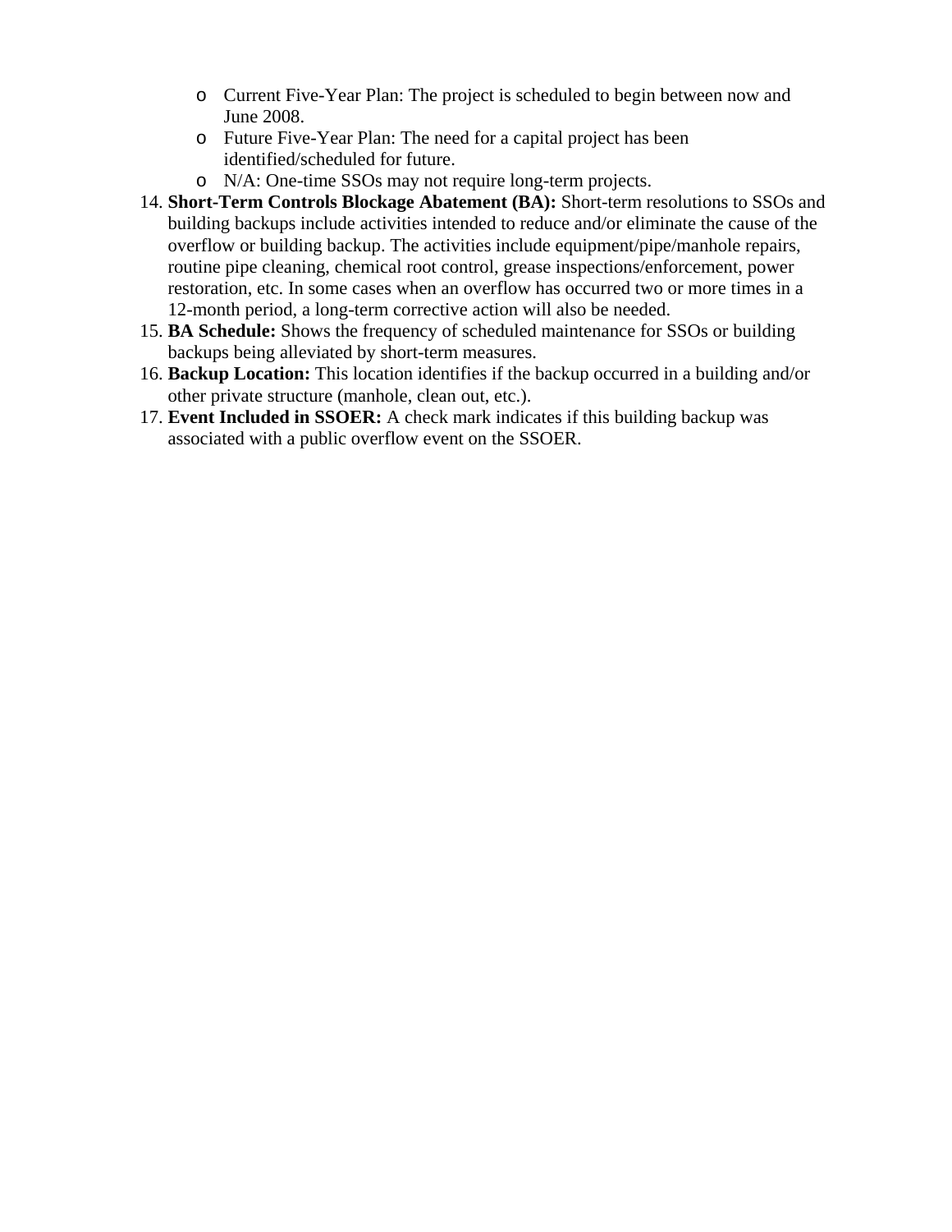- Current Five-Year Plan: The project is scheduled to begin between now and June 2008.
    - Future Five-Year Plan: The need for a capital project has been identified/scheduled for future.
    - N/A: One-time SSOs may not require long-term projects.

14. **Short-Term Controls Blockage Abatement (BA):** Short-term resolutions to SSOs and building backups include activities intended to reduce and/or eliminate the cause of the overflow or building backup. The activities include equipment/pipe/manhole repairs, routine pipe cleaning, chemical root control, grease inspections/enforcement, power restoration, etc. In some cases when an overflow has occurred two or more times in a 12-month period, a long-term corrective action will also be needed.
15. **BA Schedule:** Shows the frequency of scheduled maintenance for SSOs or building backups being alleviated by short-term measures.
16. **Backup Location:** This location identifies if the backup occurred in a building and/or other private structure (manhole, clean out, etc.).
17. **Event Included in SSOER:** A check mark indicates if this building backup was associated with a public overflow event on the SSOER.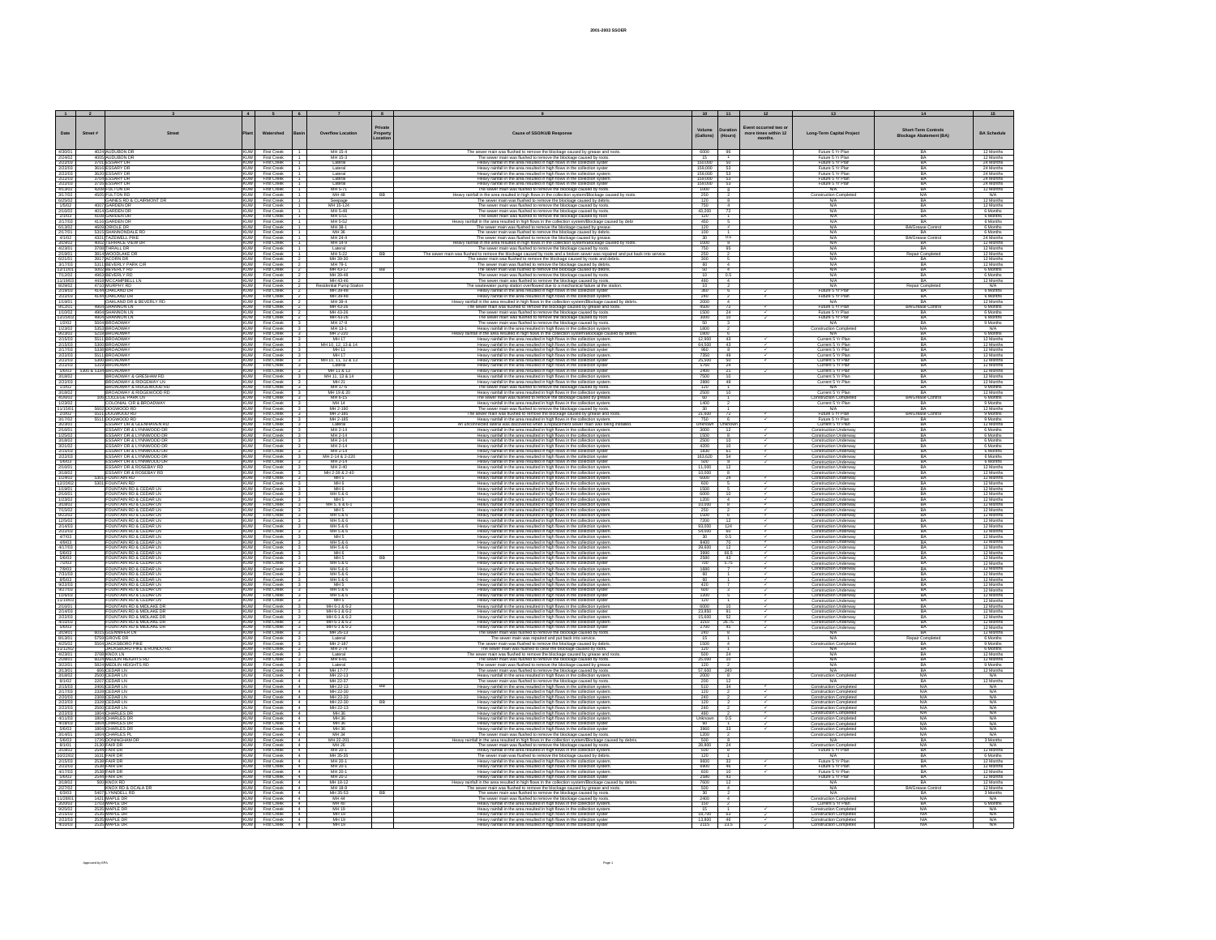| 1 | 2 | 3 | 4 | 5 | 6 | 7 | 8 | 9 | 10 | 11 | 12 | 13 | 14 | 15 |
|---|---|---|---|---|---|---|---|---|---|---|---|---|---|---|
| **Date** | **Street #** | **Street** | **Plant** | **Watershed** | **Basin** | **Overflow Location** | **Private Property Location** | **Cause of SSO/KUB Response** | **Volume (Gallons)** | **Duration (Hours)** | **Event occurred two or more times within 12 months.** | **Long-Term Capital Project** | **Short-Term Controls Blockage Abatement (BA)** | **BA Schedule** |
| 4/30/01 | 4024 | AUDUBON DR | KUW | First Creek | 1 | MH 15-4 | | The sewer main was flushed to remove the blockage caused by grease and roots. | 6000 | 96 | | Future 5 Yr Plan | BA | 12 Months |
| 2/24/02 | 4003 | AUDUBON DR | KUW | First Creek | 1 | MH 16-3 | | The sewer main was flushed to remove the blockage caused by roots. | 15 | 1 | | Future 5 Yr Plan | BA | 12 Months |
| 2/22/03 | 3701 | ESSARY DR | KUW | First Creek | 1 | Lateral | | Heavy rainfall in the area resulted in high flows in the collection system. | 159,000 | 53 | | Future 5 Yr Plan | BA | 24 Months |
| 2/22/03 | 3616 | ESSARY DR | KUW | First Creek | 1 | Lateral | | Heavy rainfall in the area resulted in high flows in the collection system. | 159,000 | 53 | | Future 5 Yr Plan | BA | 24 Months |
| 2/22/03 | 3620 | ESSARY DR | KUW | First Creek | 1 | Lateral | | Heavy rainfall in the area resulted in high flows in the collection system. | 159,000 | 53 | | Future 5 Yr Plan | BA | 24 Months |
| 2/22/03 | 3708 | ESSARY DR | KUW | First Creek | 1 | Lateral | | Heavy rainfall in the area resulted in high flows in the collection system. | 159,000 | 53 | | Future 5 Yr Plan | BA | 24 Months |
| 2/22/03 | 3716 | ESSARY DR | KUW | First Creek | 1 | Lateral | | Heavy rainfall in the area resulted in high flows in the collection system. | 159,000 | 53 | | Future 5 Yr Plan | BA | 24 Months |
| 4/13/02 | 4308 | FULTON DR | KUW | First Creek | 1 | MH 5-71 | | The sewer main was flushed to remove the blockage caused by roots. | 1000 | 3 | | N/A | BA | 12 Months |
| 3/17/03 | 4505 | FULTON RD | KUW | First Creek | 1 | MH 48 | BB | Heavy rainfall in the area resulted in high flows in the collection system/blockage caused by roots. | 250 | 2 | | Construction Completed | N/A | N/A |
| 6/25/02 | | GAINES RD & CLAIRMONT DR | KUW | First Creek | 1 | Seepage | | The sewer main was flushed to remove the blockage caused by roots. | 120 | 8 | | N/A | BA | 12 Months |
| 1/5/02 | 4007 | GARDEN DR | KUW | First Creek | 1 | MH 15-124 | | The sewer main was flushed to remove the blockage caused by roots. | 750 | 4 | | N/A | BA | 12 Months |
| 2/16/03 | 4014 | GARDEN DR | KUW | First Creek | 1 | MH 5-49 | | The sewer main was flushed to remove the blockage caused by roots. | 43,200 | 72 | | N/A | BA | 6 Months |
| 2/3/03 | 4015 | GARDEN DR | KUW | First Creek | 1 | MH 5-51 | | The sewer main was flushed to remove the blockage caused by roots. | 120 | 1 | | N/A | BA | 6 Months |
| 3/17/03 | 4116 | GARDEN DR | KUW | First Creek | 1 | MH 5-52 | | Heavy rainfall in the area resulted in high flows in the collection system/blockage caused by debr | 450 | 5 | | N/A | BA | 6 Months |
| 6/13/02 | 4909 | GRIDLE DR | KUW | First Creek | 1 | MH 16-1 | | The sewer main was flushed to remove the blockage caused by grease. | 120 | 2 | | N/A | BA/Grease Control | 6 Months |
| 2/17/01 | 5315 | SHANNONDALE RD | KUW | First Creek | 1 | MH 36 | | The sewer main was flushed to remove the blockage caused by debris. | 100 | 1 | | N/A | BA | 6 Months |
| 4/7/02 | 4321 | TAZEWELL PIKE | KUW | First Creek | 1 | MH 24-4 | | The sewer main was flushed to remove the blockage caused by grease. | 50 | 0.5 | | N/A | BA/Grease Control | 24 Months |
| 3/19/02 | 4002 | TERRACE VIEW DR | KUW | First Creek | 1 | MH 14-9 | | Heavy rainfall in the area resulted in high flows in the collection system/blockage caused by roots. | 1000 | 8 | | N/A | BA | 12 Months |
| 4/23/01 | 3708 | THRALL DR | KUW | First Creek | 1 | Lateral | | The sewer main was flushed to remove the blockage caused by roots. | 750 | 95 | | N/A | BA | 12 Months |
| 2/19/01 | 3814 | WOODLAKE DR | KUW | First Creek | 1 | MH 5-22 | BB | The sewer main was flushed to remove the blockage caused by roots and a broken sewer was repaired and put back into service. | 250 | 2 | | N/A | Repair Completed | 12 Months |
| 6/21/01 | 3917 | ACORN DR | KUW | First Creek | 2 | MH 39-30 | | The sewer main was flushed to remove the blockage caused by roots and debris. | 300 | 5 | | N/A | BA | 12 Months |
| 3/17/03 | 5311 | BEVERLY PARK CIR | KUW | First Creek | 2 | MH 79-1 | | The sewer main was flushed to remove the blockage caused by debris. | 60 | 4 | | N/A | BA | 12 Months |
| 12/13/01 | 5002 | BEVERLY RD | KUW | First Creek | 2 | MH 43-17 | BB | The sewer main was flushed to remove the blockage caused by roots. | 50 | 4 | | N/A | BA | 6 Months |
| 7/12/02 | 4961 | BEVERLY RD | KUW | First Creek | 2 | MH 39-48 | | The sewer main was flushed to remove the blockage caused by roots. | 10 | 0.5 | | N/A | BA | 6 Months |
| 11/19/03 | 4410 | MCCAMPBELL LN | KUW | First Creek | 2 | MH 43-46 | | The sewer main was flushed to remove the blockage caused by roots. | 480 | 4 | | N/A | BA | 12 Months |
| 8/29/02 | 4710 | MURPHY RD | KUW | First Creek | 2 | Residential Pump Station | | The wastewater pump station overflowed due to a mechanical failure at the station. | 10 | 2 | | N/A | Repair Completed | N/A |
| 2/16/03 | 6104 | OAKLAND DR | KUW | First Creek | 2 | MH 29-48 | | Heavy rainfall in the area resulted in high flows in the collection system. | 360 | 6 | ✓ | Future 5 Yr Plan | BA | 6 Months |
| 2/22/03 | 6104 | OAKLAND DR | KUW | First Creek | 2 | MH 29-48 | | Heavy rainfall in the area resulted in high flows in the collection system. | 240 | 2 | ✓ | Future 5 Yr Plan | BA | 6 Months |
| 1/19/01 | | OAKLAND DR & BEVERLY RD | KUW | First Creek | 2 | MH 38-4 | | Heavy rainfall in the area resulted in high flows in the collection system/blockage caused by debris. | 2000 | 4 | | N/A | BA | 12 Months |
| 9/12/03 | 4920 | SHANNON LN | KUW | First Creek | 2 | MH 43-24 | | The sewer main was flushed to remove the blockage caused by grease and roots. | 4000 | 72 | | Future 5 Yr Plan | BA/Grease Control | 6 Months |
| 1/10/03 | 4903 | SHANNON LN | KUW | First Creek | 2 | MH 43-24 | | The sewer main was flushed to remove the blockage caused by roots. | 1500 | 24 | ✓ | Future 5 Yr Plan | BA | 6 Months |
| 11/21/03 | 4903 | SHANNON LN | KUW | First Creek | 2 | MH 43-24 | | The sewer main was flushed to remove the blockage caused by roots. | 4600 | 10 | ✓ | Future 5 Yr Plan | BA | 6 Months |
| 1/3/02 | 5604 | BROADWAY | KUW | First Creek | 3 | MH 17-9 | | The sewer main was flushed to remove the blockage caused by roots. | 50 | 2 | | N/A | BA | 9 Months |
| 1/23/02 | 5353 | BROADWAY | KUW | First Creek | 3 | MH 13-1 | | Heavy rainfall in the area resulted in high flows in the collection system. | 180 | 2 | | Construction Completed | N/A | N/A |
| 6/23/02 | 5218 | BROADWAY | KUW | First Creek | 3 | MH 2-233 | | Heavy rainfall in the area resulted in high flows in the collection system/blockage caused by debris. | 1000 | 6 | | N/A | BA | 6 Months |
| 2/15/03 | 5511 | BROADWAY | KUW | First Creek | 3 | MH 17 | | Heavy rainfall in the area resulted in high flows in the collection system. | 12,900 | 43 | ✓ | Current 5 Yr Plan | BA | 12 Months |
| 2/15/03 | 5300 | BROADWAY | KUW | First Creek | 3 | MH 10, 12, 13 & 14 | | Heavy rainfall in the area resulted in high flows in the collection system. | 64,500 | 43 | ✓ | Current 5 Yr Plan | BA | 12 Months |
| 2/17/03 | 5338 | BROADWAY | KUW | First Creek | 3 | MH 11 | | Heavy rainfall in the area resulted in high flows in the collection system. | 960 | 8 | ✓ | Current 5 Yr Plan | BA | 12 Months |
| 2/22/03 | 5511 | BROADWAY | KUW | First Creek | 3 | MH 17 | | Heavy rainfall in the area resulted in high flows in the collection system. | 7350 | 49 | ✓ | Current 5 Yr Plan | BA | 12 Months |
| 2/22/03 | 5300 | BROADWAY | KUW | First Creek | 3 | MH 10, 11, 12 & 13 | | Heavy rainfall in the area resulted in high flows in the collection system. | 21,500 | 50 | ✓ | Current 5 Yr Plan | BA | 12 Months |
| 2/22/03 | 5319 | BROADWAY | KUW | First Creek | 3 | Lateral | | Heavy rainfall in the area resulted in high flows in the collection system. | 5700 | 24 | ✓ | Current 5 Yr Plan | BA | 12 Months |
| 5/6/03 | 5300 & 5338 | BROADWAY | KUW | First Creek | 3 | MH 11 & 12 | | Heavy rainfall in the area resulted in high flows in the collection system. | 2800 | 21 | ✓ | Current 5 Yr Plan | BA | 12 Months |
| 3/18/02 | | BROADWAY & GRESHAM RD | KUW | First Creek | 3 | MH 11, 13 & 14 | | Heavy rainfall in the area resulted in high flows in the collection system. | 7500 | 10 | | Current 5 Yr Plan | BA | 12 Months |
| 2/22/03 | | BROADWAY & RIDGEWAY LN | KUW | First Creek | 3 | MH 31 | | Heavy rainfall in the area resulted in high flows in the collection system. | 2880 | 48 | | Current 5 Yr Plan | BA | 12 Months |
| 1/3/02 | | BROADWAY & RIDGEWOOD RD | KUW | First Creek | 3 | MH 17-6 | | The sewer main was flushed to remove the blockage caused by roots. | 120 | 1 | | N/A | BA | 9 Months |
| 3/18/02 | | BROADWAY & RIDGEWOOD RD | KUW | First Creek | 3 | MH 19 & 20 | | Heavy rainfall in the area resulted in high flows in the collection system. | 2500 | 10 | | Current 5 Yr Plan | BA | 12 Months |
| 4/26/02 | 100 | COLLEGE PARK DR | KUW | First Creek | 3 | MH 6-15 | | The sewer main was flushed to remove the blockage caused by grease. | 60 | 1 | | Construction Completed | BA/Grease Control | 6 Months |
| 1/23/02 | | COLONIAL CIR & BROADWAY | KUW | First Creek | 3 | MH 14 | | Heavy rainfall in the area resulted in high flows in the collection system. | 1400 | 2 | | Current 5 Yr Plan | BA | 9 Months |
| 11/16/01 | 5602 | DOGWOOD RD | KUW | First Creek | 3 | MH 2-190 | | The sewer main was flushed to remove the blockage caused by roots. | 30 | 1 | | N/A | BA | 12 Months |
| 2/26/02 | 5611 | DOGWOOD RD | KUW | First Creek | 3 | MH 2-185 | | The sewer main was flushed to remove the blockage caused by grease and roots. | 43,200 | 72 | ✓ | Future 5 Yr Plan | BA/Grease Control | 9 Months |
| 3/17/03 | 5611 | DOGWOOD RD | KUW | First Creek | 3 | MH 2-185 | | Heavy rainfall in the area resulted in high flows in the collection system. | 360 | 6 | ✓ | Future 5 Yr Plan | BA | 9 Months |
| 3/23/01 | | ESSARY DR & GLENSHIRE RD | KUW | First Creek | 3 | Lateral | | An unconnected lateral was discovered when a replacement sewer main was being installed. | Unknown | Unknown | | Current 5 Yr Plan | BA | 12 Months |
| 2/16/01 | | ESSARY DR & LYNNWOOD DR | KUW | First Creek | 3 | MH 2-14 | | Heavy rainfall in the area resulted in high flows in the collection system. | 3600 | 12 | ✓ | Construction Underway | BA | 6 Months |
| 1/25/02 | | ESSARY DR & LYNNWOOD DR | KUW | First Creek | 3 | MH 2-14 | | Heavy rainfall in the area resulted in high flows in the collection system. | 1500 | 8 | ✓ | Construction Underway | BA | 6 Months |
| 3/18/02 | | ESSARY DR & LYNNWOOD DR | KUW | First Creek | 3 | MH 2-14 | | Heavy rainfall in the area resulted in high flows in the collection system. | 2500 | 10 | ✓ | Construction Underway | BA | 6 Months |
| 3/21/02 | | ESSARY DR & LYNNWOOD DR | KUW | First Creek | 3 | MH 2-14 | | Heavy rainfall in the area resulted in high flows in the collection system. | 4200 | 10 | ✓ | Construction Underway | BA | 6 Months |
| 2/15/03 | | ESSARY DR & LYNNWOOD DR | KUW | First Creek | 3 | MH 2-14 | | Heavy rainfall in the area resulted in high flows in the collection system. | 1800 | 61 | ✓ | Construction Underway | BA | 6 Months |
| 2/22/03 | | ESSARY DR & LYNNWOOD DR | KUW | First Creek | 3 | MH 2-14 & 2-220 | | Heavy rainfall in the area resulted in high flows in the collection system. | 163,620 | 54 | ✓ | Construction Underway | BA | 6 Months |
| 5/6/03 | | ESSARY DR & LYNNWOOD DR | KUW | First Creek | 3 | MH 2-14 | | Heavy rainfall in the area resulted in high flows in the collection system. | 360 | 9 | ✓ | Construction Underway | BA | 6 Months |
| 2/16/01 | | ESSARY DR & ROSEBAY RD | KUW | First Creek | 3 | MH 2-40 | | Heavy rainfall in the area resulted in high flows in the collection system. | 11,000 | 12 | | Construction Underway | BA | 12 Months |
| 3/18/02 | | ESSARY DR & ROSEBAY RD | KUW | First Creek | 3 | MH 2-39 & 2-40 | | Heavy rainfall in the area resulted in high flows in the collection system. | 10,000 | 8 | | Construction Underway | BA | 12 Months |
| 1/24/03 | 5301 | FOUNTAIN RD | KUW | First Creek | 3 | MH 5 | | Heavy rainfall in the area resulted in high flows in the collection system. | 6000 | 24 | ✓ | Construction Underway | BA | 12 Months |
| 11/20/03 | 5301 | FOUNTAIN RD | KUW | First Creek | 3 | MH 6 | | Heavy rainfall in the area resulted in high flows in the collection system. | 600 | 5 | ✓ | Construction Underway | BA | 12 Months |
| 1/19/01 | | FOUNTAIN RD & CEDAR LN | KUW | First Creek | 3 | MH 6 | | Heavy rainfall in the area resulted in high flows in the collection system. | 1500 | 5 | ✓ | Construction Underway | BA | 12 Months |
| 2/16/01 | | FOUNTAIN RD & CEDAR LN | KUW | First Creek | 3 | MH 5 & 6 | | Heavy rainfall in the area resulted in high flows in the collection system. | 6000 | 10 | ✓ | Construction Underway | BA | 12 Months |
| 1/23/02 | | FOUNTAIN RD & CEDAR LN | KUW | First Creek | 3 | MH 5 | | Heavy rainfall in the area resulted in high flows in the collection system. | 1200 | 4 | ✓ | Construction Underway | BA | 12 Months |
| 3/18/02 | | FOUNTAIN RD & CEDAR LN | KUW | First Creek | 3 | MH 5, 6 & 6-1 | | Heavy rainfall in the area resulted in high flows in the collection system. | 10,000 | 20 | ✓ | Construction Underway | BA | 12 Months |
| 7/15/02 | | FOUNTAIN RD & CEDAR LN | KUW | First Creek | 3 | MH 5 | | Heavy rainfall in the area resulted in high flows in the collection system. | 750 | 2 | ✓ | Construction Underway | BA | 12 Months |
| 9/22/02 | | FOUNTAIN RD & CEDAR LN | KUW | First Creek | 3 | MH 5 & 6 | | Heavy rainfall in the area resulted in high flows in the collection system. | 1500 | 6 | ✓ | Construction Underway | BA | 12 Months |
| 12/5/02 | | FOUNTAIN RD & CEDAR LN | KUW | First Creek | 3 | MH 5 & 6 | | Heavy rainfall in the area resulted in high flows in the collection system. | 7200 | 12 | ✓ | Construction Underway | BA | 12 Months |
| 2/14/03 | | FOUNTAIN RD & CEDAR LN | KUW | First Creek | 3 | MH 5 & 6 | | Heavy rainfall in the area resulted in high flows in the collection system. | 93,000 | 124 | ✓ | Construction Underway | BA | 12 Months |
| 2/22/03 | | FOUNTAIN RD & CEDAR LN | KUW | First Creek | 3 | MH 5 & 6 | | Heavy rainfall in the area resulted in high flows in the collection system. | 54,000 | 60 | ✓ | Construction Underway | BA | 12 Months |
| 4/7/03 | | FOUNTAIN RD & CEDAR LN | KUW | First Creek | 3 | MH 5 | | Heavy rainfall in the area resulted in high flows in the collection system. | 360 | 0.5 | ✓ | Construction Underway | BA | 12 Months |
| 4/8/03 | | FOUNTAIN RD & CEDAR LN | KUW | First Creek | 3 | MH 5 & 6 | | Heavy rainfall in the area resulted in high flows in the collection system. | 8400 | 70 | ✓ | Construction Underway | BA | 12 Months |
| 4/17/03 | | FOUNTAIN RD & CEDAR LN | KUW | First Creek | 3 | MH 5 & 6 | | Heavy rainfall in the area resulted in high flows in the collection system. | 39,600 | 12 | ✓ | Construction Underway | BA | 12 Months |
| 5/4/03 | | FOUNTAIN RD & CEDAR LN | KUW | First Creek | 3 | MH 6 | | Heavy rainfall in the area resulted in high flows in the collection system. | 3960 | 66.5 | ✓ | Construction Underway | BA | 12 Months |
| 5/6/03 | | FOUNTAIN RD & CEDAR LN | KUW | First Creek | 3 | MH 5 | BB | Heavy rainfall in the area resulted in high flows in the collection system. | 2500 | 43 | ✓ | Construction Underway | BA | 12 Months |
| 7/2/03 | | FOUNTAIN RD & CEDAR LN | KUW | First Creek | 3 | MH 5 & 6 | | Heavy rainfall in the area resulted in high flows in the collection system. | 720 | 5.75 | ✓ | Construction Underway | BA | 12 Months |
| 7/9/03 | | FOUNTAIN RD & CEDAR LN | KUW | First Creek | 3 | MH 5 & 6 | | Heavy rainfall in the area resulted in high flows in the collection system. | 1680 | 7 | ✓ | Construction Underway | BA | 12 Months |
| 7/31/03 | | FOUNTAIN RD & CEDAR LN | KUW | First Creek | 3 | MH 5 & 6 | | Heavy rainfall in the area resulted in high flows in the collection system. | 30 | 1 | ✓ | Construction Underway | BA | 12 Months |
| 8/5/03 | | FOUNTAIN RD & CEDAR LN | KUW | First Creek | 3 | MH 5 & 6 | | Heavy rainfall in the area resulted in high flows in the collection system. | 60 | 1 | ✓ | Construction Underway | BA | 12 Months |
| 9/12/03 | | FOUNTAIN RD & CEDAR LN | KUW | First Creek | 3 | MH 5 | | Heavy rainfall in the area resulted in high flows in the collection system. | 420 | 7 | ✓ | Construction Underway | BA | 12 Months |
| 9/27/03 | | FOUNTAIN RD & CEDAR LN | KUW | First Creek | 3 | MH 5 & 6 | | Heavy rainfall in the area resulted in high flows in the collection system. | 600 | 10 | ✓ | Construction Underway | BA | 12 Months |
| 11/6/03 | | FOUNTAIN RD & CEDAR LN | KUW | First Creek | 3 | MH 5 & 6 | | Heavy rainfall in the area resulted in high flows in the collection system. | 1200 | 5 | ✓ | Construction Underway | BA | 12 Months |
| 11/19/03 | | FOUNTAIN RD & CEDAR LN | KUW | First Creek | 3 | MH 5 | | Heavy rainfall in the area resulted in high flows in the collection system. | 120 | 1 | ✓ | Construction Underway | BA | 12 Months |
| 2/16/01 | | FOUNTAIN RD & MIDLAKE DR | KUW | First Creek | 3 | MH 6-1 & 6-2 | | Heavy rainfall in the area resulted in high flows in the collection system. | 6000 | 10 | ✓ | Construction Underway | BA | 12 Months |
| 2/14/03 | | FOUNTAIN RD & MIDLAKE DR | KUW | First Creek | 3 | MH 6-1 & 6-2 | | Heavy rainfall in the area resulted in high flows in the collection system. | 23,850 | 91 | ✓ | Construction Underway | BA | 12 Months |
| 2/22/03 | | FOUNTAIN RD & MIDLAKE DR | KUW | First Creek | 3 | MH 6-1 & 6-2 | | Heavy rainfall in the area resulted in high flows in the collection system. | 15,600 | 53 | ✓ | Construction Underway | BA | 12 Months |
| 4/15/03 | | FOUNTAIN RD & MIDLAKE DR | KUW | First Creek | 3 | MH 6-1 & 6-2 | | Heavy rainfall in the area resulted in high flows in the collection system. | 3210 | 26.75 | ✓ | Construction Underway | BA | 12 Months |
| 5/6/03 | | FOUNTAIN RD & MIDLAKE DR | KUW | First Creek | 3 | MH 6-1 & 6-2 | | Heavy rainfall in the area resulted in high flows in the collection system. | 2700 | 45 | ✓ | Construction Underway | BA | 12 Months |
| 3/19/01 | 6015 | GLENHURST DR | KUW | First Creek | 3 | MH 26-13 | | The sewer main was flushed to remove the blockage caused by roots. | 240 | 8 | | N/A | BA | 12 Months |
| 8/13/01 | 5759 | GROVE DR | KUW | First Creek | 3 | Lateral | | The sewer main was repaired and put back into service. | 15 | 1 | | N/A | Repair Completed | 6 Months |
| 4/25/03 | 5558 | JACKSBORO PIKE | KUW | First Creek | 3 | MH 2-187 | | The sewer main was flushed to remove the blockage caused by debris. | 1500 | 4 | | Construction Completed | BA | 9 Months |
| 11/12/02 | | JACKSBORO PIKE & ROUNDO RD | KUW | First Creek | 3 | MH 2-74 | | The sewer main was flushed to clear the blockage caused by roots. | 120 | 1 | | N/A | BA | 6 Months |
| 4/23/01 | 3709 | KNOX LN | KUW | First Creek | 3 | Lateral | | The sewer main was flushed to remove the blockage caused by grease. | 500 | 24 | | N/A | BA | 12 Months |
| 2/28/01 | 6029 | MEDLIN HEIGHTS RD | KUW | First Creek | 3 | MH 6-91 | | Heavy rainfall in the area resulted in high flows in the collection system. | 25,900 | 18 | | N/A | BA | 12 Months |
| 3/22/01 | 5824 | MEDLIN HEIGHTS RD | KUW | First Creek | 3 | Lateral | | The sewer main was flushed to remove the blockage caused by grease. | 120 | 2 | | N/A | BA | 9 Months |
| 3/13/01 | 600 | CEDAR LN | KUW | First Creek | 4 | MH 17-77 | | The sewer main was flushed to remove the blockage caused by roots. | 57,600 | 240 | | N/A | BA | 12 Months |
| 3/18/02 | 2500 | CEDAR LN | KUW | First Creek | 4 | MH 22-13 | | Heavy rainfall in the area resulted in high flows in the collection system. | 2000 | 8 | | Construction Completed | N/A | N/A |
| 8/1/02 | 2207 | CEDAR LN | KUW | First Creek | 4 | MH 22-37 | | The sewer main was flushed to remove the blockage caused by roots. | 200 | 12 | | N/A | BA | 12 Months |
| 2/15/03 | 2400 | CEDAR LN | KUW | First Creek | 4 | MH 22-13 | BB | Heavy rainfall in the area resulted in high flows in the collection system. | 510 | 34 | ✓ | Construction Completed | N/A | N/A |
| 2/17/03 | 2320 | CEDAR LN | KUW | First Creek | 4 | MH 22-30 | | Heavy rainfall in the area resulted in high flows in the collection system. | 480 | 2 | ✓ | Construction Completed | N/A | N/A |
| 2/20/03 | 2300 | CEDAR LN | KUW | First Creek | 4 | MH 22-33 | | Heavy rainfall in the area resulted in high flows in the collection system. | 240 | 2 | ✓ | Construction Completed | N/A | N/A |
| 2/22/03 | 2328 | CEDAR LN | KUW | First Creek | 4 | MH 22-30 | BB | Heavy rainfall in the area resulted in high flows in the collection system. | 120 | 2 | ✓ | Construction Completed | N/A | N/A |
| 2/22/03 | 2500 | CEDAR LN | KUW | First Creek | 4 | MH 22-13 | | Heavy rainfall in the area resulted in high flows in the collection system. | 240 | 2 | ✓ | Construction Completed | N/A | N/A |
| 2/22/03 | 1804 | CHARLES DR | KUW | First Creek | 4 | MH 36 | | Heavy rainfall in the area resulted in high flows in the collection system. | 480 | 2 | ✓ | Construction Completed | N/A | N/A |
| 4/11/03 | 1804 | CHARLES DR | KUW | First Creek | 4 | MH 36 | | Heavy rainfall in the area resulted in high flows in the collection system. | Unknown | 0.5 | ✓ | Construction Completed | N/A | N/A |
| 4/18/03 | 1804 | CHARLES DR | KUW | First Creek | 4 | MH 36 | | Heavy rainfall in the area resulted in high flows in the collection system. | 30 | 1 | ✓ | Construction Completed | N/A | N/A |
| 5/6/03 | 1804 | CHARLES DR | KUW | First Creek | 4 | MH 36 | | Heavy rainfall in the area resulted in high flows in the collection system. | 3960 | 33 | ✓ | Construction Completed | N/A | N/A |
| 3/14/01 | 1804 | CHARLES PL | KUW | First Creek | 4 | MH 34 | | The sewer main was flushed to remove the blockage caused by roots. | 1200 | 2 | | Construction Completed | N/A | N/A |
| 5/4/03 | 1730 | DOMINGHAM DR | KUW | First Creek | 4 | MH 22-201 | | Heavy rainfall in the area resulted in high flows in the collection system/blockage caused by debris. | 500 | 8 | | N/A | BA | 3 Months |
| 8/1/01 | 2130 | FAIR DR | KUW | First Creek | 4 | MH 26 | | The sewer main was flushed to remove the blockage caused by roots. | 38,800 | 24 | | Construction Completed | N/A | N/A |
| 3/18/02 | 2544 | FAIR DR | KUW | First Creek | 4 | MH 20-1 | | Heavy rainfall in the area resulted in high flows in the collection system. | 500 | 9 | | N/A | BA | 12 Months |
| 10/12/02 | 1631 | FAIR DR | KUW | First Creek | 4 | MH 35-35 | | The sewer main was flushed to remove the blockage caused by roots. | 120 | 1 | | N/A | BA | 6 Months |
| 2/15/03 | 2538 | FAIR DR | KUW | First Creek | 4 | MH 20-1 | | Heavy rainfall in the area resulted in high flows in the collection system. | 9600 | 32 | ✓ | Future 5 Yr Plan | N/A | N/A |
| 2/22/03 | 2538 | FAIR DR | KUW | First Creek | 4 | MH 20-1 | | Heavy rainfall in the area resulted in high flows in the collection system. | 5400 | 44 | ✓ | Future 5 Yr Plan | N/A | N/A |
| 4/17/03 | 2538 | FAIR DR | KUW | First Creek | 4 | MH 20-1 | | Heavy rainfall in the area resulted in high flows in the collection system. | 600 | 10 | ✓ | Future 5 Yr Plan | N/A | N/A |
| 5/6/03 | 2544 | FAIR DR | KUW | First Creek | 4 | MH 20-2 | | Heavy rainfall in the area resulted in high flows in the collection system. | 2160 | 12 | | Future 5 Yr Plan | N/A | N/A |
| 3/18/02 | 500 | KNOX RD | KUW | First Creek | 4 | MH 19-12 | | Heavy rainfall in the area resulted in high flows in the collection system/blockage caused by roots. | 7500 | 12 | | N/A | BA | 12 Months |
| 2/27/02 | | KNOX RD & OCALA DR | KUW | First Creek | 4 | MH 18-8 | | The sewer main was flushed to remove the blockage caused by grease and roots. | 510 | 4 | | N/A | BA/Grease Control | 12 Months |
| 6/3/03 | 5407 | LYNNDELL RD | KUW | First Creek | 4 | MH 35-53 | BB | The sewer main was flushed to remove the blockage caused by roots. | 240 | 4 | | N/A | BA | 3 Months |
| 11/28/01 | 1421 | MAPLE DR | KUW | First Creek | 4 | MH 44 | | The sewer main was flushed to remove the blockage caused by roots. | 2400 | 4 | | Construction Completed | N/A | N/A |
| 3/20/02 | 1702 | MAPLE DR | KUW | First Creek | 4 | MH 40 | | Heavy rainfall in the area resulted in high flows in the collection system. | 144 | 2 | | Current 5 Yr Plan | BA | 6 Months |
| 9/25/02 | 2535 | MAPLE DR | KUW | First Creek | 4 | MH 19 | | Heavy rainfall in the area resulted in high flows in the collection system. | 15 | 1 | ✓ | Construction Completed | N/A | N/A |
| 2/15/03 | 2535 | MAPLE DR | KUW | First Creek | 4 | MH 19 | | Heavy rainfall in the area resulted in high flows in the collection system. | 16,740 | 93 | ✓ | Construction Completed | N/A | N/A |
| 2/22/03 | 2535 | MAPLE DR | KUW | First Creek | 4 | MH 19 | | Heavy rainfall in the area resulted in high flows in the collection system. | 13,800 | 46 | ✓ | Construction Completed | N/A | N/A |
| 4/8/03 | 2535 | MAPLE DR | KUW | First Creek | 4 | MH 19 | | Heavy rainfall in the area resulted in high flows in the collection system. | 2115 | 23.5 | ✓ | Construction Completed | N/A | N/A |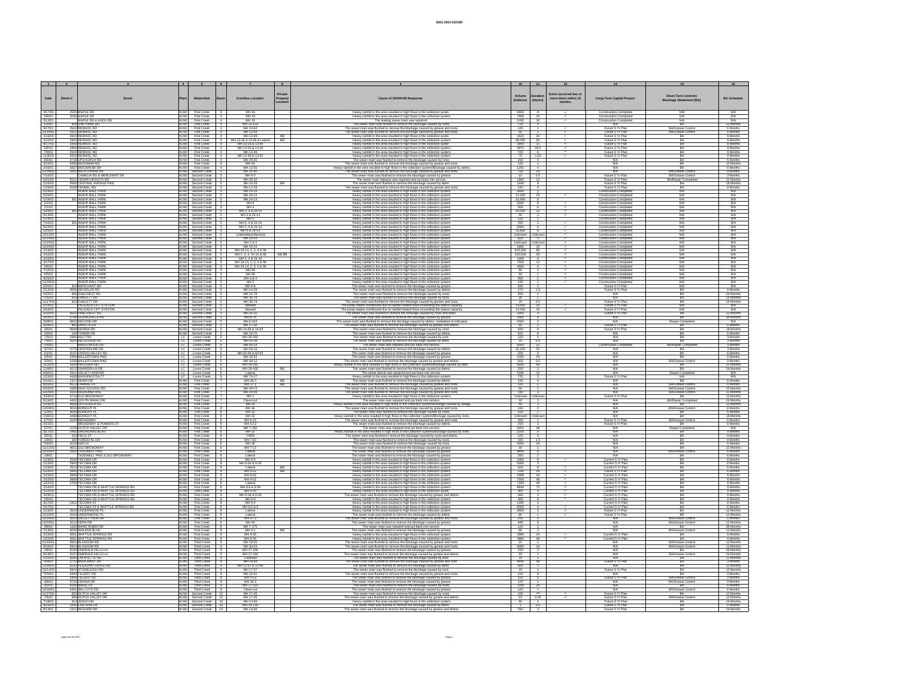# 2001-2003 SSOER

| Date | Street # | Street | Plant | Watershed | Basin | Overflow Location | Private Property Location | Cause of SSO/KUB Response | Volume (Gallons) | Duration (Hours) | Event occurred two or more times within 12 months. | Long-Term Capital Project | Short-Term Controls Blockage Abatement (BA) | BA Schedule |
|---|---|---|---|---|---|---|---|---|---|---|---|---|---|---|
| 1 | 2 | 3 | 4 | 5 | 6 | 7 | 8 | 9 | 10 | 11 | 12 | 13 | 14 | 15 |
| 4/17/03 | 2535 | MAPLE DR | KAW | First Creek | 4 | MH 19 | | Heavy rainfall in the area resulted in high flows in the collection system | 6000 | 8 | ✓ | Construction Completed | N/A | N/A |
| 5/6/03 | 2535 | MAPLE DR | KAW | First Creek | 4 | MH 19 | | Heavy rainfall in the area resulted in high flows in the collection system. | 7560 | 42 | ✓ | Construction Completed | N/A | N/A |
| 3/13/01 | | MAPLE DR & KNOX RD | KAW | First Creek | 4 | MH 19 | | The leaking sewer main was repaired. | 1200 | 10 | ✓ | Construction Completed | N/A | N/A |
| 2/1/02 | 403 | OAK PARK DR | KAW | First Creek | 4 | MH 13-132 | | The sewer main was flushed to remove the blockage caused by roots. | 720 | 4 | | N/A | BA | 12 Months |
| 3/17/01 | 2922 | RENNOC RD | KAW | First Creek | 4 | MH 13-64 | | The sewer main was flushed to remove the blockage caused by grease and roots. | 120 | 1 | ✓ | Future 5 Yr Plan | BA/Grease Control | 6 Months |
| 12/14/02 | 2922 | RENNOC RD | KAW | First Creek | 4 | MH 13-64 | | The sewer main was flushed to remove the blockage caused by grease and roots. | 60 | 1 | ✓ | Future 5 Yr Plan | BA/Grease Control | 6 Months |
| 2/16/03 | 2910 | RENNOC RD | KAW | First Creek | 4 | MH 13-49 | BB | Heavy rainfall in the area resulted in high flows in the collection system. | 1020 | 34 | ✓ | Future 5 Yr Plan | BA | 6 Months |
| 2/22/03 | 2900 | RENNOC RD | KAW | First Creek | 4 | MH 13-26 & 13-49 & Lateral | BB | Heavy rainfall in the area resulted in high flows in the collection system. | 99,000 | 60 | ✓ | Future 5 Yr Plan | BA | 6 Months |
| 4/17/03 | 2900 | RENNOC RD | KAW | First Creek | 4 | MH 13-26 & 13-49 | | Heavy rainfall in the area resulted in high flows in the collection system. | 3960 | 11 | ✓ | Future 5 Yr Plan | BA | 6 Months |
| 5/6/03 | 2900 | RENNOC RD | KAW | First Creek | 4 | MH 13-26 & 13-49 | | Heavy rainfall in the area resulted in high flows in the collection system. | 6975 | 46.5 | ✓ | Future 5 Yr Plan | BA | 6 Months |
| 7/9/03 | 2910 | RENNOC RD | KAW | First Creek | 4 | MH 13-49 | | Heavy rainfall in the area resulted in high flows in the collection system. | 720 | 6 | ✓ | Future 5 Yr Plan | BA | 6 Months |
| 11/6/03 | 2910 | RENNOC RD | KAW | First Creek | 4 | MH 13-49 & 13-55 | | Heavy rainfall in the area resulted in high flows in the collection system. | 75 | 1.25 | ✓ | Future 5 Yr Plan | BA | 6 Months |
| 8/5/01 | 4710 | UPCHURCH RD | KAW | First Creek | 4 | MH 29-60 | | The sewer main was flushed to remove the blockage caused by roots. | 250 | 4 | | N/A | BA | 6 Months |
| 3/13/01 | 5400 | WASEMAN RD | KAW | First Creek | 4 | MH 64 | | The sewer main was flushed to remove the blockage caused by grease and roots. | 120 | 1 | | N/A | BA | 12 Months |
| 2/10/01 | 2837 | WOODROW DR | KAW | First Creek | 4 | MH 13-5 | | Heavy rainfall in the area resulted in high flows in the collection system/blockage caused by debris. | 1200 | 5 | | N/A | BA | 6 Months |
| 12/10/01 | 3301 | BOUNTIFUL PK DR | KAW | Second Creek | 5 | MH 26-85 | | The sewer main was flushed to remove the blockage caused by grease. | 720 | 24 | | N/A | BA/Grease Control | 6 Months |
| 7/10/03 | 3110 | BAKER RD & MERCHANT DR | KAW | Second Creek | 5 | MH 8-5 | | The sewer main was flushed to remove the blockage caused by grease. | 210 | 3.5 | | Future 5 Yr Plan | BA/Grease Control | 3 Months |
| 6/21/03 | 5511 | CEDAR HEIGHTS RD | KAW | Second Creek | 5 | MH 35-33 | | The sewer main collapse was repaired and put back into service. | 1980 | 13 | | Future 5 Yr Plan | BA/Repair Completed | 12 Months |
| 11/5/03 | 5500 | CENTRAL AVENUE PIKE | KAW | Second Creek | 5 | MH 16-33 | BB | The sewer main was flushed to remove the blockage caused by debris. | 1440 | 8 | | Future 5 Yr Plan | BA | 18 Months |
| 11/3/03 | 5109 | FENNEL RD | KAW | Second Creek | 5 | MH 17-43 | | The sewer main was flushed to remove the blockage caused by grease and roots. | 240 | 4 | | Future 5 Yr Plan | BA | 6 Months |
| 1/19/01 | | INSKIP BALL PARK | KAW | Second Creek | 5 | MH 24-14 | | Heavy rainfall in the area resulted in high flows in the collection system. | 2400 | 2 | | Construction Completed | N/A | N/A |
| 2/16/01 | | INSKIP BALL PARK | KAW | Second Creek | 5 | MH 24-14 | | Heavy rainfall in the area resulted in high flows in the collection system. | 11,000 | 10 | ✓ | Construction Completed | N/A | N/A |
| 1/24/02 | 301 | INSKIP BALL PARK | KAW | Second Creek | 5 | MH 24-13 | | Heavy rainfall in the area resulted in high flows in the collection system. | 14,400 | 8 | ✓ | Construction Completed | N/A | N/A |
| 2/1/02 | | INSKIP BALL PARK | KAW | Second Creek | 5 | MH 5 | | Heavy rainfall in the area resulted in high flows in the collection system. | 2000 | 8 | ✓ | Construction Completed | N/A | N/A |
| 2/1/02 | | INSKIP BALL PARK | KAW | Second Creek | 5 | MH 4 | | Heavy rainfall in the area resulted in high flows in the collection system. | 500 | 8 | ✓ | Construction Completed | N/A | N/A |
| 3/18/02 | 301 | INSKIP BALL PARK | KAW | Second Creek | 5 | MH 2, 3, 4 & 24-14 | | Heavy rainfall in the area resulted in high flows in the collection system. | 43,200 | 12 | ✓ | Construction Completed | N/A | N/A |
| 5/13/02 | | INSKIP BALL PARK | KAW | Second Creek | 5 | MH 2 & 24-14 | | Heavy rainfall in the area resulted in high flows in the collection system. | 30 | 2 | ✓ | Construction Completed | N/A | N/A |
| 5/14/02 | | INSKIP BALL PARK | KAW | Second Creek | 5 | MH 5 | | Heavy rainfall in the area resulted in high flows in the collection system. | 120 | 2 | ✓ | Construction Completed | N/A | N/A |
| 7/15/02 | 301 | INSKIP BALL PARK | KAW | Second Creek | 5 | MH 2, 4 & 24-14 | | Heavy rainfall in the area resulted in high flows in the collection system. | 250 | 2 | ✓ | Construction Completed | N/A | N/A |
| 9/22/02 | | INSKIP BALL PARK | KAW | Second Creek | 5 | MH 2, 4 & 24-14 | | Heavy rainfall in the area resulted in high flows in the collection system. | 5000 | 6 | ✓ | Construction Completed | N/A | N/A |
| 12/5/02 | | INSKIP BALL PARK | KAW | Second Creek | 5 | MH 4 & 24-14 | | Heavy rainfall in the area resulted in high flows in the collection system. | 10,800 | 8 | ✓ | Construction Completed | N/A | N/A |
| 12/13/02 | | INSKIP BALL PARK | KAW | Second Creek | 5 | Unidentified Manhole | | Heavy rainfall in the area resulted in high flows in the collection system. | Unknown | Unknown | ✓ | Construction Completed | N/A | N/A |
| 12/19/02 | | INSKIP BALL PARK | KAW | Second Creek | 5 | MH 24-14 | | Heavy rainfall in the area resulted in high flows in the collection system. | 600 | 2 | ✓ | Construction Completed | N/A | N/A |
| 12/20/02 | | INSKIP BALL PARK | KAW | Second Creek | 5 | MH 2, 4 | | Heavy rainfall in the area resulted in high flows in the collection system. | Unknown | Unknown | ✓ | Construction Completed | N/A | N/A |
| 12/24/02 | | INSKIP BALL PARK | KAW | Second Creek | 5 | MH 24-14 | | Heavy rainfall in the area resulted in high flows in the collection system. | 1800 | 10 | ✓ | Construction Completed | N/A | N/A |
| 2/14/03 | | INSKIP BALL PARK | KAW | Second Creek | 5 | MH 24-14, 2, 3, 4 & 58 | | Heavy rainfall in the area resulted in high flows in the collection system. | 525,360 | 85 | ✓ | Construction Completed | N/A | N/A |
| 2/22/03 | | INSKIP BALL PARK | KAW | Second Creek | 5 | MH 2, 3, 4, 24-14 & 58 | BB BB | Heavy rainfall in the area resulted in high flows in the collection system. | 310,080 | 53 | ✓ | Construction Completed | N/A | N/A |
| 4/10/03 | | INSKIP BALL PARK | KAW | Second Creek | 5 | MH 3, 4 & 24-14 | | Heavy rainfall in the area resulted in high flows in the collection system. | 1000 | 6 | ✓ | Construction Completed | N/A | N/A |
| 4/17/03 | | INSKIP BALL PARK | KAW | Second Creek | 5 | MH 24-14, 2, 3, 4 & 58 | | Heavy rainfall in the area resulted in high flows in the collection system. | 7200 | 12 | ✓ | Construction Completed | N/A | N/A |
| 5/6/03 | | INSKIP BALL PARK | KAW | Second Creek | 5 | MH 24-14, 2, 3, 4 & 58 | | Heavy rainfall in the area resulted in high flows in the collection system. | 6000 | 6 | ✓ | Construction Completed | N/A | N/A |
| 7/10/03 | | INSKIP BALL PARK | KAW | Second Creek | 5 | MH 58 | | Heavy rainfall in the area resulted in high flows in the collection system. | 60 | 1 | ✓ | Construction Completed | N/A | N/A |
| 8/5/03 | | INSKIP BALL PARK | KAW | Second Creek | 5 | MH 58 | | Heavy rainfall in the area resulted in high flows in the collection system. | 60 | 1 | ✓ | Construction Completed | N/A | N/A |
| 9/23/03 | | INSKIP BALL PARK | KAW | Second Creek | 5 | MH 2 & 4 | | Heavy rainfall in the area resulted in high flows in the collection system. | 660 | 2 | ✓ | Construction Completed | N/A | N/A |
| 11/18/03 | | INSKIP BALL PARK | KAW | Second Creek | 5 | MH 2 | | Heavy rainfall in the area resulted in high flows in the collection system. | 240 | 1 | ✓ | Construction Completed | N/A | N/A |
| 2/25/03 | 412 | MERCHANT DR | KAW | Second Creek | 5 | MH 8-8 | | The sewer main was flushed to remove the blockage caused by grease. | 500 | 2 | | N/A | BA | N/A |
| 2/12/03 | 4500 | NICHOLAS RD | KAW | Second Creek | 5 | MH 14-26 | | The sewer main was flushed to remove the blockage caused by debris. | 270 | 1.5 | | Future 5 Yr Plan | BA | 6 Months |
| 10/2/01 | 406 | OAKCREST RD | KAW | Second Creek | 5 | MH 16-79 | | The sewer main was flushed to remove the blockage caused by roots. | 300 | 1 | | N/A | BA | 24 Months |
| 7/10/02 | 923 | OAKLETT DR | KAW | Second Creek | 5 | MH 35-74 | | The sewer main was flushed to remove the blockage caused by roots. | 30 | 1 | | N/A | BA | 24 Months |
| 11/17/03 | 923 | OAKLETT DR | KAW | Second Creek | 5 | MH 35-74 | | The sewer main was flushed to remove the blockage caused by roots. | 30 | 0.5 | | Future 5 Yr Plan | BA | 24 Months |
| 2/14/03 | | PLEASANT LIFT STATION | KAW | Second Creek | 5 | Wetwell | | The pump station overflowed due to rainfall-related flows exceeding the station capacity. | 14,400 | 24 | ✓ | Future 5 Yr Plan | N/A | N/A |
| 3/18/02 | | DALE LIFT STATION | KAW | Second Creek | 5 | Wetwell | | The pump station overflowed due to rainfall-related flows exceeding the station capacity. | 12,000 | 10 | ✓ | Future 5 Yr Plan | N/A | N/A |
| 5/25/03 | 5600 | PINECREST RD | KAW | Second Creek | 5 | MH 35-32 | | The sewer main was flushed to remove the blockage caused by roots and debris. | 3300 | 3 | | Future 5 Yr Plan | BA | 12 Months |
| 3/23/01 | 5708 | SCHNICHELS RD | KAW | Second Creek | 5 | MH 8-76 | | The sewer main was flushed to remove the blockage caused by grease. | 2400 | 8 | | N/A | BA | 18 Months |
| 3/28/01 | 5823 | SECOND DR | KAW | Second Creek | 5 | MH 8-103 | | The sewer main was flushed to remove the blockage caused by debris. Vandalism is indicated. | 2400 | 2 | | N/A | Repair Completed | N/A |
| 3/18/03 | 803 | SPARKS ST | KAW | Second Creek | 5 | MH 17-32 | | The sewer main was flushed to remove the blockage caused by grease and roots. | 60 | 1 | | N/A | BA | 6 Months |
| 3/6/01 | 5609 | SIERRA RD | KAW | Second Creek | 5 | MH 16-64 & 16-63 | | The sewer main was flushed to remove the blockage caused by grease. | 500 | 8 | | Future 5 Yr Plan | BA | 18 Months |
| 2/6/02 | 120 | TOWER DR | KAW | Second Creek | 5 | MH 16-70 | | The sewer main was flushed to remove the blockage caused by debris. | 500 | 8 | | N/A | BA | 6 Months |
| 7/5/03 | 2306 | AULT RD | LC | Loves Creek | 6 | MH 29-301 | | The sewer main was flushed to remove the blockage caused by root. | 120 | 1 | | N/A | BA | 3 Months |
| 7/4/02 | 3005 | BELLEVIEW RD | LC | Loves Creek | 6 | MH 82-56 | | The sewer main was flushed to remove the blockage caused by roots. | 30 | 0.5 | | N/A | BA | 3 Months |
| 7/26/01 | | BRENTWOOD RD | LC | Loves Creek | 6 | MH 66-14 | | The sewer main was repaired and put back into service. | 3600 | 12 | | Construction Completed | BA/Repair Completed | 3 Months |
| 2/7/03 | 4770 | CENTERLINE DR | LC | Loves Creek | 6 | MH 66-15 | | The sewer main was flushed to remove the blockage caused by debris. | 31,200 | 52 | | N/A | BA | 3 Months |
| 2/1/01 | 3101 | CROSS VALLEY RD | LC | Loves Creek | 6 | MH 82-94 & 82-93 | | The sewer main was flushed to remove the blockage caused by grease. | 200 | 5 | | N/A | BA | 6 Months |
| 2/5/01 | 5300 | MILLERTOWN PIKE | LC | Loves Creek | 6 | MH 48-22 | | The sewer main was flushed to remove the blockage caused by grease. | 1500 | 24 | | N/A | BA | 6 Months |
| 5/3/02 | 5338 | MILLERTOWN PIKE | LC | Loves Creek | 6 | MH 48-12 | | The sewer main was flushed to remove the blockage caused by grease and debris. | 600 | 0.5 | | N/A | BA/Grease Control | 9 Months |
| 3/22/03 | 3900 | PROSSER RD | LC | Loves Creek | 6 | MH 29-191 | | Heavy rainfall in the area resulted in high flows in the collection system/blockage caused by debris. | 5400 | 45 | | N/A | BA | 12 Months |
| 11/8/01 | 4212 | SHARON LA DR | LC | Loves Creek | 6 | MH 29-436 | BB | The sewer main was flushed to remove the blockage caused by grease. | 250 | 2 | | N/A | BA | 24 Months |
| 4/30/02 | 4311 | VALLEY VIEW DR | LC | Loves Creek | 6 | Lateral | | The sewer lateral was repaired and put back into service. | 1500 | 24 | | N/A | Repair Completed | N/A |
| 1/23/02 | 4436 | WASHINGTON CT | LC | Loves Creek | 6 | MH 76-17 | | Heavy rainfall in the area resulted in high flows in the collection system. | 1200 | 24 | | Future 5 Yr Plan | N/A | N/A |
| 3/19/01 | 1317 | ADAIR DR | KAW | First Creek | 7 | MH 28-2 | BB | The sewer main was flushed to remove the blockage caused by debris. | 240 | 4 | | N/A | BA | 6 Months |
| 9/10/02 | 4513 | FAIRWAY LN | KAW | First Creek | 7 | MH 17-1 | BB | The sewer main was flushed to remove the blockage caused by grease. | 120 | 2 | | N/A | BA | 18 Months |
| 6/10/03 | 4308 | HIGH SCHOOL RD | KAW | First Creek | 7 | MH 46-13 | | The sewer main was flushed to remove the blockage caused by grease and roots. | 60 | 1 | | N/A | BA/Grease Control | 12 Months |
| 12/16/01 | 3302 | HIGHLAND DR | KAW | First Creek | 7 | MH 20-44 | | The sewer main was flushed to remove the blockage caused by grease and roots. | 180 | 3 | | N/A | BA/Grease Control | 12 Months |
| 3/28/03 | 4713 | OLD BROADWAY | KAW | First Creek | 7 | MH 2 | | Heavy rainfall in the area resulted in high flows in the collection system. | Unknown | Unknown | | Future 5 Yr Plan | BA/Grease Control | 12 Months |
| 6/18/02 | 4402 | SOUTH WIND DR | KAW | First Creek | 7 | Clean-out | | The sewer main was repaired and put back into service. | 30 | 2 | | N/A | BA/Repair Completed | 24 Months |
| 3/19/03 | 4600 | UPCHURCH RD | KAW | First Creek | 7 | MH 81 | | Heavy rainfall in the area resulted in high flows in the collection system/blockage caused by grease. | 90 | 3 | | N/A | BA | 12 Months |
| 12/29/01 | 3010 | BORIGHT PL | KAW | First Creek | 8 | MH 34 | | The sewer main was flushed to remove the blockage caused by grease and roots. | 240 | 2 | | N/A | BA/Grease Control | 6 Months |
| 1/18/02 | 3006 | BORIGHT PL | KAW | First Creek | 8 | MH 32 | | The sewer main was flushed to remove the blockage caused by roots. | 250 | 2 | | N/A | BA | 6 Months |
| 1/30/03 | 3400 | BORIGHT PL | KAW | First Creek | 8 | MH 42 | | Heavy rainfall in the area resulted in high flows in the collection system/blockage caused by grease. | Unknown | Unknown | | N/A | BA | 18 Months |
| 5/7/02 | 4224 | BROADWAY | KAW | First Creek | 8 | MH 5-13 | | The sewer main was flushed to remove the blockage caused by grease and roots. | 300 | 1 | | Future 5 Yr Plan | BA/Grease Control | 6 Months |
| 2/15/01 | | BROADWAY & POWERS ST | KAW | First Creek | 8 | MH 5-13 | | The sewer main was flushed to remove the blockage caused by debris. | 200 | 2 | | Future 5 Yr Plan | BA | 6 Months |
| 5/7/02 | 1125 | DUTCH VALLEY DR | KAW | First Creek | 8 | MH 7-180 | | The sewer main was repaired and put back into service. | 3000 | 48 | | N/A | Repair Completed | N/A |
| 3/17/02 | 2405 | E. BROADWAY | KAW | First Creek | 8 | MH 16 | | Heavy rainfall in the area resulted in high flows in the collection system/blockage caused by roots. | 2200 | 6 | | N/A | BA | 9 Months |
| 3/5/01 | 103 | FELIX ST | KAW | First Creek | 8 | Y-MH3 | | The sewer main was flushed to remove the blockage caused by roots and debris. | 100 | 2 | | N/A | BA | 9 Months |
| 1/9/02 | 330 | FORESTAL DR | KAW | First Creek | 8 | MH 7-92 | | The sewer main was flushed to remove the blockage caused by roots. | 100 | 1.5 | | N/A | BA | 9 Months |
| 7/30/02 | 3110 | KIM LN | KAW | First Creek | 8 | MH 15 | | The sewer main was flushed to remove the blockage caused by roots. | 500 | 24 | | N/A | BA | 6 Months |
| 12/12/03 | 4601 | OLD BROADWAY | KAW | First Creek | 8 | MH 7-12 | | The sewer main was flushed to remove the blockage caused by grease. | 30 | 1 | | N/A | BA | 12 Months |
| 12/11/01 | 3101 | TAZEWELL PIKE | KAW | First Creek | 8 | Lateral | | The sewer main was flushed to remove the blockage caused by grease. | 4800 | 8 | | N/A | BA/Grease Control | 6 Months |
| 1/8/01 | | TAZEWELL PIKE & OLD BROADWAY | KAW | First Creek | 8 | Lateral | | The sewer main was flushed to remove the blockage caused by grease. | 250 | 2 | | N/A | BA | 6 Months |
| 1/23/02 | 2528 | TECOMA DR | KAW | First Creek | 8 | MH 9-6 | | Heavy rainfall in the area resulted in high flows in the collection system. | 2400 | 8 | ✓ | Current 5 Yr Plan | BA | 6 Months |
| 1/23/02 | 2900 | TECOMA DR | KAW | First Creek | 8 | MH 9-34 & 9-35 | | Heavy rainfall in the area resulted in high flows in the collection system. | 2000 | 3 | | Current 5 Yr Plan | BA | 6 Months |
| 1/23/02 | 2514 | TECOMA DR | KAW | First Creek | 8 | Lateral | BB | Heavy rainfall in the area resulted in high flows in the collection system. | 500 | 8 | ✓ | Current 5 Yr Plan | BA | 6 Months |
| 1/24/02 | 2800 | TECOMA DR | KAW | First Creek | 8 | MH 9-52 | BB | Heavy rainfall in the area resulted in high flows in the collection system. | 7200 | 24 | ✓ | Future 5 Yr Plan | BA | 6 Months |
| 2/15/03 | 2800 | TECOMA DR | KAW | First Creek | 8 | MH 9-52 | | Heavy rainfall in the area resulted in high flows in the collection system. | 5280 | 44 | ✓ | Current 5 Yr Plan | BA | 6 Months |
| 2/22/03 | 2800 | TECOMA DR | KAW | First Creek | 8 | MH 9-52 | | Heavy rainfall in the area resulted in high flows in the collection system. | 7200 | 48 | ✓ | Current 5 Yr Plan | BA | 6 Months |
| 2/22/03 | 2700 | TECOMA DR | KAW | First Creek | 8 | Lateral | | Heavy rainfall in the area resulted in high flows in the collection system. | 7200 | 48 | ✓ | Current 5 Yr Plan | BA | 6 Months |
| 2/16/03 | | TECOMA DR & WHITTLE SPRINGS RD | KAW | First Creek | 8 | MH 9-6 & 9-34 | | Heavy rainfall in the area resulted in high flows in the collection system. | 8640 | 72 | ✓ | Current 5 Yr Plan | BA | 6 Months |
| 2/22/03 | | TECOMA DR & WHITTLE SPRINGS RD | KAW | First Creek | 8 | MH 9-34 | | Heavy rainfall in the area resulted in high flows in the collection system. | 960 | 4 | ✓ | Current 5 Yr Plan | BA | 6 Months |
| 3/29/03 | | TECOMA DR & WHITTLE SPRINGS RD | KAW | First Creek | 8 | MH 9-34 & 9-35 | | The sewer main was flushed to remove the blockage caused by grease and debris. | 960 | 2 | ✓ | Current 5 Yr Plan | BA | 6 Months |
| 5/6/03 | | TECOMA DR & WHITTLE SPRINGS RD | KAW | First Creek | 8 | MH 9-6 | | Heavy rainfall in the area resulted in high flows in the collection system. | 600 | 6 | ✓ | Current 5 Yr Plan | BA | 6 Months |
| 5/6/03 | 2412 | TECOMA DR | KAW | First Creek | 8 | MH 9-6 | | Heavy rainfall in the area resulted in high flows in the collection system. | 1200 | 4 | ✓ | Current 5 Yr Plan | BA | 6 Months |
| 3/17/02 | | TECOMA ST & WHITTLE SPRINGS RD | KAW | First Creek | 8 | MH 9-6 & 9 | | Heavy rainfall in the area resulted in high flows in the collection system. | 6000 | 8 | ✓ | Current 5 Yr Plan | BA | 6 Months |
| 1/23/02 | 2524 | UNDERWOOD PL | KAW | First Creek | 8 | Lateral | | Heavy rainfall in the area resulted in high flows in the collection system. | 2400 | 8 | ✓ | Future 5 Yr Plan | BA | 12 Months |
| 12/15/02 | 2524 | UNDERWOOD PL | KAW | First Creek | 8 | Lateral | | The sewer main was flushed to remove the blockage caused by debris. | 60 | 1 | ✓ | Future 5 Yr Plan | BA | 12 Months |
| 10/16/02 | 3015 | VALLEY VIEW DR | KAW | First Creek | 8 | MH 9-3 | | The sewer main was flushed to remove the blockage caused by grease and roots. | 200 | 3 | | N/A | BA/Grease Control | 6 Months |
| 12/29/01 | 3112 | VERA DR | KAW | First Creek | 8 | MH 50 | | The sewer main was flushed to remove the blockage caused by grease. | 460 | 8 | | N/A | BA/Grease Control | 6 Months |
| 5/6/02 | 1432 | WAKE ROBIN DR | KAW | First Creek | 8 | MH 7-175 | | The sewer main was repaired and put back into service. | 120 | 2 | | N/A | BA | 18 Months |
| 7/13/02 | 4040 | WALKER BLVD | KAW | First Creek | 8 | MH 3-1 | BB | The sewer main was flushed to remove the blockage caused by grease. | 60 | 2 | | N/A | BA/Grease Control | 12 Months |
| 2/15/03 | 3501 | WHITTLE SPRINGS RD | KAW | First Creek | 8 | MH 9-35 | | Heavy rainfall in the area resulted in high flows in the collection system. | 2880 | 24 | ✓ | Current 5 Yr Plan | BA | 6 Months |
| 2/22/03 | 3501 | WHITTLE SPRINGS RD | KAW | First Creek | 8 | MH 9-35 | | Heavy rainfall in the area resulted in high flows in the collection system. | 2880 | 48 | ✓ | Current 5 Yr Plan | BA | 6 Months |
| 11/14/01 | 5914 | BLOSSOM RD | KAW | Third Creek | 9 | MH 33-25 | | The sewer main was flushed to remove the blockage caused by grease. | 15 | 1 | | N/A | BA/Grease Control | 12 Months |
| 9/22/02 | 5914 | BLOSSOM RD | KAW | Third Creek | 9 | MH 33-23 | | The sewer main was flushed to remove the blockage caused by grease. | 3000 | 24 | | N/A | BA/Grease Control | 12 Months |
| 2/8/01 | 6100 | EMERALD HILLS LN | KAW | Third Creek | 9 | MH 17-164 | | The sewer main was flushed to remove the blockage caused by grease. | 150 | 2 | | N/A | BA | 36 Months |
| 9/14/01 | 6107 | EMERALD HILLS LN | KAW | Third Creek | 9 | MH 17-164 | | The sewer main was flushed to remove the blockage caused by grease. | 20 | 1 | | N/A | BA/Grease Control | 24 Months |
| 1/10/03 | 3005 | GRAYTLAND RD | KAW | Third Creek | 9 | Cleanout | | The sewer main was flushed to remove the blockage caused by roots. | 30 | 1 | | N/A | BA | 3 Months |
| 6/4/03 | 1716 | MERCHANT DR | KAW | Third Creek | 9 | MH 26-48 | | Heavy rainfall in the area resulted in high flows in the collection system. | 8640 | 48 | | Future 5 Yr Plan | BA | 3 Months |
| 11/18/03 | 6105 | PLEASANT RIDGE RD | KAW | Third Creek | 9 | MH 17-47 & 10-49 | | The sewer main was flushed to remove the blockage caused by roots. | 500 | 1 | | N/A | BA | 12 Months |
| 10/11/03 | 5820 | SHERRILL RD | KAW | Third Creek | 9 | MH 17-57 | | The sewer main was flushed to remove the blockage caused by root. | 15 | 1 | | N/A | BA | 12 Months |
| 7/26/01 | 5400 | TILLERY DR | KAW | Third Creek | 9 | MH 26-51 | | The sewer main was flushed to remove the blockage caused by grease and roots. | 120 | 8 | | N/A | BA | 3 Months |
| 10/23/03 | 5400 | TILLERY RD | KAW | Third Creek | 9 | MH 9-53 | | The sewer main was flushed to remove the blockage caused by grease. | 250 | 5 | | Future 5 Yr Plan | BA/Grease Control | 3 Months |
| 3/8/02 | 3716 | VIENNA DR | KAW | Third Creek | 9 | MH 18-3 | | The sewer main was flushed to remove the blockage caused by grease. | 120 | 1 | | Future 5 Yr Plan | BA/Grease Control | 9 Months |
| 1/24/01 | 5136 | WADE LN | KAW | Third Creek | 9 | MH 17-119 | | The sewer main was flushed to remove the blockage caused by grease. | 120 | 1 | | N/A | BA | 9 Months |
| 10/18/02 | 5401 | WILLOYD RD | KAW | Third Creek | 9 | Clean-out | | The sewer main was flushed to remove the blockage caused by grease. | 120 | 1 | | N/A | BA/Grease Control | 6 Months |
| 11/27/03 | 605 | DUTCH VALLEY DR | KAW | Second Creek | 10 | MH 17-46 | | Heavy rainfall in the area resulted in high flows in the collection system. | 150 | 24 | ✓ | N/A | BA/Grease Control | 12 Months |
| 7/9/03 | 608 | DUTCH VALLEY DR | KAW | Second Creek | 10 | MH 17-46 | | The sewer main was flushed to remove the blockage caused by grease and debris. | 10 | 0.25 | ✓ | Future 5 Yr Plan | BA/Grease Control | 12 Months |
| 7/18/03 | 313 | JENSO DR | KAW | Second Creek | 10 | MH 14-66 | | Heavy rainfall in the area resulted in high flows in the collection system. | 90 | 0.25 | | Future 5 Yr Plan | BA | 24 Months |
| 4/23/03 | 1440 | CATANIA DR | KAW | Second Creek | 10 | MH 14-118 | | The sewer main was flushed to remove the blockage caused by debris. | 1 | 0.5 | | Future 5 Yr Plan | BA | 6 Months |
| 8/14/01 | 1311 | RICKARD DR | KAW | Second Creek | 10 | MH 14-68 | | The sewer main was flushed to remove the blockage caused by grease and roots. | 250 | 2 | | Future 5 Yr Plan | BA | 24 Months |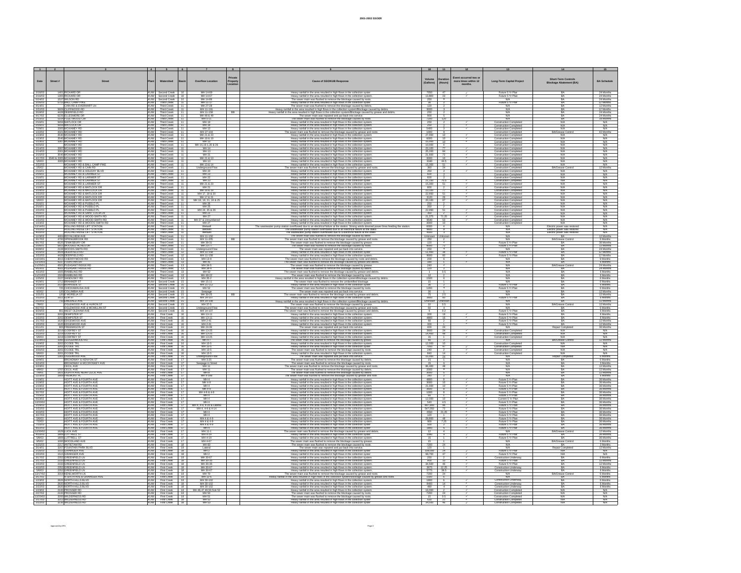# 2001-2003 SSOER

| 1 | 2 | 3 | 4 | 5 | 6 | 7 | 8 | 9 | 10 | 11 | 12 | 13 | 14 | 15 |
|---|---|---|---|---|---|---|---|---|---|---|---|---|---|---|
| Date | Street # | Street | Plant | Watershed | Basin | Overflow Location | Private Property Location | Cause of SSO/KUB Response | Volume (Gallons) | Duration (Hours) | Event occurred two or more times within 12 months. | Long-Term Capital Project | Short-Term Controls Blockage Abatement (BA) | BA Schedule |
| 2/16/03 | 1401 | RICHARD DR | KAW | Second Creek | 10 | MH 14-68 | | Heavy rainfall in the area resulted in high flows in the collection system | 7050 | 47 | ✓ | Future 5 Yr Plan | BA | 24 Months |
| 2/16/03 | 1305 | RICHARD DR | KAW | Second Creek | 10 | MH 14-67 | | Heavy rainfall in the area resulted in high flows in the collection system | 13,800 | 23 | | Future 5 Yr Plan | BA | 24 Months |
| 5/24/02 | 1627 | WILSON RD | KAW | Second Creek | 10 | MH 14-89 | | The sewer main was flushed to remove the blockage caused by roots. | 250 | 8 | | N/A | BA | 24 Months |
| 3/16/03 | 5713 | BALL CAMP PIKE | KAW | Third Creek | 11 | MH 11-37 | | Heavy rainfall in the area resulted in high flows in the collection system | 30 | 2 | | Future 5 Yr Plan | BA | 12 Months |
| 4/14/01 | | CAIN RD & EVERHART LN | KAW | Third Creek | 11 | MH 27-28 | | The sewer main was flushed to remove the blockage caused by debris. | 120 | 2 | | N/A | BA | 12 Months |
| 2/22/03 | 5609 | CLIFFWOOD RD | KAW | Third Creek | 11 | MH 11-191 | | Heavy rainfall in the area resulted in high flows in the collection system/Blockage caused by debris. | 6000 | 3 | | N/A | BA | 12 Months |
| 3/19/02 | 4428 | DEERFIELD RD | KAW | Third Creek | 11 | MH 11-158 | BB | Heavy rainfall in the area resulted in high flows in the collection system/blockage caused by grease and debris. | 250 | 2 | | N/A | BA | 24 Months |
| 4/17/02 | 6226 | ELLESMERE DR | KAW | Third Creek | 11 | MH 46 & 49 | | The sewer main was repaired and put back into service. | 600 | 5 | | N/A | BA | 24 Months |
| 2/15/02 | 5104 | FLEETWOOD DR | KAW | Third Creek | 11 | MH 5-11 | | The sewer main was flushed to remove the blockage caused by roots. | 7200 | 120 | | N/A | BA | 18 Months |
| 2/16/01 | 5659 | MATLOCK DR | KAW | Third Creek | 11 | MH 18 | | Heavy rainfall in the area resulted in high flows in the collection system. | 250 | 2 | ✓ | Construction Completed | N/A | N/A |
| 2/16/01 | 5659 | MATLOCK DR | KAW | Third Creek | 11 | MH 18 | | Heavy rainfall in the area resulted in high flows in the collection system. | 250 | 2 | ✓ | Construction Completed | N/A | N/A |
| 7/29/01 | 3300 | MCKAMEY RD | KAW | Third Creek | 11 | MH 13 | | Heavy rainfall in the area resulted in high flows in the collection system. | 5400 | 3 | ✓ | Construction Completed | N/A | N/A |
| 1/22/02 | 4321 | MCKAMEY RD | KAW | Third Creek | 11 | MH 27-106 | | The sewer main was flushed to remove the blockage caused by grease and roots. | 1000 | 8 | | Construction Completed | BA/Grease Control | 42 Months |
| 1/23/02 | 3549 | MCKAMEY RD | KAW | Third Creek | 11 | MH 21 & 23 | | Heavy rainfall in the area resulted in high flows in the collection system. | 27,000 | 10 | ✓ | Construction Completed | N/A | N/A |
| 1/23/02 | 3549 | MCKAMEY RD | KAW | Third Creek | 11 | MH 19 & 19 | | Heavy rainfall in the area resulted in high flows in the collection system. | 6000 | 10 | ✓ | Construction Completed | N/A | N/A |
| 3/20/02 | 3307 | MCKAMEY RD | KAW | Third Creek | 11 | MH 13 | | Heavy rainfall in the area resulted in high flows in the collection system. | 10,000 | 22 | ✓ | Construction Completed | N/A | N/A |
| 9/25/02 | | MCKAMEY RD | KAW | Third Creek | 11 | MH 16,19,1,20 & 26 | | Heavy rainfall in the area resulted in high flows in the collection system. | 10,000 | 48 | ✓ | Construction Completed | N/A | N/A |
| 2/14/03 | 3307 | MCKAMEY RD | KAW | Third Creek | 11 | MH 14 | | Heavy rainfall in the area resulted in high flows in the collection system. | 23,100 | 77 | ✓ | Construction Completed | N/A | N/A |
| 2/14/03 | 3301 | MCKAMEY RD | KAW | Third Creek | 11 | MH 13 | | Heavy rainfall in the area resulted in high flows in the collection system. | 25,200 | 84 | ✓ | Construction Completed | N/A | N/A |
| 2/15/03 | 3549 | MCKAMEY RD | KAW | Third Creek | 11 | MH 21 | | Heavy rainfall in the area resulted in high flows in the collection system. | 21,600 | 72 | ✓ | Construction Completed | N/A | N/A |
| 4/17/03 | 3549 & 3301 | MCKAMEY RD | KAW | Third Creek | 11 | MH 21 & 13 | | Heavy rainfall in the area resulted in high flows in the collection system. | 6000 | 10 | ✓ | Construction Completed | N/A | N/A |
| 5/6/03 | 3300 | MCKAMEY RD | KAW | Third Creek | 11 | MH 13 | | Heavy rainfall in the area resulted in high flows in the collection system. | 3340 | 44.5 | ✓ | Construction Completed | N/A | N/A |
| 2/22/03 | | MCKAMEY RD & BALL CAMP PIKE | KAW | Third Creek | 11 | MH 13 & 14 | | Heavy rainfall in the area resulted in high flows in the collection system. | 15,300 | 51 | ✓ | Construction Completed | N/A | N/A |
| 2/6/02 | | MCKAMEY RD & CAIN RD | KAW | Third Creek | 11 | Underground Flow | | The sewer main was flushed to remove the blockage caused by grease and roots. | 360 | 24 | | Construction Completed | BA/Grease Control | 12 Months |
| 2/16/01 | | MCKAMEY RD & HOLIDAY BLVD | KAW | Third Creek | 11 | MH 20 | | Heavy rainfall in the area resulted in high flows in the collection system. | 250 | 2 | ✓ | Construction Completed | N/A | N/A |
| 2/16/01 | | MCKAMEY RD & LARIMER ST | KAW | Third Creek | 11 | MH 23 | | Heavy rainfall in the area resulted in high flows in the collection system. | 600 | 2 | ✓ | Construction Completed | N/A | N/A |
| 2/16/01 | | MCKAMEY RD & LARIMER ST | KAW | Third Creek | 11 | MH 22 | | Heavy rainfall in the area resulted in high flows in the collection system. | 600 | 2 | ✓ | Construction Completed | N/A | N/A |
| 2/15/03 | | MCKAMEY RD & LARIMER ST | KAW | Third Creek | 11 | MH 23 | | Heavy rainfall in the area resulted in high flows in the collection system | 21,150 | 70.5 | ✓ | Construction Completed | N/A | N/A |
| 2/22/03 | | MCKAMEY RD & LARIMER ST | KAW | Third Creek | 11 | MH 21 & 23 | | Heavy rainfall in the area resulted in high flows in the collection system. | 15,300 | 51 | ✓ | Construction Completed | N/A | N/A |
| 2/16/01 | | MCKAMEY RD & MATLOCK DR | KAW | Third Creek | 11 | MH 21 | | Heavy rainfall in the area resulted in high flows in the collection system. | 600 | 2 | ✓ | Construction Completed | N/A | N/A |
| 2/14/03 | | MCKAMEY RD & MATLOCK DR | KAW | Third Creek | 11 | MH 18 & 19 | | Heavy rainfall in the area resulted in high flows in the collection system. | 23,100 | 77 | ✓ | Construction Completed | N/A | N/A |
| 2/22/03 | | MCKAMEY RD & MATLOCK DR | KAW | Third Creek | 11 | MH 17, 18 & 20 | | Heavy rainfall in the area resulted in high flows in the collection system. | 22,950 | 51 | ✓ | Construction Completed | N/A | N/A |
| 3/16/03 | | MCKAMEY RD & MATLOCK DR | KAW | Third Creek | 11 | MH 17 & 21 | | Heavy rainfall in the area resulted in high flows in the collection system. | 3120 | 16 | ✓ | Construction Completed | N/A | N/A |
| 5/6/03 | | MCKAMEY RD & MATLOCK DR | KAW | Third Creek | 11 | MH 18, 19, 21, 24 & 25 | | Heavy rainfall in the area resulted in high flows in the collection system. | 2325 | 47 | ✓ | Construction Completed | N/A | N/A |
| 2/16/01 | | MCKAMEY RD & PUEBLO PL | KAW | Third Creek | 11 | MH 26 | | Heavy rainfall in the area resulted in high flows in the collection system. | 250 | 2 | ✓ | Construction Completed | N/A | N/A |
| 2/16/01 | | MCKAMEY RD & PUEBLO PL | KAW | Third Creek | 11 | MH 25 | | Heavy rainfall in the area resulted in high flows in the collection system. | 350 | 2 | ✓ | Construction Completed | N/A | N/A |
| 2/22/03 | | MCKAMEY RD & PUEBLO PL | KAW | Third Creek | 11 | MH 24, 25 & 26 | | Heavy rainfall in the area resulted in high flows in the collection system. | 22,950 | 51 | ✓ | Construction Completed | N/A | N/A |
| 2/16/01 | | MCKAMEY RD & SAINT LUCIA LN | KAW | Third Creek | 11 | MH 21 | | Heavy rainfall in the area resulted in high flows in the collection system. | 400 | 2 | ✓ | Construction Completed | N/A | N/A |
| 2/16/03 | | MCKAMEY RD & WOOD-SMITH RD | KAW | Third Creek | 11 | MH 27 | | Heavy rainfall in the area resulted in high flows in the collection system. | 21,375 | 71.25 | ✓ | Construction Completed | N/A | N/A |
| 2/22/03 | | MCKAMEY RD & WOOD-SMITH RD | KAW | Third Creek | 11 | MH 27 & Unnumbered | | Heavy rainfall in the area resulted in high flows in the collection system. | 9540 | 53 | ✓ | Construction Completed | N/A | N/A |
| 1/23/02 | | MCKAMEY RD & WOODS-SMITH RD | KAW | Third Creek | 11 | MH 27 | | Heavy rainfall in the area resulted in high flows in the collection system. | 3000 | 10 | ✓ | Construction Completed | N/A | N/A |
| 12/14/01 | | ROLLING RIDGE LIFT STATION | KAW | Third Creek | 11 | Wetwell | | The wastewater pump station overflowed due to an electrical failure at the station. Strong winds downed power lines feeding the station. | 6000 | 4 | | N/A | Electric power was restored | N/A |
| 2/22/02 | | ROLLING RIDGE LIFT STATION | KAW | Third Creek | 11 | Wetwell | | The wastewater pump station overflowed due to an electrical failure at the station | 4800 | 8 | | N/A | Electric power was restored | N/A |
| 4/18/03 | | ROLLING RIDGE LIFT STATION | KAW | Third Creek | 11 | Wetwell | | The wastewater pump station overflowed due to an electrical failure at the station | 6000 | 3 | | N/A | Electric power was restored | N/A |
| 11/3/03 | 4404 | ROYALVIEW AVE | KAW | Third Creek | 11 | MH 11-150 | | The sewer main was flushed to remove the blockage caused by debris. | Unknown | Unknown | | N/A | BA | 12 Months |
| 3/17/03 | 4700 | SPRINGBROOK RD | KAW | Third Creek | 11 | MH 11-205 | BB | The sewer main was flushed to remove the blockage caused by grease and roots. | 250 | 2 | | N/A | BA/Grease Control | 6 Months |
| 9/17/03 | 6525 | TEWKSBURY DR | KAW | Third Creek | 11 | MH 39-31 | | The sewer main was flushed to remove the blockage caused by grease. | 120 | 2 | | Future 5 Yr Plan | BA | 36 Months |
| 2/26/03 | 5401 | WOODED ACRES LN | KAW | Third Creek | 11 | MH 23-7 | | The sewer main was flushed to remove the blockage caused by roots. | 4500 | 72 | | Future 5 Yr Plan | BA | 12 Months |
| 6/28/01 | 3108 | WOODS-SMITH RD | KAW | Third Creek | 11 | Underground Flow | | The sewer main was repaired and put back into service. | 250 | 2 | | N/A | BA | 24 Months |
| 2/16/03 | 4428 | DEERFIELD RD | KAW | Third Creek | 12 | MH 11-158 | | Heavy rainfall in the area resulted in high flows in the collection system | 11,400 | 38 | ✓ | Future 5 Yr Plan | BA | 12 Months |
| 2/22/03 | 4428 | DEERFIELD RD | KAW | Third Creek | 12 | MH 11-158 | | Heavy rainfall in the area resulted in high flows in the collection system. | 6000 | 40 | ✓ | Future 5 Yr Plan | BA | 12 Months |
| 10/15/01 | 3012 | CHERRYWOOD RD | KAW | Third Creek | 13 | MH 13-9 | | The sewer main was flushed to remove the blockage caused by roots and debris. | 250 | 6 | | N/A | BA | 9 Months |
| 12/10/02 | 4314 | FOUNTAIN DR | KAW | Third Creek | 13 | MH 41 | | The sewer main was flushed to remove the blockage caused by grease and debris. | 160 | 1 | ✓ | N/A | BA | 6 Months |
| 11/25/01 | 4501 | PLEASANT RIDGE RD | KAW | Third Creek | 13 | MH 34-5 | | The sewer main was flushed to remove the blockage caused by grease. | 240 | 2 | ✓ | N/A | BA/Grease Control | 24 Months |
| 9/18/02 | 4501 | PLEASANT RIDGE RD | KAW | Third Creek | 13 | MH 34-5 | | The sewer main was flushed to remove the blockage caused by roots. | 120 | 2 | | N/A | BA | 24 Months |
| 4/23/03 | 1609 | RAMBLING RD | KAW | Third Creek | 13 | MH 52 | | The sewer main was flushed to remove the blockage caused by grease and debris. | 1 | 0.5 | | N/A | BA | 6 Months |
| 11/21/03 | 1509 | RAMBLING RD | KAW | Third Creek | 13 | MH 48-22 | | The sewer main was flushed to remove the blockage caused by roots. | 12 | 2 | | N/A | BA | 6 Months |
| 1/25/02 | 2227 | SANDUSKY RD | KAW | Third Creek | 13 | MH 26-2 | | Heavy rainfall in the area resulted in high flows in the collection system/Blockage caused by debris. | 1500 | 6 | | N/A | BA | 6 Months |
| 4/19/01 | 1712 | BRAINERD ST | KAW | Second Creek | 15 | MH 15-11 | | The sewer main was flushed to remove the unidentified blockage. | 15 | 1 | | N/A | BA | 6 Months |
| 2/16/03 | 2523 | BURNSIDE ST | KAW | Second Creek | 15 | MH 23-112 | | Heavy rainfall in the area resulted in high flows in the collection system | 30 | 2 | | Future 5 Yr Plan | BA | 6 Months |
| 1/19/02 | 720 | CHICKAMAUGA AVE | KAW | Second Creek | 15 | MH 52 | | The sewer main was flushed to remove the blockage caused by roots. | 1200 | 4 | | Future 5 Yr Plan | BA | 6 Months |
| 8/2/02 | 120 | COLUMBIA AVE | KAW | Second Creek | 15 | Seepage | | The sewer main was repaired and put back into service. | 30 | 1 | | N/A | BA | 12 Months |
| 1/21/01 | 120 | E MORELIA ST | KAW | Second Creek | 15 | MH 30-25 | BB | The sewer main was flushed to remove the blockage caused by grease and debris. | 75 | 2.5 | | N/A | BA | 12 Months |
| 2/22/03 | 3613 | ELM ST | KAW | Second Creek | 15 | MH 16-107 | | Heavy rainfall in the area resulted in high flows in the collection system. | 3600 | 40 | | Future 5 Yr Plan | BA | 6 Months |
| 3/22/03 | 733 | EMERALD AVE | KAW | Second Creek | 15 | MH 16-118 | | Heavy rainfall in the area resulted in high flows in the collection system/Blockage caused by debris. | Unknown | Unknown | | N/A | BA | 12 Months |
| 7/8/02 | | OGLEWOOD AVE & HURON ST | KAW | Second Creek | 15 | MH 30-5 | | The sewer main was flushed to remove the blockage caused by grease. | 10 | 0.5 | | N/A | BA/Grease Control | 12 Months |
| 8/27/02 | | OGLEWOOD AVE & MCMILLAN ST | KAW | Second Creek | 15 | Underground Flow | | The sewer main was flushed to remove the blockage caused by grease and roots. | 90 | 3 | | N/A | BA | 6 Months |
| 9/23/03 | 801 | WEST OGLEWOOD AVE | KAW | Second Creek | 15 | MH 34-107 | | The sewer main was flushed to remove the blockage caused by grease and debris. | 6 | 0.2 | | N/A | BA | 6 Months |
| 2/16/03 | 3202 | DEMPSTER ST | KAW | First Creek | 16 | MH 13-11 | | Heavy rainfall in the area resulted in high flows in the collection system. | 300 | 16 | ✓ | Future 5 Yr Plan | BA | 6 Months |
| 2/22/03 | 3202 | DEMPSTER ST | KAW | First Creek | 16 | MH 13-11 | | Heavy rainfall in the area resulted in high flows in the collection system. | 4800 | 16 | ✓ | Future 5 Yr Plan | BA | 6 Months |
| 2/17/03 | 1620 | EDGEWOOD AVE | KAW | First Creek | 16 | MH 2-41 | | Heavy rainfall in the area resulted in high flows in the collection system. | 60 | 2 | ✓ | Future 5 Yr Plan | BA | 12 Months |
| 2/22/03 | 1620 | EDGEWOOD AVE | KAW | First Creek | 16 | MH 2-41 | | Heavy rainfall in the area resulted in high flows in the collection system. | 300 | 1 | ✓ | Future 5 Yr Plan | BA | 12 Months |
| 6/11/01 | 805 | FRIEDMANN ST | KAW | First Creek | 16 | MH 26-36 | | The sewer main was repaired and put back into service. | 400 | 24 | | N/A | Repair Completed | 36 Months |
| 2/16/03 | 3219 | GODFREY ST | KAW | First Creek | 16 | MH 13-25 | | Heavy rainfall in the area resulted in high flows in the collection system. | 3600 | 24 | ✓ | Construction Completed | N/A | N/A |
| 2/22/03 | 3219 | GODFREY ST | KAW | First Creek | 16 | MH 13-25 | | Heavy rainfall in the area resulted in high flows in the collection system. | 14,400 | 48 | ✓ | Construction Completed | N/A | N/A |
| 5/6/03 | 3219 | GODFREY ST | KAW | First Creek | 16 | MH 13-25 | | Heavy rainfall in the area resulted in high flows in the collection system. | 15 | 1 | ✓ | Construction Completed | N/A | N/A |
| 11/19/03 | 3060 | LOUISEWOOD RD | KAW | First Creek | 16 | MH 4-7 | | The sewer main was flushed to remove the blockage caused by grease. | 30 | 2 | | N/A | BA/Grease Control | 12 Months |
| 1/19/02 | 3201 | OCOEE TRL | KAW | First Creek | 16 | MH 13-5 | | Heavy rainfall in the area resulted in high flows in the collection system. | 12,000 | 10 | ✓ | Construction Completed | N/A | N/A |
| 2/22/03 | 3201 | OCOEE TRL | KAW | First Creek | 16 | MH 13-5 | | Heavy rainfall in the area resulted in high flows in the collection system | 7050 | 47 | ✓ | Construction Completed | N/A | N/A |
| 3/30/03 | 3201 | OCOEE TRL | KAW | First Creek | 16 | MH 13-5 | | The sewer main was flushed to remove the blockage caused by roots. | 240 | 2 | ✓ | Construction Completed | N/A | N/A |
| 5/6/03 | 3201 | OCOEE TRL | KAW | First Creek | 16 | MH 13-5 | | Heavy rainfall in the area resulted in high flows in the collection system. | 840 | 14 | ✓ | Construction Completed | N/A | N/A |
| 7/26/02 | 1301 | EDGEWOOD AVE | KAW | First Creek | 16 | Underground Flow | | The sewer main was repaired and put back into service. | 10,560 | 24 | | N/A | Repair Completed | 6 Months |
| 10/9/01 | | BROADWAY & KENYON ST | KAW | First Creek | 17 | MH 3-25 | | The sewer main was flushed to remove the blockage caused by roots. | 60 | 2 | | N/A | BA | 6 Months |
| 6/23/03 | | BROADWAY & MCCROSKEY AVE | KAW | First Creek | 17 | Seepage in Street | | The sewer main was flushed to remove the blockage caused by roots. | 15 | 6 | | N/A | BA | 3 Months |
| 1/23/02 | | CECIL AVE | KAW | First Creek | 17 | MH 11 | | The sewer main was flushed to remove the blockage caused by debris. | 96,400 | 48 | | N/A | BA | 12 Months |
| 4/8/02 | 1707 | CECIL AVE | KAW | First Creek | 17 | MH 11 | | The sewer main was flushed to remove the blockage caused by debris. | 2000 | 8 | | N/A | BA | 12 Months |
| 7/9/02 | 1821 | FOURTH AVE NEAR CECIL AVE | KAW | First Creek | 17 | MH 8 | | The sewer main was flushed to remove the blockage caused by debris. | 3000 | 5 | | N/A | BA | 12 Months |
| 11/1/03 | 3909 | FREMONT PL | KAW | First Creek | 17 | MH 8-146 | | The sewer main was flushed to remove the blockage caused by grease and roots. | 240 | 2 | | N/A | BA | 12 Months |
| 1/19/01 | | HOITT AVE & FOURTH AVE | KAW | First Creek | 17 | MH 4 | | Heavy rainfall in the area resulted in high flows in the collection system. | 4800 | 8 | ✓ | Future 5 Yr Plan | BA | 36 Months |
| 1/19/02 | | HOITT AVE & FOURTH AVE | KAW | First Creek | 17 | MH 4-9 | | Heavy rainfall in the area resulted in high flows in the collection system. | 3000 | 10 | ✓ | Future 5 Yr Plan | BA | 36 Months |
| 1/19/02 | | HOITT AVE & FOURTH AVE | KAW | First Creek | 17 | MH 4 | | Heavy rainfall in the area resulted in high flows in the collection system. | 21,000 | 10 | ✓ | Future 5 Yr Plan | BA | 36 Months |
| 1/23/02 | | HOITT AVE & FOURTH AVE | KAW | First Creek | 17 | MH 4-9 | | Heavy rainfall in the area resulted in high flows in the collection system. | 3600 | 8 | ✓ | Future 5 Yr Plan | BA | 36 Months |
| 3/17/02 | | HOITT AVE & FOURTH AVE | KAW | First Creek | 17 | MH 4-9 & 4-9 | | Heavy rainfall in the area resulted in high flows in the collection system. | 1000 | 8 | ✓ | Future 5 Yr Plan | BA | 36 Months |
| 7/15/02 | | HOITT AVE & FOURTH AVE | KAW | First Creek | 17 | MH 4 | | Heavy rainfall in the area resulted in high flows in the collection system. | 60 | 1 | ✓ | Future 5 Yr Plan | BA | 36 Months |
| 9/23/02 | | HOITT AVE & FOURTH AVE | KAW | First Creek | 17 | MH 4 | | Heavy rainfall in the area resulted in high flows in the collection system. | 12,000 | 10 | ✓ | Current 5 Yr Plan | BA | 36 Months |
| 12/10/02 | | HOITT AVE & FOURTH AVE | KAW | First Creek | 17 | MH 4 | | Heavy rainfall in the area resulted in high flows in the collection system. | 540 | 4.5 | ✓ | Future 5 Yr Plan | BA | 36 Months |
| 2/16/03 | | HOITT AVE & FOURTH AVE | KAW | First Creek | 17 | MH 4, 4-9, 4-10 & Lateral | | Heavy rainfall in the area resulted in high flows in the collection system. | 997,000 | 96 | ✓ | Future 5 Yr Plan | BA | 36 Months |
| 2/22/03 | | HOITT AVE & FOURTH AVE | KAW | First Creek | 17 | MH 4, 4-9 & 4-14 | | Heavy rainfall in the area resulted in high flows in the collection system. | 547,560 | 72 | ✓ | Future 5 Yr Plan | BA | 36 Months |
| 4/15/03 | | HOITT AVE & FOURTH AVE | KAW | First Creek | 17 | MH 4 | | Heavy rainfall in the area resulted in high flows in the collection system. | 2550 | 21.25 | ✓ | Future 5 Yr Plan | BA | 36 Months |
| 4/17/03 | | HOITT AVE & FOURTH AVE | KAW | First Creek | 17 | MH 4 | | Heavy rainfall in the area resulted in high flows in the collection system. | 120 | 4 | ✓ | Future 5 Yr Plan | BA | 36 Months |
| 5/6/03 | | HOITT AVE & FOURTH AVE | KAW | First Creek | 17 | MH 4 & 4-9 | | Heavy rainfall in the area resulted in high flows in the collection system. | 28,800 | 48 | ✓ | Future 5 Yr Plan | BA | 36 Months |
| 7/3/03 | | HOITT AVE & FOURTH AVE | KAW | First Creek | 17 | MH 4 & 4-9 | | Heavy rainfall in the area resulted in high flows in the collection system. | 1450 | 7.25 | ✓ | Future 5 Yr Plan | BA | 36 Months |
| 7/16/03 | | HOITT AVE & FOURTH AVE | KAW | First Creek | 17 | MH 4 & 4-9 | | Heavy rainfall in the area resulted in high flows in the collection system | 500 | 2 | ✓ | Future 5 Yr Plan | BA | 36 Months |
| 9/22/03 | | HOITT AVE & FOURTH AVE | KAW | First Creek | 17 | MH 4 | | Heavy rainfall in the area resulted in high flows in the collection system. | 1800 | 6 | ✓ | Future 5 Yr Plan | BA | 36 Months |
| 12/30/02 | 1629 | LUCK AVE | KAW | First Creek | 17 | MH 11-1 | | The sewer main was flushed to remove the blockage caused by grease and debris. | 12 | 4 | ✓ | N/A | BA/Grease Control | 18 Months |
| 4/15/03 | 1809 | LUTTRELL ST | KAW | First Creek | 17 | MH 4-19 | | Heavy rainfall in the area resulted in high flows in the collection system | 1080 | 9 | ✓ | Future 5 Yr Plan | BA | 36 Months |
| 5/6/03 | 1809 | LUTTRELL ST | KAW | First Creek | 17 | MH 4-19 | | Heavy rainfall in the area resulted in high flows in the collection system. | 15 | 1 | ✓ | Future 5 Yr Plan | BA | 36 Months |
| 9/6/02 | 1000 | WOODLAND AVE | KAW | First Creek | 17 | MH 4-67 | | The sewer main was flushed to remove the blockage caused by grease. | 15 | 6 | | N/A | BA/Grease Control | 6 Months |
| 6/25/03 | 2217 | ANTIETAM RD | KAW | First Creek | 18 | MH 60 | | The sewer main was flushed to remove the blockage caused by roots. | 7200 | 24 | | N/A | BA | 3 Months |
| 3/14/01 | 3207 | FOUNTAIN PARK BLVD | KAW | First Creek | 18 | Lateral | | The sewer main was repaired and put back into service. | 120 | 1 | | N/A | Repair Completed | 12 Months |
| 2/16/03 | 1515 | GRAINGER AVE | KAW | First Creek | 18 | MH 2 | | Heavy rainfall in the area resulted in high flows in the collection system | 108,000 | 24 | ✓ | Future 5 Yr Plan | BA | 12 Months |
| 2/22/03 | 1515 | GRAINGER AVE | KAW | First Creek | 18 | MH 2 | | Heavy rainfall in the area resulted in high flows in the collection system. | 98,700 | 47 | ✓ | Future 5 Yr Plan | BA | 12 Months |
| 3/17/02 | 2352 | GREENFIELD LN | KAW | First Creek | 18 | MH 30-67 | | Heavy rainfall in the area resulted in high flows in the collection system. | 250 | 2 | ✓ | Construction Underway | BA | 12 Months |
| 2/16/03 | 2333 | GREENFIELD LN | KAW | First Creek | 18 | MH 30-35 | | Heavy rainfall in the area resulted in high flows in the collection system. | 900 | 10 | ✓ | Future 5 Yr Plan | BA | 12 Months |
| 2/22/03 | 2333 | GREENFIELD LN | KAW | First Creek | 18 | MH 30-35 | | Heavy rainfall in the area resulted in high flows in the collection system. | 34,500 | 46 | ✓ | Future 5 Yr Plan | BA | 12 Months |
| 4/15/03 | 2352 | GREENFIELD LN | KAW | First Creek | 18 | MH 30-67 | | Heavy rainfall in the area resulted in high flows in the collection system. | 3675 | 12.25 | ✓ | Construction Underway | BA | 6 Months |
| 5/6/03 | 2352 | GREENFIELD LN | KAW | First Creek | 18 | MH 30-67 | | Heavy rainfall in the area resulted in high flows in the collection system. | 5775 | 38.5 | ✓ | Construction Underway | BA | 6 Months |
| 12/17/02 | 3316 | KESTERWOOD DR | KAW | First Creek | 18 | MH 70 | | The sewer main was flushed to remove the blockage caused by roots. | 7200 | 24 | | N/A | BA | 6 Months |
| 3/17/02 | | N SIXTH AVE & GRAINGER AVE | KAW | First Creek | 18 | MH 13-6 | | Heavy rainfall in the area resulted in high flows in the collection system/blockage caused by grease and roots. | 7200 | 4 | | N/A | BA/Grease Control | 6 Months |
| 1/23/02 | 2820 | NORTH HILLS BLVD | KAW | First Creek | 18 | MH 30-102 | | Heavy rainfall in the area resulted in high flows in the collection system. | 1800 | 6 | ✓ | Construction Underway | BA | 6 Months |
| 2/16/03 | 2820 | NORTH HILLS BLVD | KAW | First Creek | 18 | MH 30-102 | | Heavy rainfall in the area resulted in high flows in the collection system. | 8400 | 14 | ✓ | Construction Underway | BA | 6 Months |
| 2/22/03 | 2820 | NORTH HILLS BLVD | KAW | First Creek | 18 | MH 30-102 | | Heavy rainfall in the area resulted in high flows in the collection system. | 480 | 4 | ✓ | Construction Underway | BA | 6 Months |
| 1/23/02 | 2100 | PROSSER RD | KAW | First Creek | 18 | MH 46,47,49,50,51 & 52 | | Heavy rainfall in the area resulted in high flows in the collection system. | 10,000 | 2 | ✓ | Construction Completed | N/A | N/A |
| 2/27/02 | 2100 | PROSSER RD | KAW | First Creek | 18 | MH 50 | | The sewer main was flushed to remove the blockage caused by roots. | 7200 | 24 | ✓ | Construction Completed | N/A | N/A |
| 12/30/02 | 3200 | WILDERNESS RD | KAW | First Creek | 18 | MH 51 | | The sewer main was flushed to remove the blockage caused by roots. | 15 | 0.5 | ✓ | Construction Completed | N/A | N/A |
| 3/17/02 | 3230 | WILDERNESS RD | KAW | First Creek | 18 | MH 52 | | Heavy rainfall in the area resulted in high flows in the collection system. | 630 | 21 | ✓ | Construction Completed | N/A | N/A |
| 2/22/03 | 3230 | WILDERNESS RD | KAW | First Creek | 18 | MH 53 | | Heavy rainfall in the area resulted in high flows in the collection system. | 34,500 | 46 | ✓ | Construction Completed | N/A | N/A |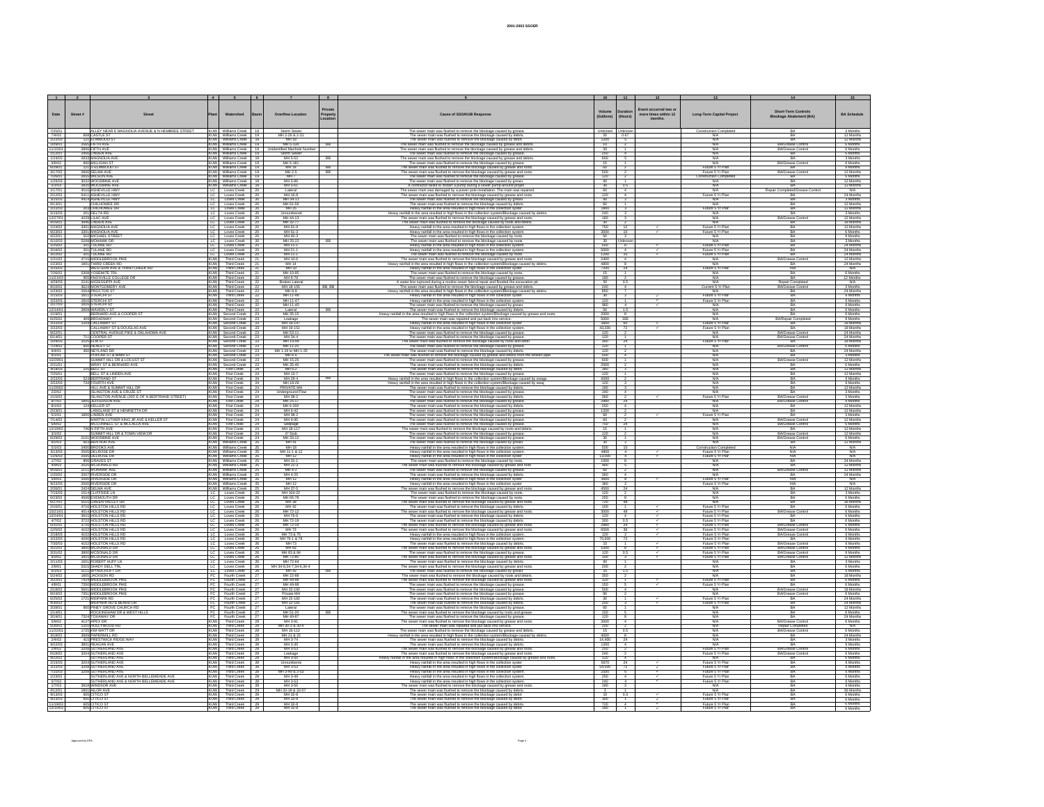2001-2003 SSOER

| Date | Street # | Street | Plant | Watershed | Basin | Overflow Location | Private Property Location | Cause of SSO/KUB Response | Volume (Gallons) | Duration (Hours) | Event occurred two or more times within 12 months. | Long-Term Capital Project | Short-Term Controls Blockage Abatement (BA) | BA Schedule |
|---|---|---|---|---|---|---|---|---|---|---|---|---|---|---|
| 1 | 2 | 3 | 4 | 5 | 6 | 7 | 8 | 9 | 10 | 11 | 12 | 13 | 14 | 15 |
| 7/25/01 | | ALLEY NEAR E MAGNOLIA AVENUE & N HEMBREE STREET | KUW | Williams Creek | 19 | Storm Sewer | | The sewer main was flushed to remove the blockage caused by grease. | Unknown | Unknown | | Construction Completed | BA | 3 Months |
| 7/4/02 | 930 | CASTLE ST | KUW | Williams Creek | 19 | MH 2-26 & 2-31 | | The sewer main was flushed to remove the blockage caused by debris. | 20 | 0.67 | | N/A | BA | 12 Months |
| 3/22/03 | 121 | ELMWOOD ST | KUW | Williams Creek | 19 | MH 18 | | The sewer main was flushed to remove the blockage caused by debris. | 1300 | 5 | | N/A | BA | 12 Months |
| 10/6/01 | 2500 | FIFTH AVE | KUW | Williams Creek | 19 | MH 5-134 | BB | The sewer main was flushed to remove the blockage caused by grease and debris. | 10 | 2 | | N/A | BA/Grease Control | 6 Months |
| 11/10/01 | 2806 | FIFTH AVE | KUW | Williams Creek | 19 | Unidentified Manhole Number | | The sewer main was flushed to remove the blockage caused by grease and debris. | 30 | 1 | | N/A | BA/Grease Control | 6 Months |
| 1/12/03 | 2456 | LINDEN AVE | KUW | Williams Creek | 19 | Storm Sewer | | The sewer main was flushed to remove the blockage caused by grease. | 240 | 6 | | N/A | BA | 6 Months |
| 1/24/03 | 2833 | MAGNOLIA AVE | KUW | Williams Creek | 19 | MH 5-52 | BB | The sewer main was flushed to remove the blockage caused by grease and debris. | 600 | 5 | | N/A | BA | 3 Months |
| 9/4/02 | 600 | MILLIGAN ST | KUW | Williams Creek | 19 | MH 5-181 | | The sewer main was flushed to remove the blockage caused by grease. | 15 | 1 | | N/A | BA/Grease Control | 6 Months |
| 6/26/01 | 121 | S ELMWOOD ST | KUW | Williams Creek | 19 | MH 18 | BB | The sewer main was flushed to remove the blockage caused by grease and roots. | 60 | 2 | | Future 5 Yr Plan | BA | 9 Months |
| 3/17/02 | 2800 | SELMA AVE | KUW | Williams Creek | 19 | MH 2-5 | BB | The sewer main was flushed to remove the blockage caused by grease and roots. | 500 | 2 | | Future 5 Yr Plan | BA/Grease Control | 12 Months |
| 7/26/01 | 2600 | WILSON AVE | KUW | Williams Creek | 19 | MH 7 | | The sewer main was flushed to remove the blockage caused by grease and debris. | 120 | 2 | | Construction Completed | BA | 6 Months |
| 1/26/03 | 3032 | WOODBINE AVE | KUW | Williams Creek | 19 | MH 5-86 | | The sewer main was flushed to remove the blockage caused by grease. | 90 | 1 | | N/A | BA | 12 Months |
| 5/30/03 | 2820 | WOODBINE AVE | KUW | Williams Creek | 19 | MH 5-01 | | A contractor failed to restart a pump during a bypass pump-around project. | 30 | 0.5 | | N/A | BA | 12 Months |
| 1/17/01 | 4516 | ASHEVILLE HWY | LC | Loves Creek | 20 | Lateral | | The sewer main was damaged by a power pole installation. The main was repaired. | 60 | 4 | | N/A | Repair Completed/Grease Control | N/A |
| 2/17/01 | 5413 | ASHEVILLE HWY | LC | Loves Creek | 20 | MH 19-8 | | The sewer main was flushed to remove the blockage caused by grease and roots. | 120 | 4 | | Future 5 Yr Plan | BA | 24 Months |
| 3/25/03 | 5413 | ASHEVILLE HWY | LC | Loves Creek | 20 | MH 19-11 | | The sewer main was flushed to remove the blockage caused by grease. | 90 | 2 | | N/A | BA | 3 Months |
| 9/13/01 | 3601 | CHEROKEE DR | LC | Loves Creek | 20 | MH 63-59 | | The sewer main was flushed to remove the blockage caused by debris. | 120 | 1 | | N/A | BA | 12 Months |
| 3/22/03 | 201 | CHEROKEE DR | LC | Loves Creek | 20 | MH 25 | | Heavy rainfall in the area resulted in high flows in the collection system. | 1900 | 4 | | Future 5 Yr Plan | BA | 12 Months |
| 5/15/03 | 201 | DELTA RD | LC | Loves Creek | 20 | Unnumbered | | Heavy rainfall in the area resulted in high flows in the collection system/blockage caused by debris. | 240 | 2 | | N/A | BA | 3 Months |
| 12/27/01 | 4229 | LILAC AVE | LC | Loves Creek | 20 | MH 44-13 | | The sewer main was flushed to remove the blockage caused by grease and roots. | 180 | 3 | | N/A | BA/Grease Control | 12 Months |
| 4/16/01 | 3940 | LINDEN AVE | LC | Loves Creek | 20 | MH 32-77 | | The sewer main was flushed to remove the blockage caused by roots and debris. | 30 | 2 | | N/A | BA | 18 Months |
| 1/24/02 | 3301 | MAGNOLIA AVE | LC | Loves Creek | 20 | MH 61-9 | | Heavy rainfall in the area resulted in high flows in the collection system. | 750 | 12 | ✓ | Future 5 Yr Plan | BA | 12 Months |
| 9/23/03 | 3301 | MAGNOLIA AVE | LC | Loves Creek | 20 | MH 61-3 | | Heavy rainfall in the area resulted in high flows in the collection system. | 3000 | 10 | ✓ | Future 5 Yr Plan | BA | 6 Months |
| 4/22/01 | 516 | MICHAEL STREET | LC | Loves Creek | 20 | MH 40-3 | | The sewer main was flushed to remove the blockage caused by roots. | 50 | 3 | | N/A | BA | 9 Months |
| 6/10/03 | 5208 | MOHAWK DR | LC | Loves Creek | 20 | MH 25-22 | BB | The sewer main was flushed to remove the blockage caused by roots. | 30 | Unknown | | N/A | BA | 3 Months |
| 1/15/02 | 201 | TULANE RD | LC | Loves Creek | 20 | MH 21-1 | | Heavy rainfall in the area resulted in high flows in the collection system. | 600 | 8 | ✓ | Future 5 Yr Plan | BA | 24 Months |
| 3/19/02 | 201 | TULANE RD | LC | Loves Creek | 20 | MH 21-1 | | Heavy rainfall in the area resulted in high flows in the collection system. | 5000 | 4 | ✓ | Future 5 Yr Plan | BA | 24 Months |
| 3/22/03 | 201 | TULANE RD | LC | Loves Creek | 20 | MH 21-1 | | The sewer main was flushed to remove the blockage caused by roots. | 1200 | 16 | ✓ | Future 5 Yr Plan | BA | 24 Months |
| 1/21/03 | 4715 | MIDDLEBROOK PIKE | KUW | Third Creek | 21 | MH 10-6 | | The sewer main was flushed to remove the blockage caused by grease. | 2400 | 4 | | N/A | BA/Grease Control | 12 Months |
| 1/23/03 | 1801 | THIRD CREEK RD | KUW | Third Creek | 21 | MH 14 | | Heavy rainfall in the area resulted in high flows in the collection system/blockage caused by debris. | 4800 | 8 | | N/A | BA | 24 Months |
| 3/13/03 | | WESTERN AVE & THIRD CREEK RD | KUW | Third Creek | 21 | MH 22 | | Heavy rainfall in the area resulted in high flows in the collection system. | 7200 | 24 | | Future 5 Yr Plan | BA | N/A |
| 7/26/01 | 5308 | POMMETTE TRL | KUW | Third Creek | 21 | MH 11-89 | | The sewer main was flushed to remove the blockage caused by roots. | 10 | 1 | | N/A | BA | 6 Months |
| 11/21/03 | 802 | KNOXVILLE COLLEGE DR | KUW | Third Creek | 22 | MH 6-79 | | The sewer main was flushed to remove the blockage caused by grease. | 180 | 3 | | N/A | BA | 12 Months |
| 4/29/03 | 3341 | MISSISSIPPI AVE | KUW | Third Creek | 22 | Broken Lateral | | A water line ruptured during a routine sewer lateral repair and flooded the excavation pit. | 60 | 0.5 | | N/A | Repair Completed | N/A |
| 9/10/02 | 3624 | MONTGOMERY AVE | KUW | Third Creek | 22 | MH 18-155 | BB, BB | The sewer main was flushed to remove the blockage caused by grease and debris. | 240 | 4 | | Current 5 Yr Plan | BA/Grease Control | 3 Months |
| 1/23/02 | 1500 | PROCTOR ST | KUW | Third Creek | 22 | MH 8-8 | | Heavy rainfall in the area resulted in high flows in the collection system/blockage caused by debris. | 650 | 7 | | N/A | BA | 24 Months |
| 3/15/03 | 1815 | STERCHI ST | KUW | Third Creek | 22 | MH 11-46 | | Heavy rainfall in the area resulted in high flows in the collection system. | 30 | 2 | ✓ | Future 5 Yr Plan | BA | 6 Months |
| 2/22/03 | 1816 | STERCHI ST | KUW | Third Creek | 22 | MH 11-47 | | Heavy rainfall in the area resulted in high flows in the collection system. | 120 | 1 | ✓ | Future 5 Yr Plan | BA | 6 Months |
| 3/27/03 | 1816 | STERCHI ST | KUW | Third Creek | 22 | MH 11-40 | | The sewer main was flushed to remove the blockage caused by grease. | 960 | 4 | ✓ | N/A | BA | 6 Months |
| 12/14/01 | 2809 | WAVERLY ST | KUW | Third Creek | 22 | Lateral | BB | The sewer main was flushed to remove the blockage caused by debris. | 90 | 1.5 | | N/A | BA | 6 Months |
| 1/19/01 | | BERNARD AVE & COOPER ST | KUW | Second Creek | 23 | MH 35-15 | | Heavy rainfall in the area resulted in high flows in the collection system/blockage caused by grease and roots. | 2000 | 8 | | N/A | BA | 6 Months |
| 6/25/02 | 409 | BROADWAY | KUW | Second Creek | 23 | Leakage | | The sewer main was repaired and put back into service. | 5000 | 336 | | N/A | BA/Repair Completed | 6 Months |
| 3/22/03 | 1204 | CALLAWAY ST | KUW | Second Creek | 23 | MH 19-147 | | Heavy rainfall in the area resulted in high flows in the collection system. | 3600 | 60 | ✓ | Future 5 Yr Plan | BA | 18 Months |
| 2/22/03 | | CALLAWAY ST & DOUGLAS AVE | KUW | Second Creek | 23 | MH 19-151 | | Heavy rainfall in the area resulted in high flows in the collection system. | 43,200 | 72 | ✓ | Future 5 Yr Plan | BA | 18 Months |
| 9/22/01 | | CENTRAL AVENUE PIKE & OKLAHOMA AVE | KUW | Second Creek | 23 | MH 53-11 | | The sewer main was flushed to remove the blockage caused by grease. | 120 | 2 | | N/A | BA/Grease Control | 24 Months |
| 6/14/01 | 712 | COOPER ST | KUW | Second Creek | 23 | MH 34-4 | | The sewer main was flushed to remove the blockage caused by debris. | 120 | 1 | | N/A | BA/Grease Control | 24 Months |
| 10/9/02 | 2025 | ELM ST | KUW | Second Creek | 23 | MH 19-66 | | The sewer main was flushed to remove the blockage caused by roots and debris. | 360 | 24 | | Future 5 Yr Plan | BA | 18 Months |
| 7/24/02 | 905 | HENLEY ST | KUW | Second Creek | 23 | MH 11-31 | | The sewer main was flushed to remove the blockage caused by grease. | 120 | 1 | | N/A | BA/Grease Control | 6 Months |
| 8/4/01 | 350 | KENNEDY DR | KUW | Second Creek | 23 | MH 1-24 to MH 1-25 | | The sewer main was flushed to remove the blockage caused by debris. | 120 | 1 | | N/A | BA | 24 Months |
| 8/7/01 | | PURCELL ST & MAIN ST | KUW | Second Creek | 23 | MH 6-5 | | The sewer main was flushed to remove the blockage caused by grease and debris from the broken pipe. | 60 | 4 | | N/A | BA | 3 Months |
| 10/29/01 | | SUMMIT HILL DR & LOCUST ST | KUW | Second Creek | 23 | MH 15-15 | | The sewer main was flushed to remove the blockage caused by grease. | 600 | 1 | | N/A | BA/Grease Control | 12 Months |
| 2/21/01 | | WRAY ST & BERNARD AVE | KUW | Second Creek | 23 | MH 35-40 | | The sewer main was flushed to remove the blockage caused by debris. | 2500 | 2 | | N/A | BA | 6 Months |
| 4/16/03 | 229 | BELL ST | KUW | First Creek | 24 | MH 6-2 | | The sewer main was flushed to remove the blockage caused by debris. | 240 | 2 | | N/A | BA | 12 Months |
| 7/25/01 | | BELL ST & LINDEN AVE | KUW | First Creek | 24 | MH 13-7 | | The sewer main was flushed to remove the blockage caused by grease. | 120 | 1 | | N/A | BA | 12 Months |
| 2/22/03 | 523 | BERTRAND ST | KUW | First Creek | 24 | MH 28-3 | BB | Heavy rainfall in the area resulted in high flows in the collection system/blockage caused by grease. | 8000 | 4 | | N/A | BA | 6 Months |
| 2/22/03 | 734 | FOURTH AVE | KUW | First Creek | 24 | MH 18-26 | | Heavy rainfall in the area resulted in high flows in the collection system/blockage caused by grease. | 120 | 2 | | N/A | BA | 6 Months |
| 11/26/02 | | HILL AVE & SUMMIT HILL DR | KUW | First Creek | 24 | PRIVATE MH | | The sewer main was flushed to remove the blockage caused by debris. | 180 | 3 | | N/A | BA | 12 Months |
| 2/3/02 | | ISLINGTON AVE & CRUZE ST | KUW | First Creek | 24 | Underground Flow | | The sewer main was flushed to remove the blockage caused by debris. | 240 | 4 | | N/A | BA | 3 Months |
| 1/15/02 | | ISLINGTON AVENUE (200' E OF N BERTRAND STREET) | KUW | First Creek | 24 | MH 38-2 | | The sewer main was flushed to remove the blockage caused by debris. | 360 | 2 | ✓ | Future 5 Yr Plan | BA/Grease Control | 3 Months |
| 9/7/02 | 1805 | JEFFERSON AVE | KUW | First Creek | 24 | MH 25-17 | | The sewer main was flushed to remove the blockage caused by grease. | 2880 | 24 | | N/A | BA/Grease Control | 9 Months |
| 8/1/03 | 134 | KELLER ST | KUW | First Creek | 24 | MH 6-200 | | The sewer main was flushed to remove the blockage caused by debris. | 250 | 4 | | N/A | BA | 12 Months |
| 2/23/01 | | LANGLAND ST & HENRIETTA DR | KUW | First Creek | 24 | MH 6-42 | | The sewer main was flushed to remove the blockage caused by grease. | 1200 | 2 | | N/A | BA | 12 Months |
| 5/7/01 | 1806 | LINDEN AVE | KUW | First Creek | 24 | MH 38-2 | | The sewer main was flushed to remove the blockage caused by debris. | 60 | 2 | ✓ | Future 5 Yr Plan | BA | 3 Months |
| 7/14/02 | | MARTIN LUTHER KING JR AVE & KELLER ST | KUW | First Creek | 24 | MH 6-95 | | The sewer main was flushed to remove the blockage caused by grease. | 60 | 2 | | N/A | BA/Grease Control | 12 Months |
| 6/4/02 | | MCCONNELL ST & MCCALLA AVE | KUW | First Creek | 24 | Leakage | | The sewer main was flushed to remove the blockage caused by grease. | 750 | 24 | | N/A | BA/Grease Control | 6 Months |
| 12/19/02 | 740 | N FIFTH AVE | KUW | First Creek | 24 | MH 18-117 | | The sewer main was flushed to remove the blockage caused by roots and debris. | 10 | 1 | | N/A | BA | 12 Months |
| 3/1/02 | | SUMMIT HILL DR & TOWN VIEW DR | KUW | First Creek | 24 | 6-3645 | | The sewer main was flushed to remove the blockage caused by grease. | 120 | 2 | | N/A | BA/Grease Control | 12 Months |
| 6/29/02 | 2101 | WOODBINE AVE | KUW | First Creek | 24 | MH 39-32 | | The sewer main was flushed to remove the blockage caused by grease. | 25 | 1 | | N/A | BA/Grease Control | 6 Months |
| 4/2/03 | 903 | BEN HUR AVE | KUW | Williams Creek | 25 | MH 41 | | The sewer main was flushed to remove the blockage caused by grease. | 30 | 2 | | N/A | BA | 12 Months |
| 5/1/03 | 2403 | BROOKS AVE | KUW | Williams Creek | 25 | MH 18 | | Heavy rainfall in the area resulted in high flows in the collection system. | 500 | 10 | | Construction Completed | N/A | N/A |
| 3/13/03 | 2500 | DELROSE DR | KUW | Williams Creek | 25 | MH 11-1 & 12 | | Heavy rainfall in the area resulted in high flows in the collection system. | 4800 | 4 | ✓ | Future 5 Yr Plan | N/A | N/A |
| 11/6/03 | 2500 | DELROSE DR | KUW | Williams Creek | 25 | MH 12 | | Heavy rainfall in the area resulted in high flows in the collection system. | 14,000 | 4 | ✓ | Future 5 Yr Plan | N/A | N/A |
| 1/7/02 | 806 | GRAVES ST | KUW | Williams Creek | 25 | MH 31-1 | | The sewer main was flushed to remove the blockage caused by roots. | 1000 | 8 | | N/A | BA | 24 Months |
| 4/4/03 | 2520 | MCDONALD RD | KUW | Williams Creek | 25 | MH 10-3 | | The sewer main was flushed to remove the blockage caused by grease and roots. | 960 | 5 | | N/A | BA | 12 Months |
| 8/16/01 | 3111 | MOHAWK AVE | KUW | Williams Creek | 25 | MH 4-2 | | The sewer main was flushed to remove the blockage caused by grease. | 60 | 2 | | N/A | BA/Grease Control | 12 Months |
| 1/20/03 | 2007 | RIVERSIDE DR | KUW | Williams Creek | 25 | MH 4-25 | | The sewer main was flushed to remove the blockage caused by debris. | 360 | 4 | | N/A | BA | 24 Months |
| 5/6/03 | 2500 | RIVERSIDE DR | KUW | Williams Creek | 25 | MH 12 | | Heavy rainfall in the area resulted in high flows in the collection system. | 3800 | 8 | ✓ | Future 5 Yr Plan | N/A | N/A |
| 9/23/03 | 2500 | RIVERSIDE DR | KUW | Williams Creek | 25 | MH 12 | | Heavy rainfall in the area resulted in high flows in the collection system. | 360 | 2 | | Future 5 Yr Plan | N/A | N/A |
| 2/26/03 | 2424 | SELMA AVE | KUW | Williams Creek | 25 | MH 37-5 | | The sewer main was flushed to remove the blockage caused by grease and roots. | 4500 | 24 | | N/A | BA | 12 Months |
| 7/15/03 | 3519 | CLIFFSIDE LN | LC | Loves Creek | 26 | MH 104-22 | | The sewer main was flushed to remove the blockage caused by roots. | 120 | 2 | | N/A | BA | 3 Months |
| 6/23/02 | 4506 | EXEMOUTH DR | LC | Loves Creek | 26 | MH 65-78 | | The sewer main was flushed to remove the blockage caused by roots. | 250 | 8 | | N/A | BA | 6 Months |
| 6/27/01 | 5515 | GREEN VALLEY DR | LC | Loves Creek | 26 | MH 39 | | The sewer main was flushed to remove the blockage caused by roots. | 720 | 48 | | N/A | BA | 36 Months |
| 2/10/01 | 4716 | HOLSTON HILLS RD | LC | Loves Creek | 26 | MH 20 | | The sewer main was flushed to remove the blockage caused by debris. | 100 | 6 | ✓ | Future 5 Yr Plan | BA | 6 Months |
| 10/21/01 | 4016 | HOLSTON HILLS RD | LC | Loves Creek | 26 | MH 72-13 | | The sewer main was flushed to remove the blockage caused by grease and debris. | 2000 | 48 | ✓ | Future 5 Yr Plan | BA/Grease Control | 6 Months |
| 10/24/01 | 3915 | HOLSTON HILLS RD | LC | Loves Creek | 26 | MH 74-6 | | The sewer main was flushed to remove the blockage caused by grease. | 120 | 4 | ✓ | Future 5 Yr Plan | BA | 6 Months |
| 4/7/02 | 3722 | HOLSTON HILLS RD | LC | Loves Creek | 26 | MH 72-19 | | The sewer main was flushed to remove the blockage caused by debris. | 300 | 0.5 | ✓ | Future 5 Yr Plan | BA | 6 Months |
| 6/20/02 | 3716 | HOLSTON HILLS RD | LC | Loves Creek | 26 | MH 72-19 | | The sewer main was flushed to remove the blockage caused by grease. | 2880 | 24 | ✓ | Future 5 Yr Plan | BA/Grease Control | 6 Months |
| 12/5/02 | 4102 | HOLSTON HILLS RD | LC | Loves Creek | 26 | MH 73 | | The sewer main was flushed to remove the blockage caused by grease and debris. | 6500 | 36 | ✓ | Future 5 Yr Plan | BA/Grease Control | 6 Months |
| 2/18/03 | 4102 | HOLSTON HILLS RD | LC | Loves Creek | 26 | MH 72-6 75 | | Heavy rainfall in the area resulted in high flows in the collection system. | 120 | 2 | ✓ | Future 5 Yr Plan | BA | 6 Months |
| 2/22/03 | 4206 | HOLSTON HILLS RD | LC | Loves Creek | 26 | MH 76-1 & 78 | | Heavy rainfall in the area resulted in high flows in the collection system. | 75,600 | 72 | ✓ | Future 5 Yr Plan | BA | 6 Months |
| 7/30/03 | 4102 | HOLSTON HILLS RD | LC | Loves Creek | 26 | MH 73 | | The sewer main was flushed to remove the blockage caused by grease. | 10 | 1 | ✓ | Future 5 Yr Plan | BA/Grease Control | 6 Months |
| 3/21/02 | 3800 | MCDONALD DR | LC | Loves Creek | 26 | MH 82 | | The sewer main was flushed to remove the blockage caused by grease and roots. | 1000 | 8 | ✓ | Future 5 Yr Plan | BA/Grease Control | 9 Months |
| 3/31/03 | 3800 | MCDONALD DR | LC | Loves Creek | 26 | MH 83 & 84 | | The sewer main was flushed to remove the blockage caused by grease. | 120 | 0.5 | ✓ | Future 5 Yr Plan | BA/Grease Control | 9 Months |
| 9/18/02 | 3415 | MCDONALD DR | LC | Loves Creek | 26 | MH 72-80 | | The sewer main was flushed to remove the blockage caused by grease and roots. | 100 | 3 | ✓ | Future 5 Yr Plan | BA/Grease Control | 12 Months |
| 1/23/03 | 1601 | ROBERT HUFF LN | LC | Loves Creek | 26 | MH 72-64 | | The sewer main was flushed to remove the blockage caused by debris. | 80 | 1 | | N/A | BA | 3 Months |
| 2/9/01 | 5315 | SHADY DELL TRL | LC | Loves Creek | 26 | MH 34-8,34-7,34-6,34-4 | | The sewer main was flushed to remove the blockage caused by grease and roots. | 250 | 2 | | N/A | BA | 6 Months |
| 6/1/01 | 5112 | WYNDCROFT DR | LC | Loves Creek | 26 | MH 62 | BB | The sewer main was flushed to remove the blockage caused by grease. | 25 | 1.5 | | N/A | BA | 6 Months |
| 5/24/03 | 1805 | JACKSON RD | FC | Fourth Creek | 27 | MH 22-88 | | The sewer main was flushed to remove the blockage caused by grease and roots. | 350 | 2 | | N/A | BA | 18 Months |
| 2/22/03 | 7420 | MIDDLEBROOK PIKE | FC | Fourth Creek | 27 | MH 49-84 | | The sewer main was flushed to remove the blockage caused by grease and debris. | 120 | 1 | ✓ | Future 5 Yr Plan | BA | 6 Months |
| 4/8/01 | 7350 | MIDDLEBROOK PIKE | FC | Fourth Creek | 27 | MH 49-88 | | The sewer main was flushed to remove the blockage caused by grease. | 100 | 2 | ✓ | Future 5 Yr Plan | BA | 6 Months |
| 2/18/03 | 5601 | MIDDLEBROOK PIKE | FC | Fourth Creek | 27 | MH 22-195 | | The sewer main was flushed to remove the blockage caused by grease. | 500 | 6 | | N/A | BA/Grease Control | 18 Months |
| 9/24/03 | 7351 | MIDDLEBROOK PIKE | FC | Fourth Creek | 27 | Private MH | | The sewer main was flushed to remove the blockage caused by grease. | 120 | 2 | | N/A | BA/Grease Control | 12 Months |
| 6/25/02 | 1721 | MIDPARK RD | FC | Fourth Creek | 27 | MH 22-182 | | The sewer main was flushed to remove the blockage caused by debris. | 30 | 1 | ✓ | Future 5 Yr Plan | BA | 24 Months |
| 8/30/02 | | MIDPARK RD & BEARD DR | FC | Fourth Creek | 27 | MH 22-181 | | The sewer main was flushed to remove the blockage caused by debris. | 200 | 3 | ✓ | Future 5 Yr Plan | BA | 24 Months |
| 3/28/01 | 800 | PINEY GROVE CHURCH RD | FC | Fourth Creek | 27 | Lateral | | The sewer main was flushed to remove the blockage caused by grease. | 60 | 1 | | N/A | BA | 12 Months |
| 1/14/01 | | ROCKINGHAM DR & WEST HILLS | FC | Fourth Creek | 27 | MH 51-20 | BB | The sewer main was flushed to remove the blockage caused by roots and grease. | 150 | 5 | | N/A | BA | 6 Months |
| 3/19/01 | 7324 | TOKAWAY DR | FC | Fourth Creek | 27 | MH 49-87 | | The sewer main was flushed to remove the blockage caused by grease. | 120 | 8 | | N/A | BA | 24 Months |
| 3/4/02 | 4127 | APEX DR | KUW | Third Creek | 28 | MH 3-91 | | The sewer main was flushed to remove the blockage caused by grease and roots. | 3000 | 6 | | N/A | BA/Grease Control | 6 Months |
| 5/30/01 | 1310 | HOLLYWOOD RD | KUW | Third Creek | 28 | MH 30-2 & 30-4 | | The sewer main was repaired and put back into service. | 200 | 2 | | N/A | Repair Completed | N/A |
| 11/22/01 | 1720 | KIM WATT DR | KUW | Third Creek | 28 | MH 38-112 | | The sewer main was flushed to remove the blockage caused by grease and debris. | 15 | 0.5 | | N/A | BA/Grease Control | 6 Months |
| 3/19/02 | 3909 | PAPERMILL RD | KUW | Third Creek | 28 | MH 21 & 22 | | Heavy rainfall in the area resulted in high flows in the collection system/blockage caused by debris. | 4000 | 8 | | N/A | BA | 24 Months |
| 2/4/03 | 415 | PRESTWICK RIDGE WAY | KUW | Third Creek | 28 | MH 3-76 | | The sewer main was flushed to remove the blockage caused by debris. | 14,400 | 24 | | N/A | BA | 3 Months |
| 9/22/03 | 3901 | REAGAN AVE | KUW | Third Creek | 28 | MH 3-35 | | The sewer main was flushed to remove the blockage caused by grease and roots. | 1200 | 4 | | N/A | BA | 6 Months |
| 2/4/02 | 3208 | SUTHERLAND AVE | KUW | Third Creek | 28 | MH 3-51 | | The sewer main was flushed to remove the blockage caused by grease and roots. | 200 | 2 | | N/A | BA | 6 Months |
| 6/18/02 | 3204 | SUTHERLAND AVE | KUW | Third Creek | 28 | Leakage | | The sewer main was flushed to remove the blockage caused by grease. | 240 | 2 | | Future 5 Yr Plan | BA | 6 Months |
| 9/22/02 | | SUTHERLAND AVE | KUW | Third Creek | 28 | MH 3-50 | | Heavy rainfall in the area resulted in high flows in the collection system/blockage caused by grease and roots. | 120 | 4 | ✓ | N/A | BA | 6 Months |
| 2/15/03 | 3204 | SUTHERLAND AVE | KUW | Third Creek | 28 | Unnumbered | | Heavy rainfall in the area resulted in high flows in the collection system. | 5670 | 24 | ✓ | Future 5 Yr Plan | BA | 6 Months |
| 3/22/03 | 3204 | SUTHERLAND AVE | KUW | Third Creek | 28 | MH 3-50 | | Heavy rainfall in the area resulted in high flows in the collection system. | 51,000 | 72 | ✓ | Future 5 Yr Plan | BA | 6 Months |
| 7/25/03 | 3208 | SUTHERLAND AVE | KUW | Third Creek | 28 | MH 3-49 & 3-53 | | The sewer main was flushed to remove the blockage caused by grease. | 2500 | 6 | ✓ | Future 5 Yr Plan | BA | 6 Months |
| 1/23/02 | | SUTHERLAND AVE & NORTH BELLEMEADE AVE | KUW | Third Creek | 28 | MH 3-49 | | Heavy rainfall in the area resulted in high flows in the collection system. | 250 | 4 | ✓ | Future 5 Yr Plan | BA | 6 Months |
| 5/7/03 | | SUTHERLAND AVE & NORTH BELLEMEADE AVE | KUW | Third Creek | 28 | MH 3-49 | | Heavy rainfall in the area resulted in high flows in the collection system. | 240 | 4 | ✓ | Future 5 Yr Plan | BA | 6 Months |
| 1/7/03 | 3918 | WINDSOR AVE | KUW | Third Creek | 28 | MH 3-65 | | The sewer main was flushed to remove the blockage caused by debris. | 180 | 3 | | N/A | BA | 3 Months |
| 4/12/01 | 1801 | ALCOA HWY | KUW | Third Creek | 29 | MH 32-16 & 32-07 | | The sewer main was flushed to remove the blockage caused by debris. | 5 | 1 | | N/A | BA | 36 Months |
| 9/13/03 | 605 | CITICO ST | KUW | Third Creek | 29 | MH 32-8 | | Heavy rainfall in the area resulted in high flows in the collection system. | 30 | 0.3 | ✓ | Future 5 Yr Plan | BA | 6 Months |
| 9/23/03 | 605 | CITICO ST | KUW | Third Creek | 29 | MH 32-8 | | Heavy rainfall in the area resulted in high flows in the collection system. | 300 | 1 | ✓ | Future 5 Yr Plan | BA | 6 Months |
| 11/10/03 | 605 | CITICO ST | KUW | Third Creek | 29 | MH 32-8 | | Heavy rainfall in the area resulted in high flows in the collection system. | 720 | 4 | ✓ | Future 5 Yr Plan | BA | 6 Months |
| 11/18/03 | 605 | CITICO ST | KUW | Third Creek | 29 | MH 32-8 | | The sewer main was flushed to remove the blockage caused by debris. | 180 | 1 | ✓ | Future 5 Yr Plan | BA | 6 Months |

Approved by EPA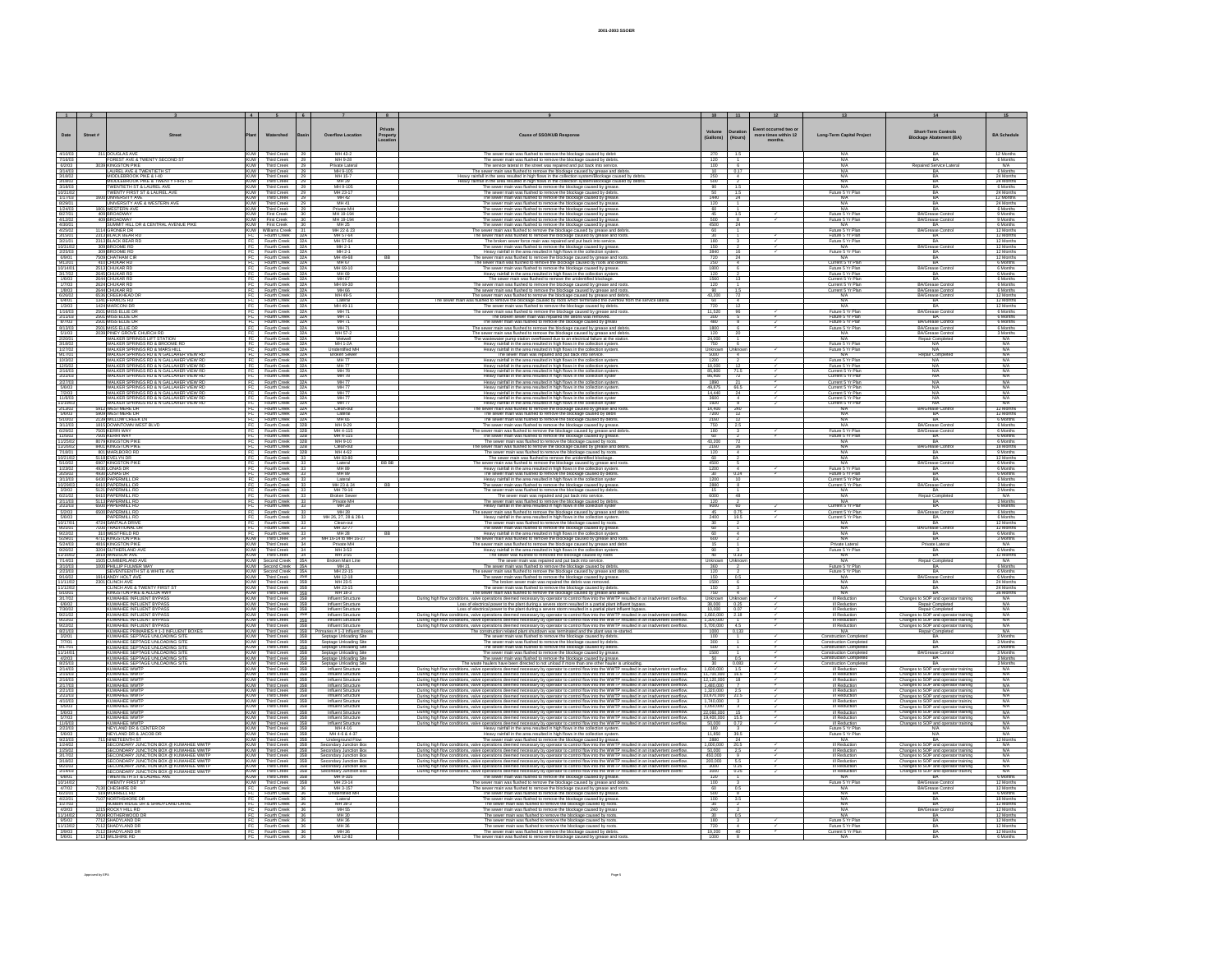| Date | Street # | Street | Plant | Watershed | Basin | Overflow Location | Private Property Location | Cause of SSO/KUB Response | Volume (Gallons) | Duration (Hours) | Event occurred two or more times within 12 months. | Long-Term Capital Project | Short-Term Controls Blockage Abatement (BA) | BA Schedule |
|---|---|---|---|---|---|---|---|---|---|---|---|---|---|---|
| 4/10/03 | 311 | DOUGLAS AVE | KUW | Third Creek | 29 | MH 43-2 | | The sewer main was flushed to remove the blockage caused by debris. | 270 | 1.5 | | N/A | BA | 12 Months |
| 7/16/03 | | FOREST AVE & TWENTY SECOND ST | KUW | Third Creek | 29 | MH 9-28 | | The sewer main was flushed to remove the blockage caused by debris. | 120 | 1 | | N/A | BA | 6 Months |
| 6/3/03 | 3039 | KINGSTON PIKE | KUW | Third Creek | 29 | Private Lateral | | The service lateral in the street was repaired and put back into service. | 100 | 6 | | N/A | Repaired Service Lateral | N/A |
| 3/14/03 | | LAUREL AVE & TWENTIETH ST | KUW | Third Creek | 29 | MH 9-105 | | The sewer main was flushed to remove the blockage caused by grease and debris. | 10 | 0.17 | | N/A | BA | 6 Months |
| 3/18/02 | | MIDDLEBROOK PIKE & I-40 | KUW | Third Creek | 29 | MH 15-7 | | Heavy rainfall in the area resulted in high flows in the collection system/blockage caused by debris. | 250 | 4 | | N/A | BA | 24 Months |
| 3/18/02 | | MIDDLEBROOK PIKE & TWENTY FIRST ST | KUW | Third Creek | 29 | MH 26 | | Heavy rainfall in the area resulted in high flows in the collection system/blockage caused by debris. | 160 | 2 | | N/A | BA | 24 Months |
| 3/18/03 | | TWENTIETH ST & LAUREL AVE | KUW | Third Creek | 29 | MH 9-105 | | The sewer main was flushed to remove the blockage caused by grease. | 90 | 1.5 | | N/A | BA | 6 Months |
| 10/31/02 | | TWENTY FIRST ST & LAUREL AVE | KUW | Third Creek | 29 | MH 23-17 | | The sewer main was flushed to remove the blockage caused by debris. | 90 | 1.5 | | Future 5 Yr Plan | BA | 24 Months |
| 1/17/03 | 1608 | UNIVERSITY AVE | KUW | Third Creek | 29 | MH 42 | | The sewer main was flushed to remove the blockage caused by grease. | 1440 | 24 | | N/A | BA | 12 Months |
| 6/28/01 | | UNIVERSITY AVE & WESTERN AVE | KUW | Third Creek | 29 | MH 41 | | The sewer main was flushed to remove the blockage caused by grease. | 120 | 1 | | N/A | BA | 24 Months |
| 1/24/03 | 1801 | WESTERN AVE | KUW | Third Creek | 29 | Private MH | | The sewer main was flushed to remove the blockage caused by grease. | 60 | 1 | | N/A | BA | 6 Months |
| 8/27/01 | 409 | BROADWAY | KUW | First Creek | 30 | MH 19-194 | | The sewer main was flushed to remove the blockage caused by grease. | 45 | 1.5 | ✓ | Future 5 Yr Plan | BA/Grease Control | 9 Months |
| 4/12/02 | 409 | BROADWAY | KUW | First Creek | 30 | MH 19-194 | | The sewer main was flushed to remove the blockage caused by grease. | 500 | 8 | ✓ | Future 5 Yr Plan | BA/Grease Control | 9 Months |
| 4/30/01 | | SUMMIT HILL DR & CENTRAL AVENUE PIKE | KUW | First Creek | 30 | MH 26 | | The sewer main was flushed to remove the blockage caused by grease. | 4500 | 24 | | N/A | BA | 6 Months |
| 4/25/02 | 1113 | WOODLAND AVE | KUW | Williams Creek | 31 | MH 22 & 23 | | The sewer main was flushed to remove the blockage caused by grease and debris. | 60 | 1 | | Future 5 Yr Plan | BA | 12 Months |
| 4/11/02 | 2311 | BLACK BEAR RD | FC | Fourth Creek | 32A | MH 57-64 | | The sewer main was flushed to remove the blockage caused by grease and roots. | 90 | 3 | ✓ | Future 5 Yr Plan | BA | 12 Months |
| 9/21/02 | 2311 | BLACK BEAR RD | FC | Fourth Creek | 32A | MH 57-64 | | The broken sewer trunk main was repaired and put back into service. | 11000 | 1.07 | ✓ | Future 5 Yr Plan | BA | 12 Months |
| 10/31/03 | 309 | BROOME RD | FC | Fourth Creek | 32A | MH 2-1 | | The sewer main was flushed to remove the blockage caused by grease. | 150 | 2 | ✓ | N/A | BA/Grease Control | 12 Months |
| 2/25/03 | 309 | BROOME RD | FC | Fourth Creek | 32A | MH 2-1 | | Heavy rainfall in the area resulted in high flows in the collection system. | 3840 | 16 | ✓ | Future 5 Yr Plan | BA | 12 Months |
| 6/9/01 | 7509 | CHATHAM CIR | FC | Fourth Creek | 32A | MH 49-68 | BB | The sewer main was flushed to remove the blockage caused by grease and roots. | 720 | 24 | | N/A | BA | 12 Months |
| 9/12/01 | 410 | CHUKAR RD | FC | Fourth Creek | 32A | MH 67 | | The sewer main was flushed to remove the blockage caused by roots and debris. | 210 | 4 | | Current 5 Yr Plan | BA | 6 Months |
| 10/14/01 | 2613 | CHUKAR RD | FC | Fourth Creek | 32A | MH 69-10 | | The sewer main was flushed to remove the blockage caused by grease. | 1800 | 6 | | Future 5 Yr Plan | BA/Grease Control | 6 Months |
| 3/17/03 | 2646 | CHUKAR RD | FC | Fourth Creek | 32A | MH 68 | | Heavy rainfall in the area resulted in high flows in the collection system. | 120 | 2 | | Future 5 Yr Plan | BA | 6 Months |
| 1/6/03 | 2644 | CHUKAR RD | FC | Fourth Creek | 32A | MH 67 | | The sewer main was flushed to remove the unidentified blockage. | 1560 | 13 | | Current 5 Yr Plan | BA | 6 Months |
| 1/7/03 | 2610 | CHUKAR RD | FC | Fourth Creek | 32A | MH 69-30 | | The sewer main was flushed to remove the blockage caused by grease and roots. | 120 | 1 | | Current 5 Yr Plan | BA/Grease Control | 6 Months |
| 1/9/03 | 2644 | CHUKAR RD | FC | Fourth Creek | 32A | MH 66 | | The sewer main was flushed to remove the blockage caused by grease and roots. | 90 | 1.5 | | Current 5 Yr Plan | BA/Grease Control | 6 Months |
| 6/28/02 | 8538 | CREEKHEAD DR | FC | Fourth Creek | 32A | MH 49-5 | | The sewer main was flushed to remove the blockage caused by grease and debris. | 43,200 | 72 | | N/A | BA/Grease Control | 12 Months |
| 6/4/01 | 1340 | FRANCIS RD | FC | Fourth Creek | 32A | Lateral | | The sewer main was flushed to remove the blockage caused by roots which terminated the overflow from the service lateral. | 60 | 4 | | N/A | BA | 12 Months |
| 1/18/03 | 1424 | MARCONI DR | FC | Fourth Creek | 32A | MH 49-11 | | The sewer main was flushed to remove the blockage caused by debris. | 720 | 12 | | N/A | BA | 12 Months |
| 1/16/03 | 2501 | MISS ELLIE DR | FC | Fourth Creek | 32A | MH 71 | | The sewer main was flushed to remove the blockage caused by grease and roots. | 11,520 | 96 | ✓ | Future 5 Yr Plan | BA/Grease Control | 6 Months |
| 2/12/03 | 2501 | MISS ELLIE DR | FC | Fourth Creek | 32A | MH 71 | | The broken sewer main was repaired the debris was removed. | 200 | 5 | ✓ | Future 5 Yr Plan | BA | 6 Months |
| 4/7/03 | 2501 | MISS ELLIE DR | FC | Fourth Creek | 32A | MH 71 | | The sewer main was flushed to remove the blockage caused by grease. | 60 | 1 | ✓ | Future 5 Yr Plan | BA/Grease Control | 6 Months |
| 8/13/03 | 2501 | MISS ELLIE DR | FC | Fourth Creek | 32A | MH 71 | | The sewer main was flushed to remove the blockage caused by grease and roots. | 1800 | 6 | ✓ | Future 5 Yr Plan | BA/Grease Control | 6 Months |
| 5/1/03 | 2039 | PINEY GROVE CHURCH RD | FC | Fourth Creek | 32A | MH 57-2 | | The sewer main was flushed to remove the blockage caused by grease and debris. | 120 | 20 | | N/A | BA/Grease Control | 3 Months |
| 2/20/03 | | WALKER SPRINGS LIFT STATION | FC | Fourth Creek | 32A | Wetwell | | The wastewater pump station overflowed due to an electrical failure at the station. | 24,000 | 1 | | N/A | Repair Completed | N/A |
| 3/18/02 | | WALKER SPRINGS RD & BROOME RD | FC | Fourth Creek | 32A | MH 1-2A | | Heavy rainfall in the area resulted in high flows in the collection system. | 750 | 6 | | Future 5 Yr Plan | N/A | N/A |
| 1/27/03 | | WALKER SPRINGS RD & MARS HILL | FC | Fourth Creek | 32A | Unidentified MH | | Heavy rainfall in the area resulted in high flows in the collection system. | Unknown | Unknown | ✓ | Future 5 Yr Plan | N/A | N/A |
| 9/17/01 | | WALKER SPRINGS RD & N GALLAHER VIEW RD | FC | Fourth Creek | 32A | Broken Sewer | | The sewer main was repaired and put back into service. | 3600 | 4 | | N/A | Repair Completed | N/A |
| 10/3/02 | | WALKER SPRINGS RD & N GALLAHER VIEW RD | FC | Fourth Creek | 32A | MH 77 | | Heavy rainfall in the area resulted in high flows in the collection system. | 120 | 1 | ✓ | Future 5 Yr Plan | N/A | N/A |
| 12/9/02 | | WALKER SPRINGS RD & N GALLAHER VIEW RD | FC | Fourth Creek | 32A | MH 77 | | Heavy rainfall in the area resulted in high flows in the collection system. | 18,000 | 12 | ✓ | Future 5 Yr Plan | N/A | N/A |
| 2/16/03 | | WALKER SPRINGS RD & N GALLAHER VIEW RD | FC | Fourth Creek | 32A | MH 78 | | Heavy rainfall in the area resulted in high flows in the collection system. | 85,800 | 71.5 | ✓ | Current 5 Yr Plan | N/A | N/A |
| 2/22/03 | | WALKER SPRINGS RD & N GALLAHER VIEW RD | FC | Fourth Creek | 32A | MH 78 | | Heavy rainfall in the area resulted in high flows in the collection system. | 86,400 | 72 | ✓ | Current 5 Yr Plan | N/A | N/A |
| 2/27/03 | | WALKER SPRINGS RD & N GALLAHER VIEW RD | FC | Fourth Creek | 32A | MH 77 | | Heavy rainfall in the area resulted in high flows in the collection system. | 1890 | 21 | ✓ | Current 5 Yr Plan | N/A | N/A |
| 3/6/03 | | WALKER SPRINGS RD & N GALLAHER VIEW RD | FC | Fourth Creek | 32A | MH 77 | | Heavy rainfall in the area resulted in high flows in the collection system. | 86,275 | 94.5 | ✓ | Current 5 Yr Plan | N/A | N/A |
| 7/3/03 | | WALKER SPRINGS RD & N GALLAHER VIEW RD | FC | Fourth Creek | 32A | MH 77 | | Heavy rainfall in the area resulted in high flows in the collection system. | 14,440 | 24 | ✓ | Current 5 Yr Plan | N/A | N/A |
| 11/6/03 | | WALKER SPRINGS RD & N GALLAHER VIEW RD | FC | Fourth Creek | 32A | MH 77 | | Heavy rainfall in the area resulted in high flows in the collection system. | 3600 | 4 | ✓ | Current 5 Yr Plan | N/A | N/A |
| 11/19/03 | | WALKER SPRINGS RD & N GALLAHER VIEW RD | FC | Fourth Creek | 32A | MH 77 | | Heavy rainfall in the area resulted in high flows in the collection system. | 2420 | 8 | ✓ | Current 5 Yr Plan | N/A | N/A |
| 3/13/02 | 5912 | WESTMERE DR | FC | Fourth Creek | 32A | Clean-out | | The sewer main was flushed to remove the blockage caused by grease and roots. | 15,552 | 360 | | N/A | BA/Grease Control | 12 Months |
| 5/4/02 | 5405 | | FC | Fourth Creek | 32A | Lateral | | The sewer main was flushed to remove the blockage caused by debris. | 7500 | | | N/A | BA | 12 Months |
| 5/13/02 | 2129 | WILLOW CREEK DR | FC | Fourth Creek | 32A | MH 65 | | The sewer main was flushed to remove the blockage caused by roots. | 2160 | 12 | | N/A | BA | 6 Months |
| 3/13/03 | 1815 | DOWNTOWN WEST BLVD | FC | Fourth Creek | 32B | MH 9-29 | | The sewer main was flushed to remove the blockage caused by grease. | 750 | 2.5 | | N/A | BA/Grease Control | 6 Months |
| 6/29/02 | 7509 | KERRI WAY | FC | Fourth Creek | 32B | MH 4-115 | | The sewer main was flushed to remove the blockage caused by grease and debris. | 180 | 3 | ✓ | Future 5 Yr Plan | BA/Grease Control | 6 Months |
| 11/5/02 | 7509 | KERRI WAY | FC | Fourth Creek | 32B | MH 4-115 | | The sewer main was flushed to remove the blockage caused by grease. | 60 | 2 | ✓ | Future 5 Yr Plan | BA/Grease Control | 6 Months |
| 11/15/02 | 8079 | KINGSTON PIKE | FC | Fourth Creek | 32B | MH 9-10 | | The sewer main was flushed to remove the blockage caused by roots. | 43,200 | 72 | | N/A | BA | 6 Months |
| 12/16/02 | 8402 | KINGSTON PIKE | FC | Fourth Creek | 32B | Clean-out | | The sewer main was flushed to remove the blockage caused by grease and debris. | 2160 | 36 | | N/A | BA/Grease Control | 18 Months |
| 7/18/01 | 801 | MARLBORO RD | FC | Fourth Creek | 32B | MH 4-62 | | The sewer main was flushed to remove the blockage caused by roots. | 120 | 4 | | N/A | BA | 9 Months |
| 10/21/02 | 9110 | EVELYN DR | FC | Fourth Creek | 33 | MH 83-80 | | The sewer main was flushed to remove the unidentified blockage. | 60 | 2 | | N/A | BA | 12 Months |
| 5/10/02 | 6907 | KINGSTON PIKE | FC | Fourth Creek | 33 | Lateral | BB BB | The sewer main was flushed to remove the blockage caused by grease and roots. | 4500 | 5 | | N/A | BA/Grease Control | 12 Months |
| 1/23/03 | 4930 | JONAS DR | FC | Fourth Creek | 33 | MH 89 | | Heavy rainfall in the area resulted in high flows in the collection system. | 1200 | 4 | ✓ | Future 5 Yr Plan | BA | 6 Months |
| 3/25/03 | 4930 | JONAS DR | FC | Fourth Creek | 33 | MH 89 | | The sewer main was flushed to remove the blockage caused by debris. | 10 | 0.24 | ✓ | Future 5 Yr Plan | BA | 6 Months |
| 3/13/03 | 6430 | PAPERMILL DR | FC | Fourth Creek | 33 | Lateral | | Heavy rainfall in the area resulted in high flows in the collection system. | 1200 | 10 | | Current 5 Yr Plan | BA | 6 Months |
| 10/29/03 | 6430 | PAPERMILL DR | FC | Fourth Creek | 33 | MH 23 & 24 | BB | The sewer main was flushed to remove the blockage caused by grease and roots. | 2880 | 8 | | Current 5 Yr Plan | BA/Grease Control | 3 Months |
| 3/3/02 | 5131 | PAPERMILL RD | FC | Fourth Creek | 33 | MH 76-16 | | The sewer main was flushed to remove the blockage caused by debris. | 15 | 1 | | N/A | BA | 3 Months |
| 6/21/02 | 6410 | PAPERMILL RD | FC | Fourth Creek | 33 | Broken Sewer | | The sewer main was repaired and put back into service. | 6000 | 48 | | N/A | Repair Completed | N/A |
| 2/11/03 | 5113 | PAPERMILL RD | FC | Fourth Creek | 33 | Private MH | | The sewer main was flushed to remove the blockage caused by debris. | 120 | 2 | | N/A | BA | 3 Months |
| 2/16/03 | 6440 | PAPERMILL RD | FC | Fourth Creek | 33 | High flows | | Heavy rainfall in the area resulted in high flows in the collection system. | 1440 | 2.4 | ✓ | Current 5 Yr Plan | BA | 6 Months |
| 5/2/03 | 6500 | PAPERMILL RD | FC | Fourth Creek | 33 | MH 28 | | The sewer main was flushed to remove the blockage caused by grease and debris. | 45 | 0.75 | ✓ | Current 5 Yr Plan | BA/Grease Control | 6 Months |
| 5/6/03 | | PAPERMILL RD | FC | Fourth Creek | 33 | MH 26, 27, 28 & 28-1 | | Heavy rainfall in the area resulted in high flows in the collection system. | 2400 | 19.5 | ✓ | Current 5 Yr Plan | BA | 6 Months |
| 10/17/01 | 4724 | SANTALA DRIVE | FC | Fourth Creek | 33 | Clean-out | | The sewer main was flushed to remove the blockage caused by roots. | 30 | 2 | | N/A | BA | 12 Months |
| 4/17/01 | 7530 | TRADITIONAL DR | FC | Fourth Creek | 33 | MH 32-77 | | The sewer main was flushed to remove the blockage caused by grease. | 50 | 1 | | N/A | BA/Grease Control | 12 Months |
| 9/22/03 | 310 | WESTFIELD DR | FC | Fourth Creek | 33 | MH 28 | BB | Heavy rainfall in the area resulted in high flows in the collection system. | 60 | 4 | | N/A | BA | 6 Months |
| 10/29/01 | 4713 | KINGSTON PIKE | KUW | Third Creek | 34 | MH 10-14 to MH 10-27 | | The sewer main was flushed to remove the blockage caused by grease and roots. | 600 | 2 | | N/A | BA | 3 Months |
| 5/24/03 | 4816 | KINGSTON PIKE | KUW | Third Creek | 34 | Private MH | | The sewer main was flushed to remove the blockage caused by grease and debri | 15 | 1 | | Private Lateral | Private Lateral | N/A |
| 9/26/02 | 3206 | SUTHERLAND AVE | KUW | Third Creek | 34 | MH 3-63 | | Heavy rainfall in the area resulted in high flows in the collection system. | 90 | 3 | | Future 5 Yr Plan | BA | 6 Months |
| 12/16/02 | 3418 | WINDSOR AVE | KUW | Third Creek | 34 | MH 3-55 | | The sewer main was flushed to remove the blockage caused by roots. | 5 | 0.33 | | N/A | BA | 12 Months |
| 7/14/03 | 1500 | CUMBERLAND AVE | KUW | Second Creek | 35A | Broken Main Line | | The sewer main was repaired and put back into service. | Unknown | Unknown | | N/A | Repair Completed | N/A |
| 3/15/03 | 1009 | PHILLIP FULMER WAY | KUW | Second Creek | 35A | MH 31 | | The sewer main was flushed to remove the blockage caused by grease. | 360 | 2 | | Future 5 Yr Plan | BA | 6 Months |
| 2/23/03 | | SEVENTEENTH ST & WHITE AVE | KUW | Second Creek | 35A | MH 22-15 | | The sewer main was flushed to remove the blockage caused by grease and debris. | 120 | 2 | | Future 5 Yr Plan | BA | 6 Months |
| 9/16/03 | 2914 | ANDY HOLT AVE | KUW | Third Creek | 35B | MH 12-18 | | The sewer main was flushed to remove the blockage caused by grease. | 150 | 0.5 | | N/A | BA/Grease Control | 6 Months |
| 11/21/03 | 2301 | CLINCH AVE | KUW | Third Creek | 35B | MH 23-5 | | The broken sewer main was repaired the debris was removed. | 1500 | 6 | | N/A | BA | 24 Months |
| 11/12/02 | | CLINCH AVE & TWENTY FIRST ST | KUW | Third Creek | 35B | MH 23-15 | | The sewer main was flushed to remove the blockage caused by debris. | 150 | 3 | | N/A | BA | 24 Months |
| 6/12/03 | | KINGSTON PIKE & ALCOA HWY | KUW | Third Creek | 35B | MH 18-2 | | The sewer main was flushed to remove the blockage caused by grease and debris. | 150 | 6 | | N/A | BA | 18 Months |
| 2/17/02 | | KUWAHEE INFLUENT BYPASS | KUW | Third Creek | 35B | Influent Structure | | During high flow conditions, valve operations deemed necessary by operator to control flow into the WWTP resulted in an inadvertent overflow. | Unknown | Unknown | ✓ | I/I Reduction | Changes to SOP and operator training | N/A |
| 6/6/02 | | KUWAHEE INFLUENT BYPASS | KUW | Third Creek | 35B | Influent Structure | | Loss of electrical power to the plant during a severe storm resulted in a partial plant influent bypass. | 38,000 | 0.25 | ✓ | N/A | Repair Completed | N/A |
| 7/30/02 | | KUWAHEE INFLUENT BYPASS | KUW | Third Creek | 35B | Influent Structure | | Loss of electrical power to the plant during a severe storm resulted in a partial plant influent bypass. | 400,000 | 0.4 | ✓ | N/A | Repair Completed | N/A |
| 9/21/02 | | KUWAHEE INFLUENT BYPASS | KUW | Third Creek | 35B | Influent Structure | | During high flow conditions, valve operations deemed necessary by operator to control flow into the WWTP resulted in an inadvertent overflow. | 1,660,000 | 2.18 | ✓ | I/I Reduction | Changes to SOP and operator training | N/A |
| 9/22/02 | | KUWAHEE INFLUENT BYPASS | KUW | Third Creek | 35B | Influent Structure | | During high flow conditions, valve operations deemed necessary by operator to control flow into the WWTP resulted in an inadvertent overflow. | 1,340,000 | 2 | ✓ | I/I Reduction | Changes to SOP and operator training | N/A |
| 9/22/02 | | KUWAHEE INFLUENT BYPASS | KUW | Third Creek | 35B | Influent Structure | | During high flow conditions, valve operations deemed necessary by operator to control flow into the WWTP resulted in an inadvertent overflow. | 5,760,000 | 4.5 | ✓ | I/I Reduction | Changes to SOP and operator training | N/A |
| 8/21/03 | | KUWAHEE PRIMARIES # 1-3 INFLUENT BOXES | KUW | Third Creek | 35B | Primaries # 1-3 Influent Boxes | | The construction related plant shutdown was terminated and the plant was re-started. | 8000 | 0.133 | | N/A | Repair Completed | N/A |
| 3/3/01 | | KUWAHEE SEPTAGE UNLOADING SITE | KUW | Third Creek | 35B | Septage Unloading Site | | The sewer main was flushed to remove the blockage caused by debris. | 100 | 1 | ✓ | Construction Completed | BA | 3 Months |
| 7/7/01 | | KUWAHEE SEPTAGE UNLOADING SITE | KUW | Third Creek | 35B | Septage Unloading Site | | The sewer main was flushed to remove the blockage caused by debris. | 300 | 1 | ✓ | Construction Completed | BA | 3 Months |
| 8/17/01 | | KUWAHEE SEPTAGE UNLOADING SITE | KUW | Third Creek | 35B | Septage Unloading Site | | The sewer main was flushed to remove the blockage caused by grease. | 500 | 1 | ✓ | Construction Completed | BA | 3 Months |
| 11/14/01 | | KUWAHEE SEPTAGE UNLOADING SITE | KUW | Third Creek | 35B | Septage Unloading Site | | The sewer main was flushed to remove the blockage caused by grease. | 1500 | 1 | ✓ | Construction Completed | BA/Grease Control | 3 Months |
| 4/3/03 | | KUWAHEE SEPTAGE UNLOADING SITE | KUW | Third Creek | 35B | Septage Unloading Site | | The sewer main was flushed to remove the blockage caused by grease. | 50 | 0.5 | ✓ | Construction Completed | BA | 3 Months |
| 9/28/03 | | KUWAHEE SEPTAGE UNLOADING SITE | KUW | Third Creek | 35B | Septage Unloading Site | | The waste haulers have been directed to not unload if more than one other hauler is unloading. | 30 | 0.083 | ✓ | Construction Completed | BA | 3 Months |
| 2/14/03 | | KUWAHEE WWTP | KUW | Third Creek | 35B | Influent Structure | | During high flow conditions, valve operations deemed necessary by operator to control flow into the WWTP resulted in an inadvertent overflow. | 1,600,000 | 1.5 | ✓ | I/I Reduction | Changes to SOP and operator training | N/A |
| 2/15/03 | | KUWAHEE WWTP | KUW | Third Creek | 35B | Influent Structure | | During high flow conditions, valve operations deemed necessary by operator to control flow into the WWTP resulted in an inadvertent overflow. | 11,700,000 | 16.5 | ✓ | I/I Reduction | Changes to SOP and operator training | N/A |
| 2/16/03 | | KUWAHEE WWTP | KUW | Third Creek | 35B | Influent Structure | | During high flow conditions, valve operations deemed necessary by operator to control flow into the WWTP resulted in an inadvertent overflow. | 12,120,000 | 18 | ✓ | I/I Reduction | Changes to SOP and operator training | N/A |
| 2/17/03 | | KUWAHEE WWTP | KUW | Third Creek | 35B | Influent Structure | | During high flow conditions, valve operations deemed necessary by operator to control flow into the WWTP resulted in an inadvertent overflow. | 1,460,000 | 7 | ✓ | I/I Reduction | Changes to SOP and operator training | N/A |
| 2/21/03 | | KUWAHEE WWTP | KUW | Third Creek | 35B | Influent Structure | | During high flow conditions, valve operations deemed necessary by operator to control flow into the WWTP resulted in an inadvertent overflow. | 1,200,000 | 2.5 | ✓ | I/I Reduction | Changes to SOP and operator training | N/A |
| 2/22/03 | | KUWAHEE WWTP | KUW | Third Creek | 35B | Influent Structure | | During high flow conditions, valve operations deemed necessary by operator to control flow into the WWTP resulted in an inadvertent overflow. | 14,470,000 | 22.5 | ✓ | I/I Reduction | Changes to SOP and operator training | N/A |
| 4/19/03 | | KUWAHEE WWTP | KUW | Third Creek | 35B | Influent Structure | | During high flow conditions, valve operations deemed necessary by operator to control flow into the WWTP resulted in an inadvertent overflow. | 1,787,000 | 3.5 | ✓ | I/I Reduction | Changes to SOP and operator training | N/A |
| 5/5/03 | | KUWAHEE WWTP | KUW | Third Creek | 35B | Influent Structure | | During high flow conditions, valve operations deemed necessary by operator to control flow into the WWTP resulted in an inadvertent overflow. | 1,560,000 | 3 | ✓ | I/I Reduction | Changes to SOP and operator training | N/A |
| 5/6/03 | | KUWAHEE WWTP | KUW | Third Creek | 35B | Influent Structure | | During high flow conditions, valve operations deemed necessary by operator to control flow into the WWTP resulted in an inadvertent overflow. | 22,080,000 | 15 | ✓ | I/I Reduction | Changes to SOP and operator training | N/A |
| 5/7/03 | | KUWAHEE WWTP | KUW | Third Creek | 35B | Influent Structure | | During high flow conditions, valve operations deemed necessary by operator to control flow into the WWTP resulted in an inadvertent overflow. | 19,400,000 | 15.5 | ✓ | I/I Reduction | Changes to SOP and operator training | N/A |
| 11/6/03 | | KUWAHEE WWTP | KUW | Third Creek | 35B | Influent Structure | | During high flow conditions, valve operations deemed necessary by operator to control flow into the WWTP resulted in an inadvertent overflow. | 50,000 | 0.72 | ✓ | I/I Reduction | Changes to SOP and operator training | N/A |
| 2/23/03 | | NEYLAND DR & CENTER DR | KUW | Third Creek | 35B | MH 4-16 | | Heavy rainfall in the area resulted in high flows in the collection system. | 180 | 3 | | Future 5 Yr Plan | N/A | N/A |
| 5/6/03 | | NEYLAND DR & JACOB DR | KUW | Third Creek | 35B | MH 4-6 & 4-37 | | Heavy rainfall in the area resulted in high flows in the collection system. | 11,850 | 39.5 | | Future 5 Yr Plan | N/A | N/A |
| 9/23/03 | 711 | NINETEENTH ST | KUW | Third Creek | 35B | Underground Flow | | The sewer main was flushed to remove the blockage caused by grease. | 2880 | 24 | | N/A | BA | 12 Months |
| 1/14/03 | | SECONDARY JUNCTION BOX @ KUWAHEE WWTP | KUW | Third Creek | 35B | Secondary Junction Box | | During high flow conditions, valve operations deemed necessary by operator to control flow into the WWTP resulted in an inadvertent overflow. | 1,000,000 | 20.5 | ✓ | I/I Reduction | Changes to SOP and operator training | N/A |
| 1/25/02 | | SECONDARY JUNCTION BOX @ KUWAHEE WWTP | KUW | Third Creek | 35B | Secondary Junction Box | | During high flow conditions, valve operations deemed necessary by operator to control flow into the WWTP resulted in an inadvertent overflow. | 60,000 | 2.5 | ✓ | I/I Reduction | Changes to SOP and operator training | N/A |
| 3/17/02 | | SECONDARY JUNCTION BOX @ KUWAHEE WWTP | KUW | Third Creek | 35B | Secondary Junction Box | | During high flow conditions, valve operations deemed necessary by operator to control flow into the WWTP resulted in an inadvertent overflow. | 450,000 | 9 | ✓ | I/I Reduction | Changes to SOP and operator training | N/A |
| 3/18/02 | | SECONDARY JUNCTION BOX @ KUWAHEE WWTP | KUW | Third Creek | 35B | Secondary Junction Box | | During high flow conditions, valve operations deemed necessary by operator to control flow into the WWTP resulted in an inadvertent overflow. | 200,000 | 5.5 | ✓ | I/I Reduction | Changes to SOP and operator training | N/A |
| 9/21/02 | | SECONDARY JUNCTION BOX @ KUWAHEE WWTP | KUW | Third Creek | 35B | Secondary Junction Box | | During high flow conditions, valve operations deemed necessary by operator to control flow into the WWTP resulted in an inadvertent overflow. | 3000 | 0.25 | ✓ | I/I Reduction | Changes to SOP and operator training | N/A |
| 3/14/03 | | SECONDARY JUNCTION BOX @ KUWAHEE WWTP | KUW | Third Creek | 35B | Secondary Junction Box | | During high flow conditions, valve operations deemed necessary by operator to control flow into the WWTP resulted in an inadvertent overflow. | 3000 | 0.25 | ✓ | I/I Reduction | Changes to SOP and operator training | N/A |
| 6/4/01 | | TWENTY FIRST ST & LAUREL AVE | KUW | Third Creek | 35B | MH 9-105 | | The sewer main was flushed to remove the blockage caused by grease. | 100 | 1 | | N/A | BA | 6 Months |
| 10/14/02 | | TWENTY FIRST ST | KUW | Third Creek | 35B | MH 23-14 | | The sewer main was flushed to remove the blockage caused by debris. | 100 | 1 | | Future 5 Yr Plan | BA/Grease Control | 12 Months |
| 4/7/03 | 7130 | CHESHIRE DR | FC | Fourth Creek | 36 | MH 28-12 | | The sewer main was flushed to remove the blockage caused by grease and roots. | 60 | 0.5 | | Future 5 Yr Plan | BA/Grease Control | 12 Months |
| 6/17/03 | 538 | MCNELL RD | FC | Fourth Creek | 36 | Unidentified MH | | The sewer main was flushed to remove the unidentified blockage. | 500 | 8 | | N/A | BA | 12 Months |
| 4/22/01 | 7107 | NORTHSHORE DR | FC | Fourth Creek | 36 | Lateral | | The sewer main was flushed to remove the blockage caused by grease and roots. | 100 | 3.5 | | N/A | BA | 18 Months |
| 1/27/02 | | NORTHSHORE DR & SHADYLAND DRIVE | FC | Fourth Creek | 36 | MH 28-3 | | The sewer main was flushed to remove the blockage caused by grease. | 30 | 2 | | N/A | BA | 12 Months |
| 4/3/03 | 1215 | ROCKY HILL RD | FC | Fourth Creek | 36 | MH 55 | | The sewer main was flushed to remove the blockage caused by grease. | 240 | 2 | | N/A | BA/Grease Control | 12 Months |
| 11/14/02 | 7008 | ROTHERWOOD DR | FC | Fourth Creek | 36 | MH 50 | | The sewer main was flushed to remove the blockage caused by grease. | 30 | 0.5 | | N/A | BA | 12 Months |
| 8/28/02 | 7712 | SHADYLAND DR | FC | Fourth Creek | 36 | MH 36 | | The sewer main was flushed to remove the blockage caused by roots. | 180 | 3 | ✓ | Future 5 Yr Plan | BA | 12 Months |
| 11/13/02 | 7112 | SHADYLAND DR | FC | Fourth Creek | 36 | MH 36 | | The sewer main was flushed to remove the blockage caused by grease and roots. | 720 | 4 | ✓ | Future 5 Yr Plan | BA | 12 Months |
| 3/9/03 | 7112 | SHADYLAND DR | FC | Fourth Creek | 36 | MH 36 | | Heavy rainfall in the area resulted in high flows in the collection system. | 19,200 | 40 | ✓ | Current 5 Yr Plan | BA | 12 Months |
| 5/6/01 | 1712 | WILSHIRE RD | FC | Fourth Creek | 36 | MH 12-40 | | The sewer main was flushed to remove the blockage caused by grease and roots. | 1000 | 8 | | N/A | BA | 6 Months |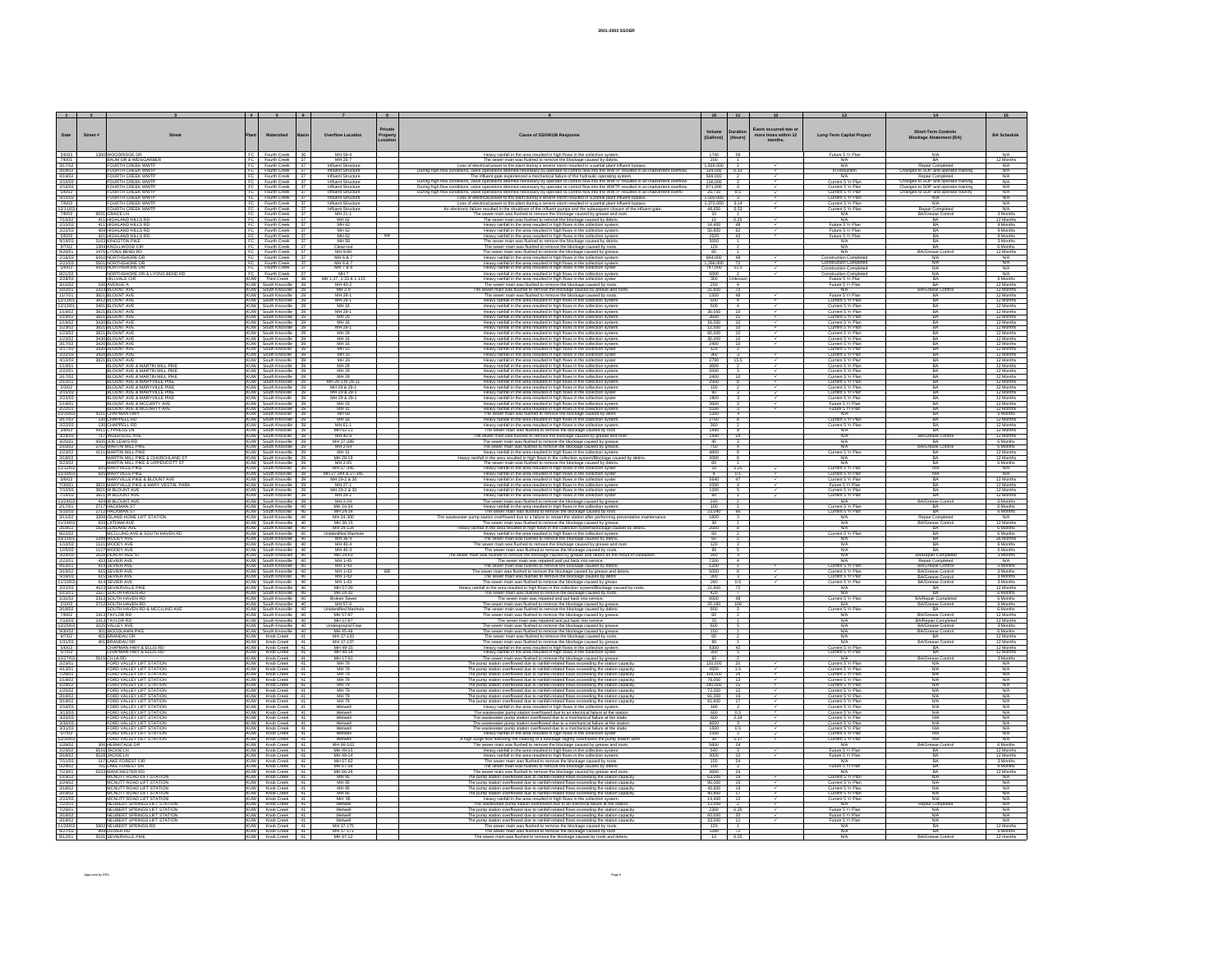| 1 | 2 | 3 | 4 | 5 | 6 | 7 | 8 | 9 | 10 | 11 | 12 | 13 | 14 | 15 |
|---|---|---|---|---|---|---|---|---|---|---|---|---|---|---|
| **Date** | **Street #** | **Street** | **Plant** | **Watershed** | **Basin** | **Overflow Location** | **Private Property Location** | **Cause of SSO/KUB Response** | **Volume (Gallons)** | **Duration (Hours)** | **Event occurred two or more times within 12 months.** | **Long-Term Capital Project** | **Short-Term Controls Blockage Abatement (BA)** | **BA Schedule** |
| 5/6/03 | 1300 | WOODRIDGE DR | FC | Fourth Creek | 36 | MH 59-4 | | Heavy rainfall in the area resulted in high flows in the collection system. | 1740 | 58 | | Future 5 Yr Plan | N/A | N/A |
| 7/6/01 | | BAUM DR & WEISGARBER | FC | Fourth Creek | 37 | MH 25-7 | | The sewer main was flushed to remove the blockage caused by debris. | 200 | 1 | | N/A | BA | 12 Months |
| 3/17/03 | | FOURTH CREEK WWTP | FC | Fourth Creek | 37 | Influent Structure | | Loss of electrical power to the plant during a severe storm resulted in a partial plant influent bypass. | 1,916,000 | 2 | ✓ | N/A | Repair Completed | N/A |
| 3/18/03 | | FOURTH CREEK WWTP | FC | Fourth Creek | 37 | Influent Structure | | During high flow conditions, valve operations deemed necessary by operator to control flow into the WWTP resulted in an inadvertent overflow. | 124,000 | 0.33 | ✓ | In Execution | Changes to SOP and operator training | N/A |
| 4/19/02 | | FOURTH CREEK WWTP | FC | Fourth Creek | 37 | Influent Structure | | The influent gate experienced a mechanical failure of the hydraulic operating system. | 569,000 | 2 | ✓ | N/A | Repair Completed | N/A |
| 2/15/03 | | FOURTH CREEK WWTP | FC | Fourth Creek | 37 | Influent Structure | | During high flow conditions, valve operations deemed necessary by operator to control flow into the WWTP resulted in an inadvertent overflow. | 136,000 | 2 | ✓ | Current 5 Yr Plan | Changes to SOP and operator training | N/A |
| 2/16/03 | | FOURTH CREEK WWTP | FC | Fourth Creek | 37 | Influent Structure | | During high flow conditions, valve operations deemed necessary by operator to control flow into the WWTP resulted in an inadvertent overflow. | 871,000 | 6 | ✓ | Current 5 Yr Plan | Changes to SOP and operator training | N/A |
| 5/6/03 | | FOURTH CREEK WWTP | FC | Fourth Creek | 37 | Influent Structure | | During high flow conditions, valve operations deemed necessary by operator to control flow into the WWTP resulted in an inadvertent overflow. | 26,737 | 0.5 | ✓ | Current 5 Yr Plan | Changes to SOP and operator training | N/A |
| 5/21/03 | | FOURTH CREEK WWTP | FC | Fourth Creek | 37 | Influent Structure | | Loss of electrical power to the plant during a severe storm resulted in a partial plant influent bypass. | 1,500,000 | 3 | ✓ | Current 5 Yr Plan | N/A | N/A |
| 7/9/03 | | FOURTH CREEK WWTP | FC | Fourth Creek | 37 | Influent Structure | | Loss of electrical power to the plant during a severe storm resulted in a partial plant influent bypass. | 1,375,000 | 3.14 | ✓ | Current 5 Yr Plan | N/A | N/A |
| 12/11/03 | | FOURTH CREEK WWTP | FC | Fourth Creek | 37 | Influent Structure | | An electronic failure resulted in the shutdown of the influent pumps and the subsequent closure of the influent gate. | 48,650 | 0.33 | ✓ | Current 5 Yr Plan | Repair Completed | N/A |
| 7/9/03 | 6031 | GRACE LN | FC | Fourth Creek | 37 | MH 15-1 | | The sewer main was flushed to remove the blockage caused by grease and roots. | 15 | 1 | | N/A | BA/Grease Control | 3 Months |
| 7/15/03 | 411 | HIGHLAND HILLS RD | FC | Fourth Creek | 37 | MH 62 | | The sewer main was flushed to remove the blockage caused by debris. | 10 | 0.25 | ✓ | N/A | BA | 12 Months |
| 2/15/03 | 411 | HIGHLAND HILLS RD | FC | Fourth Creek | 37 | MH 62 | | Heavy rainfall in the area resulted in high flows in the collection system. | 14,400 | 48 | ✓ | Future 5 Yr Plan | BA | 9 Months |
| 2/22/03 | 409 | HIGHLAND HILLS RD | FC | Fourth Creek | 37 | MH 62 | | Heavy rainfall in the area resulted in high flows in the collection system. | 55,800 | 62 | ✓ | Future 5 Yr Plan | BA | 9 Months |
| 5/5/03 | 421 | HIGHLAND HILLS RD | FC | Fourth Creek | 37 | MH 62 | BB | Heavy rainfall in the area resulted in high flows in the collection system. | 2520 | 42 | | Future 5 Yr Plan | BA | 9 Months |
| 9/18/03 | 5101 | KINGSTON PIKE | FC | Fourth Creek | 37 | MH 58 | | The sewer main was flushed to remove the blockage caused by debris. | 1500 | 1 | | N/A | BA | 6 Months |
| 9/7/02 | 1304 | KNOLLWOOD CIR | FC | Fourth Creek | 37 | Clean-out | | The sewer main was flushed to remove the blockage caused by roots. | 120 | 2 | | N/A | BA | 6 Months |
| 9/26/01 | 1476 | LYONS BEND RD | FC | Fourth Creek | 37 | MH 9-60 | | The sewer main was flushed to remove the blockage caused by grease. | 60 | 1 | | N/A | BA/Grease Control | 12 Months |
| 2/16/03 | 6410 | NORTHSHORE DR | FC | Fourth Creek | 37 | MH 6 & 7 | | Heavy rainfall in the area resulted in high flows in the collection system. | 864,000 | 48 | ✓ | Construction Completed | N/A | N/A |
| 2/22/03 | 5901 | NORTHSHORE DR | FC | Fourth Creek | 37 | MH 6 & 7 | | Heavy rainfall in the area resulted in high flows in the collection system. | 1,296,000 | 72 | ✓ | Construction Completed | N/A | N/A |
| 5/6/03 | 6410 | NORTHSHORE DR | FC | Fourth Creek | 37 | MH 7 & 8 | | Heavy rainfall in the area resulted in high flows in the collection system. | 747,000 | 55.5 | ✓ | Construction Completed | N/A | N/A |
| 9/21/02 | | NORTHSHORE DR & LYONS BEND RD | FC | Fourth Creek | 37 | MH-7 | | Heavy rainfall in the area resulted in high flows in the collection system. | 5000 | 2 | | Construction Completed | N/A | N/A |
| 2/28/03 | | HILLVALE CIR | KUW | Third Creek | 38 | MH 1-27, 1-33 & 1-115 | | Heavy rainfall in the area resulted in high flows in the collection system. | 300 | Unknown | | Future 5 Yr Plan | BA | 6 Months |
| 3/15/02 | 530 | AVENUE A | KUW | South Knoxville | 39 | MH 48-2 | | The sewer main was flushed to remove the blockage caused by roots. | 250 | 4 | | Future 5 Yr Plan | BA | 12 Months |
| 1/15/01 | 2323 | BLOUNT AVE | KUW | South Knoxville | 39 | MH 2-9 | | The sewer main was flushed to remove the blockage caused by grease and roots. | 21,600 | 72 | | N/A | BA/Grease Control | 12 Months |
| 11/7/01 | 3821 | BLOUNT AVE | KUW | South Knoxville | 39 | MH 28-1 | | The sewer main was flushed to remove the blockage caused by grease. | 1500 | 48 | ✓ | Future 5 Yr Plan | BA | 12 Months |
| 12/12/01 | 3812 | BLOUNT AVE | KUW | South Knoxville | 39 | MH 29-1 | | Heavy rainfall in the area resulted in high flows in the collection system. | 500 | 4 | ✓ | Current 5 Yr Plan | BA | 12 Months |
| 12/12/01 | 3401 | BLOUNT AVE | KUW | South Knoxville | 39 | MH 16 | | Heavy rainfall in the area resulted in high flows in the collection system. | 500 | 4 | ✓ | Current 5 Yr Plan | BA | 12 Months |
| 1/19/02 | 3821 | BLOUNT AVE | KUW | South Knoxville | 39 | MH 29-1 | | Heavy rainfall in the area resulted in high flows in the collection system. | 30,000 | 10 | ✓ | Current 5 Yr Plan | BA | 12 Months |
| 1/19/02 | 3821 | BLOUNT AVE | KUW | South Knoxville | 39 | MH 28 | | Heavy rainfall in the area resulted in high flows in the collection system. | 3600 | 10 | ✓ | Current 5 Yr Plan | BA | 12 Months |
| 1/19/02 | 3430 | BLOUNT AVE | KUW | South Knoxville | 39 | MH 16 | | Heavy rainfall in the area resulted in high flows in the collection system. | 18,000 | 10 | ✓ | Current 5 Yr Plan | BA | 12 Months |
| 1/23/02 | 3821 | BLOUNT AVE | KUW | South Knoxville | 39 | MH 29-1 | | Heavy rainfall in the area resulted in high flows in the collection system. | 12,000 | 10 | ✓ | Current 5 Yr Plan | BA | 12 Months |
| 1/23/02 | 3821 | BLOUNT AVE | KUW | South Knoxville | 39 | MH 29 | | Heavy rainfall in the area resulted in high flows in the collection system. | 3600 | 10 | ✓ | Current 5 Yr Plan | BA | 12 Months |
| 1/23/02 | 3430 | BLOUNT AVE | KUW | South Knoxville | 39 | MH 16 | | Heavy rainfall in the area resulted in high flows in the collection system. | 30,000 | 10 | ✓ | Current 5 Yr Plan | BA | 12 Months |
| 3/17/02 | 3430 | BLOUNT AVE | KUW | South Knoxville | 39 | MH 16 | | Heavy rainfall in the area resulted in high flows in the collection system. | 3400 | 10 | ✓ | Current 5 Yr Plan | BA | 12 Months |
| 3/17/03 | 3430 | BLOUNT AVE | KUW | South Knoxville | 39 | MH 15 | | Heavy rainfall in the area resulted in high flows in the collection system. | 120 | 2 | ✓ | Current 5 Yr Plan | BA | 12 Months |
| 2/22/03 | 3430 | BLOUNT AVE | KUW | South Knoxville | 39 | MH 16 | | Heavy rainfall in the area resulted in high flows in the collection system. | 360 | 3 | ✓ | Current 5 Yr Plan | BA | 12 Months |
| 4/10/03 | 3821 | BLOUNT AVE | KUW | South Knoxville | 39 | MH 29 | | Heavy rainfall in the area resulted in high flows in the collection system. | 2790 | 15.5 | ✓ | Current 5 Yr Plan | BA | 12 Months |
| 1/19/01 | | BLOUNT AVE & MARTIN MILL PIKE | KUW | South Knoxville | 39 | MH 26 | | Heavy rainfall in the area resulted in high flows in the collection system. | 3600 | 2 | ✓ | Current 5 Yr Plan | BA | 12 Months |
| 2/22/01 | | BLOUNT AVE & MARTIN MILL PIKE | KUW | South Knoxville | 39 | MH 29 | | Heavy rainfall in the area resulted in high flows in the collection system. | 5500 | 3 | ✓ | Current 5 Yr Plan | BA | 12 Months |
| 3/17/02 | | BLOUNT AVE & MARTIN MILL PIKE | KUW | South Knoxville | 39 | MH 26 | | Heavy rainfall in the area resulted in high flows in the collection system. | 2400 | 10 | ✓ | Current 5 Yr Plan | BA | 12 Months |
| 2/15/03 | | BLOUNT AVE & MARYVILLE PIKE | KUW | South Knoxville | 39 | MH 29-1 & 29-11 | | Heavy rainfall in the area resulted in high flows in the collection system. | 2500 | 8 | ✓ | Current 5 Yr Plan | BA | 12 Months |
| 5/3/02 | | BLOUNT AVE & MARYVILLE PIKE | KUW | South Knoxville | 39 | MH 29 & 29-1 | | Heavy rainfall in the area resulted in high flows in the collection system. | 150 | 2 | ✓ | Current 5 Yr Plan | BA | 12 Months |
| 2/15/03 | | BLOUNT AVE & MARYVILLE PIKE | KUW | South Knoxville | 39 | MH 29 & 29-1 | | Heavy rainfall in the area resulted in high flows in the collection system. | 60 | 2 | ✓ | Current 5 Yr Plan | BA | 12 Months |
| 2/22/03 | | BLOUNT AVE & MARYVILLE PIKE | KUW | South Knoxville | 39 | MH 29 & 29-1 | | Heavy rainfall in the area resulted in high flows in the collection system. | 1800 | 3 | ✓ | Current 5 Yr Plan | BA | 12 Months |
| 1/19/01 | | BLOUNT AVE & MCCARTY AVE | KUW | South Knoxville | 39 | MH 15 | | Heavy rainfall in the area resulted in high flows in the collection system. | 3600 | 10 | ✓ | Future 5 Yr Plan | BA | 12 Months |
| 2/22/03 | | BLOUNT AVE & MCCARTY AVE | KUW | South Knoxville | 39 | MH 15 | | Heavy rainfall in the area resulted in high flows in the collection system. | 5400 | 3 | ✓ | Future 5 Yr Plan | BA | 12 Months |
| 1/16/03 | 6211 | BURNETT AVE | KUW | South Knoxville | 39 | MH 18 | | The sewer main was flushed to remove the blockage caused by debris. | 3000 | 8 | | N/A | BA | 6 Months |
| 3/17/02 | 130 | CHAPPELL RD | KUW | South Knoxville | 39 | MH 32 | | Heavy rainfall in the area resulted in high flows in the collection system. | 2700 | 8 | ✓ | Current 5 Yr Plan | BA | 12 Months |
| 2/22/03 | 130 | CHAPPELL RD | KUW | South Knoxville | 39 | MH 61-1 | | Heavy rainfall in the area resulted in high flows in the collection system. | 360 | 2 | ✓ | Current 5 Yr Plan | BA | 12 Months |
| 3/4/03 | 4411 | CYPRESS LN | KUW | South Knoxville | 39 | MH 62-21 | | The sewer main was flushed to remove the blockage caused by roots. | 1440 | 8 | | N/A | BA | 12 Months |
| 3/19/03 | 717 | INGERSOLL AVE | KUW | South Knoxville | 39 | MH 40-9 | | The sewer main was flushed to remove the blockage caused by grease and roots. | 1440 | 24 | | N/A | BA/Grease Control | 12 Months |
| 3/25/01 | 4500 | JOE LEWIS RD | KUW | South Knoxville | 39 | MH 27-299 | | The sewer main was flushed to remove the blockage caused by grease. | 45 | 3 | | N/A | BA | 6 Months |
| 1/18/02 | 2702 | MARTIN MILL PIKE | KUW | South Knoxville | 39 | MH 2-64 | | The sewer main was flushed to remove the blockage caused by grease. | 720 | 6 | | N/A | BA/Grease Control | 6 Months |
| 1/23/02 | 4111 | MARTIN MILL PIKE | KUW | South Knoxville | 39 | MH 31 | | Heavy rainfall in the area resulted in high flows in the collection system. | 4800 | 8 | | Current 5 Yr Plan | BA | 12 Months |
| 3/18/02 | | MARTIN MILL PIKE & CHURCHLAND ST | KUW | South Knoxville | 39 | MH 28-19 | | Heavy rainfall in the area resulted in high flows in the collection system/blockage caused by debris. | 2000 | 8 | | N/A | BA | 12 Months |
| 5/23/02 | | MARTIN MILL PIKE & LIPPENCOTT ST | KUW | South Knoxville | 39 | MH 2-65 | | The sewer main was flushed to remove the blockage caused by grease. | 60 | 1 | | N/A | BA | 6 Months |
| 11/11/03 | 625 | MARYVILLE PIKE | KUW | South Knoxville | 39 | MH 27-3AB | | Heavy rainfall in the area resulted in high flows in the collection system. | 15 | 0.25 | ✓ | Current 5 Yr Plan | N/A | N/A |
| 11/19/03 | 625 | MARYVILLE PIKE | KUW | South Knoxville | 39 | MH 27-3AA & 27-3AB | | Heavy rainfall in the area resulted in high flows in the collection system. | 10 | 0.5 | ✓ | Current 5 Yr Plan | N/A | N/A |
| 5/4/03 | | MARYVILLE PIKE & BLOUNT AVE | KUW | South Knoxville | 39 | MH 29-2 & 30 | | Heavy rainfall in the area resulted in high flows in the collection system. | 5640 | 47 | ✓ | Current 5 Yr Plan | BA | 12 Months |
| 7/10/01 | 3821 | MARYVILLE PIKE & MARY VESTAL PARK | KUW | South Knoxville | 39 | MH 27-1 | | Heavy rainfall in the area resulted in high flows in the collection system. | 1000 | 4 | ✓ | Future 5 Yr Plan | BA | 12 Months |
| 7/10/03 | 3821 | W BLOUNT AVE | KUW | South Knoxville | 39 | MH 29-2 & 30 | | Heavy rainfall in the area resulted in high flows in the collection system. | 1000 | 5 | ✓ | Current 5 Yr Plan | BA | 12 Months |
| 7/16/03 | 3821 | W BLOUNT AVE | KUW | South Knoxville | 39 | MH 29-2 | | Heavy rainfall in the area resulted in high flows in the collection system. | 60 | 1 | ✓ | Current 5 Yr Plan | BA | 12 Months |
| 11/24/03 | 433 | W BLOUNT AVE | KUW | South Knoxville | 39 | MH 2-24 | | The sewer main was flushed to remove the blockage caused by grease. | 240 | 2 | | N/A | BA/Grease Control | 6 Months |
| 2/17/01 | 3717 | HACKMAN ST | KUW | South Knoxville | 40 | MH 29-24 | | Heavy rainfall in the area resulted in high flows in the collection system. | 100 | 2 | | Current 5 Yr Plan | BA | 6 Months |
| 5/10/03 | 3717 | HACKMAN ST | KUW | South Knoxville | 40 | MH 29-24 | | The sewer main was flushed to remove the blockage caused by roots. | 21,600 | 44 | | Current 5 Yr Plan | BA | 6 Months |
| 3/11/02 | 3309 | ISLAND HOME LIFT STATION | KUW | South Knoxville | 40 | MH 24-300 | | The wastewater pump station overflowed due to a failure to restart the station after performing preventative maintenance. | 1800 | 3 | | N/A | Repair Completed | N/A |
| 11/19/03 | 633 | LATHAM AVE | KUW | South Knoxville | 40 | MH 36-15 | | The sewer main was flushed to remove the blockage caused by grease. | 30 | 1 | | N/A | BA/Grease Control | 12 Months |
| 3/18/02 | 1825 | LINCOLN AVE | KUW | South Knoxville | 40 | MH 25-138 | | Heavy rainfall in the area resulted in high flows in the collection system/blockage caused by debris. | 2000 | 8 | | N/A | BA | 6 Months |
| 9/22/03 | | MCCLUNG AVE & SOUTH HAVEN RD | KUW | South Knoxville | 40 | Unidentified Manhole | | Heavy rainfall in the area resulted in high flows in the collection system. | 60 | 2 | | Current 5 Yr Plan | BA | 6 Months |
| 10/10/03 | 2349 | MOODY AVE | KUW | South Knoxville | 40 | MH 40-4 | | The sewer main was flushed to remove the blockage caused by debris. | 60 | 2 | | N/A | BA | 36 Months |
| 1/10/03 | 1121 | MOODY AVE | KUW | South Knoxville | 40 | MH 40-4 | | The sewer main was flushed to remove the blockage caused by grease and roots. | 120 | 2 | | N/A | BA | 6 Months |
| 12/5/03 | 1127 | MOODY AVE | KUW | South Knoxville | 40 | MH 40-3 | | The sewer main was flushed to remove the blockage caused by roots. | 90 | 5 | | N/A | BA | 6 Months |
| 3/29/03 | 2628 | PEACHTREE ST | KUW | South Knoxville | 40 | MH 24-61 | | The sewer main was flushed to remove the blockage caused by grease and debris as the result of vandalism. | 360 | 3 | | N/A | BA/Repair Completed | 3 Months |
| 2/28/01 | 433 | SEVIER AVE | KUW | South Knoxville | 40 | MH 3-45 | | The sewer main was repaired and put back into service. | 7200 | 4 | | N/A | Repair Completed | N/A |
| 4/13/01 | 619 | SEVIER AVE | KUW | South Knoxville | 40 | MH 3-43 | | The sewer main was flushed to remove the blockage caused by grease. | 1200 | 1 | ✓ | Current 5 Yr Plan | BA/Grease Control | 3 Months |
| 3/19/03 | 615 | SEVIER AVE | KUW | South Knoxville | 40 | MH 3-43 | BB | The sewer main was flushed to remove the blockage caused by grease and debris. | 5000 | 8 | ✓ | Current 5 Yr Plan | BA/Grease Control | 3 Months |
| 5/19/03 | 615 | SEVIER AVE | KUW | South Knoxville | 40 | MH 3-43 | | The sewer main was flushed to remove the blockage caused by debris. | 300 | 3 | ✓ | Current 5 Yr Plan | BA/Grease Control | 3 Months |
| 11/10/03 | 614 | SEVIER AVE | KUW | South Knoxville | 40 | MH 3-43 | | The sewer main was flushed to remove the blockage caused by grease. | 200 | 0.5 | ✓ | Current 5 Yr Plan | BA/Grease Control | 3 Months |
| 2/22/03 | 4523 | SEVIERVILLE PIKE | KUW | South Knoxville | 40 | MH 57-30 | | Heavy rainfall in the area resulted in high flows in the collection system/blockage caused by roots. | 21,600 | 72 | | N/A | BA | 12 Months |
| 1/13/03 | 2327 | SOUTH HAVEN RD | KUW | South Knoxville | 40 | MH 29-33 | | The sewer main was flushed to remove the blockage caused by roots. | 420 | 5 | | N/A | BA | 6 Months |
| 1/31/02 | 2313 | SOUTH HAVEN RD | KUW | South Knoxville | 40 | Broken Sewer | | The sewer main was repaired and put back into service. | 3500 | 6 | | Current 5 Yr Plan | BA/Repair Completed | 6 Months |
| 2/14/03 | 3712 | SOUTH HAVEN RD | KUW | South Knoxville | 40 | MH 32-6 | | The sewer main was flushed to remove the blockage caused by grease. | 30,160 | 168 | | N/A | BA/Grease Control | 6 Months |
| 3/18/02 | | SOUTH HAVEN RD & MCCLUNG AVE | KUW | South Knoxville | 40 | Unidentified Manhole | | The sewer main was flushed to remove the blockage caused by debris. | 600 | 6 | | Current 5 Yr Plan | BA | 6 Months |
| 7/9/02 | 1412 | TAYLOR RD | KUW | South Knoxville | 40 | MH 57-87 | | The sewer main was flushed to remove the blockage caused by grease. | 60 | 2 | | N/A | BA/Grease Control | 12 Months |
| 7/10/02 | 1412 | TAYLOR RD | KUW | South Knoxville | 40 | MH 57-87 | | The sewer main was repaired and put back into service. | 60 | 5 | | N/A | BA/Repair Completed | 12 Months |
| 10/15/03 | 1025 | VALLEY AVE | KUW | South Knoxville | 40 | Underground Flow | | The sewer main was flushed to remove the blockage caused by grease. | 600 | 5 | | N/A | BA/Grease Control | 3 Months |
| 9/30/02 | 301 | WOODLAWN PIKE | KUW | South Knoxville | 40 | MH 45-49 | | The sewer main was flushed to remove the blockage caused by grease. | 150 | 1 | | N/A | BA/Grease Control | 6 Months |
| 9/7/02 | 401 | BRANDAU DR | KUW | Knob Creek | 41 | MH 17-133 | | The sewer main was flushed to remove the blockage caused by roots. | 60 | 2 | | N/A | BA | 12 Months |
| 1/31/03 | 401 | BRANDAU DR | KUW | Knob Creek | 41 | MH 17-137 | | The sewer main was flushed to remove the blockage caused by grease. | 90 | 1 | | N/A | BA/Grease Control | 12 Months |
| 5/6/03 | | CHAPMAN HWY & ELLIS RD | KUW | Knob Creek | 41 | MH 49-15 | | Heavy rainfall in the area resulted in high flows in the collection system. | 6300 | 42 | | Current 5 Yr Plan | BA | 12 Months |
| 5/7/03 | | CHAPMAN HWY & ELLIS RD | KUW | Knob Creek | 41 | MH 49-14 | | Heavy rainfall in the area resulted in high flows in the collection system. | 300 | 5 | | Current 5 Yr Plan | BA | 12 Months |
| 10/27/03 | 5615 | CILLA RD | KUW | Knob Creek | 41 | MH 17-91 | | The sewer main was flushed to remove the blockage caused by grease. | 60 | 2 | | N/A | BA/Grease Control | 3 Months |
| 2/28/01 | | FORD VALLEY LIFT STATION | KUW | Knob Creek | 41 | MH 79 | | The pump station overflowed due to rainfall-related flows exceeding the station capacity. | 120,000 | 20 | ✓ | Current 5 Yr Plan | N/A | N/A |
| 4/13/01 | | FORD VALLEY LIFT STATION | KUW | Knob Creek | 41 | MH 79 | | The pump station overflowed due to rainfall-related flows exceeding the station capacity. | 4500 | 1.5 | ✓ | Current 5 Yr Plan | N/A | N/A |
| 7/26/01 | | FORD VALLEY LIFT STATION | KUW | Knob Creek | 41 | MH 79 | | The pump station overflowed due to rainfall-related flows exceeding the station capacity. | 108,000 | 24 | ✓ | Current 5 Yr Plan | N/A | N/A |
| 1/19/02 | | FORD VALLEY LIFT STATION | KUW | Knob Creek | 41 | MH 79 | | The pump station overflowed due to rainfall-related flows exceeding the station capacity. | 78,000 | 13 | ✓ | Current 5 Yr Plan | N/A | N/A |
| 1/24/02 | | FORD VALLEY LIFT STATION | KUW | Knob Creek | 41 | MH 79 | | The pump station overflowed due to rainfall-related flows exceeding the station capacity. | 180,000 | 15 | ✓ | Current 5 Yr Plan | N/A | N/A |
| 1/25/02 | | FORD VALLEY LIFT STATION | KUW | Knob Creek | 41 | MH 79 | | The pump station overflowed due to rainfall-related flows exceeding the station capacity. | 72,000 | 12 | ✓ | Current 5 Yr Plan | N/A | N/A |
| 3/18/02 | | FORD VALLEY LIFT STATION | KUW | Knob Creek | 41 | MH 79 | | The pump station overflowed due to rainfall-related flows exceeding the station capacity. | 91,200 | 19 | ✓ | Current 5 Yr Plan | N/A | N/A |
| 3/19/02 | | FORD VALLEY LIFT STATION | KUW | Knob Creek | 41 | MH 79 | | The pump station overflowed due to rainfall-related flows exceeding the station capacity. | 81,600 | 17 | ✓ | Current 5 Yr Plan | N/A | N/A |
| 2/16/03 | | FORD VALLEY LIFT STATION | KUW | Knob Creek | 41 | Wetwell | | Heavy rainfall in the area resulted in high flows in the collection system. | 180 | 2 | ✓ | Current 5 Yr Plan | N/A | N/A |
| 3/13/03 | | FORD VALLEY LIFT STATION | KUW | Knob Creek | 41 | Wetwell | | The wastewater pump station overflowed due to an electrical failure at the station. | 600 | 0.5 | ✓ | Current 5 Yr Plan | N/A | N/A |
| 3/23/03 | | FORD VALLEY LIFT STATION | KUW | Knob Creek | 41 | Wetwell | | The wastewater pump station overflowed due to a mechanical failure at the station. | 600 | 0.34 | ✓ | Current 5 Yr Plan | N/A | N/A |
| 3/30/03 | | FORD VALLEY LIFT STATION | KUW | Knob Creek | 41 | Wetwell | | The wastewater pump station overflowed due to a mechanical failure at the station. | 9000 | 3 | ✓ | Current 5 Yr Plan | N/A | N/A |
| 3/31/03 | | FORD VALLEY LIFT STATION | KUW | Knob Creek | 41 | Wetwell | | The wastewater pump station overflowed due to a mechanical failure at the station. | 1300 | 0.5 | ✓ | Current 5 Yr Plan | N/A | N/A |
| 5/7/03 | | FORD VALLEY LIFT STATION | KUW | Knob Creek | 41 | Wetwell | | Heavy rainfall in the area resulted in high flows in the collection system. | 2400 | 2 | ✓ | Current 5 Yr Plan | N/A | N/A |
| 12/10/03 | | FORD VALLEY LIFT STATION | KUW | Knob Creek | 41 | Wetwell | | A high surge flow following the clearing of a blockage slightly overflowed the pump station well. | 30 | 0.17 | ✓ | Current 5 Yr Plan | N/A | N/A |
| 1/28/02 | 306 | HERMITAGE DR | KUW | Knob Creek | 41 | MH 66-103 | | The sewer main was flushed to remove the blockage caused by grease and roots. | 5800 | 24 | | N/A | BA/Grease Control | 6 Months |
| 1/23/02 | 6516 | JACKIE LN | KUW | Knob Creek | 41 | MH 49-15 | | Heavy rainfall in the area resulted in high flows in the collection system. | 540 | 3 | ✓ | Future 5 Yr Plan | BA | 12 Months |
| 3/18/02 | 6528 | JACKIE LN | KUW | Knob Creek | 41 | MH 49-14 | | Heavy rainfall in the area resulted in high flows in the collection system. | 3600 | 10 | ✓ | Future 5 Yr Plan | BA | 12 Months |
| 7/11/03 | 117 | LAKE FOREST CIR | KUW | Knob Creek | 41 | MH 67-92 | | The sewer main was flushed to remove the blockage caused by roots. | 150 | 24 | | N/A | BA | 3 Months |
| 5/28/02 | 701 | LAKE FOREST DR | KUW | Knob Creek | 41 | MH 67-54 | | The sewer main was flushed to remove the blockage caused by debris. | 100 | 3 | | N/A | BA | 9 Months |
| 7/23/01 | 6103 | MANCHESTER RD | KUW | Knob Creek | 41 | MH 66-28 | | The sewer main was flushed to remove the blockage caused by grease and roots. | 3600 | 24 | | N/A | BA/Grease Control | 12 Months |
| 1/19/02 | | NICNUTT ROAD LIFT STATION | KUW | Knob Creek | 41 | MH 96 | | The pump station overflowed due to rainfall-related flows exceeding the station capacity. | 63,600 | 14 | ✓ | Current 5 Yr Plan | N/A | N/A |
| 1/24/02 | | NICNUTT ROAD LIFT STATION | KUW | Knob Creek | 41 | MH 96 | | The pump station overflowed due to rainfall-related flows exceeding the station capacity. | 90,000 | 15 | ✓ | Current 5 Yr Plan | N/A | N/A |
| 3/18/02 | | NICNUTT ROAD LIFT STATION | KUW | Knob Creek | 41 | MH 96 | | The pump station overflowed due to rainfall-related flows exceeding the station capacity. | 45,600 | 19 | ✓ | Current 5 Yr Plan | N/A | N/A |
| 3/19/02 | | NICNUTT ROAD LIFT STATION | KUW | Knob Creek | 41 | MH 96 | | The pump station overflowed due to rainfall-related flows exceeding the station capacity. | 40,800 | 17 | ✓ | Current 5 Yr Plan | N/A | N/A |
| 2/22/03 | | NICNUTT ROAD LIFT STATION | KUW | Knob Creek | 41 | MH 95 | | Heavy rainfall in the area resulted in high flows in the collection system. | 14,400 | 12 | ✓ | Current 5 Yr Plan | N/A | N/A |
| 7/22/03 | | NEUBERT SPRINGS LIFT STATION | KUW | Knob Creek | 41 | Wetwell | | The wastewater pump station overflowed due to an electrical failure at the station. | 12,000 | 2 | ✓ | N/A | Repair Completed | N/A |
| 7/29/01 | | NEUBERT SPRINGS LIFT STATION | KUW | Knob Creek | 41 | Wetwell | | The pump station overflowed due to rainfall-related flows exceeding the station capacity. | 2300 | 0.25 | ✓ | Future 5 Yr Plan | N/A | N/A |
| 3/18/02 | | NEUBERT SPRINGS LIFT STATION | KUW | Knob Creek | 41 | Wetwell | | The pump station overflowed due to rainfall-related flows exceeding the station capacity. | 60,000 | 20 | ✓ | Future 5 Yr Plan | N/A | N/A |
| 3/19/02 | | NEUBERT SPRINGS LIFT STATION | KUW | Knob Creek | 41 | Wetwell | | The pump station overflowed due to rainfall-related flows exceeding the station capacity. | 33,000 | 11 | ✓ | Future 5 Yr Plan | N/A | N/A |
| 11/26/03 | 5903 | NEUBERT SPRINGS RD | KUW | Knob Creek | 41 | MH 17-175 | | The sewer main was flushed to remove the blockage caused by debris. | 120 | 1 | | N/A | BA | 12 Months |
| 6/27/03 | 809 | OLIVER RD | KUW | Knob Creek | 41 | MH 17-171 | | The sewer main was flushed to remove the blockage caused by roots. | 1080 | 72 | | N/A | BA | 12 Months |
| 8/12/01 | 5031 | SEVIERVILLE PIKE | KUW | Knob Creek | 41 | MH 97-12 | | The sewer main was flushed to remove the blockage caused by roots and debris. | 10 | 0.25 | | N/A | BA | 12 months |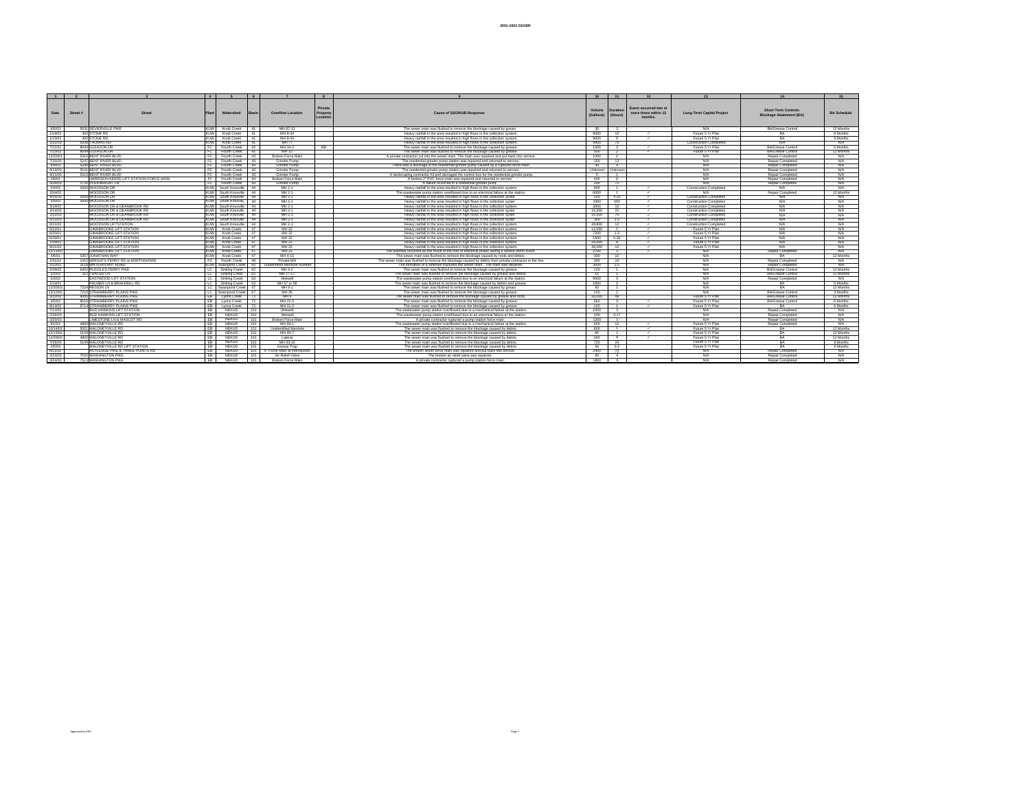# 2001-2003 SSOER

| 1 | 2 | 3 | 4 | 5 | 6 | 7 | 8 | 9 | 10 | 11 | 12 | 13 | 14 | 15 |
|---|---|---|---|---|---|---|---|---|---|---|---|---|---|---|
| Date | Street # | Street | Plant | Watershed | Basin | Overflow Location | Private Property Location | Cause of SSO/KUB Response | Volume (Gallons) | Duration (Hours) | Event occurred two or more times within 12 months. | Long-Term Capital Project | Short-Term Controls Blockage Abatement (BA) | BA Schedule |
| 8/6/03 | 5031 | SEVIERVILLE PIKE | KUW | Knob Creek | 41 | MH 97-12 | | The sewer main was flushed to remove the blockage caused by grease. | 30 | 2 | | N/A | BA/Grease Control | 12 Months |
| 1/19/02 | 300 | STONE RD | KUW | Knob Creek | 41 | MH 8-44 | | Heavy rainfall in the area resulted in high flows in the collection system. | 9600 | 10 | ✓ | Future 5 Yr Plan | BA | 9 Months |
| 1/23/02 | 300 | STONE RD | KUW | Knob Creek | 41 | MH 8-44 | | Heavy rainfall in the area resulted in high flows in the collection system. | 9600 | 8 | ✓ | Future 5 Yr Plan | BA | 9 Months |
| 2/22/03 | 6300 | THOMAS RD | KUW | Knob Creek | 41 | MH 77 | | Heavy rainfall in the area resulted in high flows in the collection system. | 8400 | 70 | | Construction Completed | N/A | N/A |
| 7/21/01 | 8044 | GLEASON DR | FC | Fourth Creek | 42 | MH 14-2 | BB | The sewer main was flushed to remove the blockage caused by grease. | 1000 | 3 | ✓ | Future 5 Yr Plan | BA/Grease Control | 6 Months |
| 7/13/02 | 8044 | GLEASON DR | FC | Fourth Creek | 42 | MH 16 | | The sewer main was flushed to remove the blockage caused by grease. | 500 | 2 | ✓ | Future 5 Yr Plan | BA/Grease Control | 12 Months |
| 12/20/01 | 5316 | BENT RIVER BLVD | FC | Fourth Creek | 43 | Broken Force Main | | A private contractor cut into the sewer main. The main was repaired and put back into service. | 1000 | 2 | | N/A | Repair Completed | N/A |
| 7/30/01 | 5247 | BENT RIVER BLVD | FC | Fourth Creek | 43 | Grinder Pump | | The residential grinder pump station was repaired and returned to service. | 150 | 12 | | N/A | Repair Completed | N/A |
| 9/9/03 | 5246 | BENT RIVER BLVD | FC | Fourth Creek | 43 | Grinder Pump | | There was a blockage in the residential grinder pump caused by a ruptured force main. | 40 | 4 | | N/A | Repair Completed | N/A |
| 9/13/03 | 5241 | BENT RIVER BLVD | FC | Fourth Creek | 43 | Grinder Pump | | The residential grinder pump station was repaired and returned to service. | Unknown | Unknown | | N/A | Repair Completed | N/A |
| 9/21/03 | 5315 | BENT RIVER BLVD | FC | Fourth Creek | 43 | Grinder Pump | | A landscaping contractor hit and damaged the control box for the residential grinder pump. | 5 | 1 | | N/A | Repair Completed | N/A |
| 2/6/01 | | HARRISON KEEPE LIFT STATION FORCE MAIN | FC | Fourth Creek | 43 | Broken Force Main | | A broken 2" PVC force main was repaired and returned to service. | 400 | 6 | | N/A | Repair Completed | N/A |
| 5/29/00 | 1732 | FOOXWRIGHT LN | FC | Fourth Creek | 43 | Grinder Pump | | A failure occurred in a residential grinder pump. | 200 | 72 | | N/A | Repair Completed | N/A |
| 5/3/02 | 2600 | WOODSON DR | KUW | South Knoxville | 44 | MH 2-1 | | Heavy rainfall in the area resulted in high flows in the collection system. | 800 | 1 | ✓ | Construction Completed | N/A | N/A |
| 10/4/02 | | WOODSON DR | KUW | South Knoxville | 44 | MH 2-1 | | The wastewater pump station overflowed due to an electrical failure at the station. | 6000 | 1 | ✓ | N/A | Repair Completed | 12 Months |
| 3/10/03 | 2600 | WOODSON DR | KUW | South Knoxville | 44 | MH 2-1 | | Heavy rainfall in the area resulted in high flows in the collection system. | 510 | 4.25 | ✓ | Construction Completed | N/A | N/A |
| 5/6/03 | 2600 | WOODSON DR | KUW | South Knoxville | 44 | MH 2-1 | | Heavy rainfall in the area resulted in high flows in the collection system. | 3300 | 550 | ✓ | Construction Completed | N/A | N/A |
| 2/19/03 | | WOODSON DR & DEANBROOK RD | KUW | South Knoxville | 44 | MH 2-1 | | Heavy rainfall in the area resulted in high flows in the collection system. | 3600 | 10 | ✓ | Construction Completed | N/A | N/A |
| 2/14/03 | | WOODSON DR & DEANBROOK RD | KUW | South Knoxville | 44 | MH 2-1 | | Heavy rainfall in the area resulted in high flows in the collection system. | 16,500 | 22 | ✓ | Construction Completed | N/A | N/A |
| 2/22/03 | | WOODSON DR & DEANBROOK RD | KUW | South Knoxville | 44 | MH 2-1 | | Heavy rainfall in the area resulted in high flows in the collection system. | 10,500 | 70 | ✓ | Construction Completed | N/A | N/A |
| 5/15/03 | | WOODSON DR & DEANBROOK RD | KUW | South Knoxville | 44 | MH 2-1 | | Heavy rainfall in the area resulted in high flows in the collection system. | 300 | 1.5 | ✓ | Construction Completed | N/A | N/A |
| 9/21/02 | | WOODSON LIFTSTATION | KUW | South Knoxville | 44 | MH 2-1 | | Heavy rainfall in the area resulted in high flows in the collection system. | 28,800 | 12 | ✓ | Construction Completed | N/A | N/A |
| 5/22/01 | | GINNBROOKE LIFT STATION | KUW | Knob Creek | 47 | MH 22 | | Heavy rainfall in the area resulted in high flows in the collection system. | 12,000 | 2 | ✓ | Future 5 Yr Plan | N/A | N/A |
| 6/25/01 | | GINNBROOKE LIFT STATION | KUW | Knob Creek | 47 | MH 22 | | Heavy rainfall in the area resulted in high flows in the collection system. | 7200 | 1.5 | ✓ | Future 5 Yr Plan | N/A | N/A |
| 6/29/01 | | GINNBROOKE LIFT STATION | KUW | Knob Creek | 47 | MH 22 | | Heavy rainfall in the area resulted in high flows in the collection system. | 1500 | 0.33 | ✓ | Future 5 Yr Plan | N/A | N/A |
| 7/29/01 | | GINNBROOKE LIFT STATION | KUW | Knob Creek | 47 | MH 22 | | Heavy rainfall in the area resulted in high flows in the collection system. | 24,000 | 8 | ✓ | Future 5 Yr Plan | N/A | N/A |
| 9/21/02 | | GINNBROOKE LIFT STATION | KUW | Knob Creek | 47 | MH 22 | | Heavy rainfall in the area resulted in high flows in the collection system. | 36,000 | 12 | ✓ | Future 5 Yr Plan | N/A | N/A |
| 11/11/02 | | GINNBROOKE LIFT STATION | KUW | Knob Creek | 47 | MH 22 | | The overflow occurred as the result of the loss of electrical power during a severe storm event. | 2700 | 3 | ✓ | N/A | Repair Completed | N/A |
| 4/6/01 | 5307 | JONATHAN WAY | KUW | Knob Creek | 47 | MH 4-15 | | The sewer main was flushed to remove the blockage caused by roots and debris. | 300 | 10 | | N/A | BA | 12 Months |
| 1/31/01 | 1410 | WRIGHTS FERRY RD at NORTHSHORE | FC | Fourth Creek | 48 | Private MH | | The sewer main was flushed to remove the blockage caused by debris from private contractor in the line. | 300 | 10 | | N/A | Repair Completed | N/A |
| 2/22/03 | 3110 | WATERPLANT ROAD | KUW | Swanpond Creek | 60 | Unidentified Manhole Number | | The formation of a sinkhole fractured the sewer main. The main was repaired. | 3,000 | 3.5 | | N/A | Repair Completed | N/A |
| 2/28/02 | 9401 | RUGGLES FERRY PIKE | LC | Sinking Creek | 62 | MH 3-2 | | The sewer main was flushed to remove the blockage caused by grease. | 120 | 1 | | N/A | BA/Grease Control | 12 Months |
| 3/1/02 | 312 | TAKER DR | LC | Sinking Creek | 62 | MH 27-17 | | The sewer main was flushed to remove the blockage caused by grease and debris. | 15 | 1 | | N/A | BA/Grease Control | 12 Months |
| 5/3/02 | | EASTWOOD LIFT STATION | LC | Sinking Creek | 63 | Wetwell | | The wastewater pump station overflowed due to an electrical failure at the station. | 9000 | 3 | | N/A | Repair Completed | N/A |
| 11/19/01 | | PALMER LN & BRAKEBILL RD | LC | Sinking Creek | 63 | MH 57 or 58 | | The sewer main was flushed to remove the blockage caused by debris and grease. | 1800 | 3 | | N/A | BA | 6 Months |
| 12/30/03 | 7224 | REGION LN | LC | Swanpond Creek | 67 | MH 9-1 | | The sewer main was flushed to remove the blockage caused by grease. | 60 | 1 | | N/A | BA | 12 Months |
| 12/12/02 | 7210 | STRAWBERRY PLAINS PIKE | LC | Swanpond Creek | 67 | MH 35 | | The sewer main was flushed to remove the blockage caused by grease. | 120 | 1 | | N/A | BA/Grease Control | 3 Months |
| 3/22/02 | 9000 | STRAWBERRY PLAINS PIKE | EB | Lyons Creek | 72 | MH 9 | | The sewer main was flushed to remove the blockage caused by grease and roots. | 20,000 | 48 | | Future 5 Yr Plan | BA/Grease Control | 12 Months |
| 4/5/02 | 8616 | STRAWBERRY PLAINS PIKE | EB | Lyons Creek | 72 | MH 31-5 | | The sewer main was flushed to remove the blockage caused by grease. | 360 | 3 | ✓ | Future 5 Yr Plan | BA/Grease Control | 6 Months |
| 8/14/02 | 8714 | STRAWBERRY PLAINS PIKE | EB | Lyons Creek | 72 | MH 21-3 | | The sewer main was flushed to remove the blockage caused by grease. | 120 | 1 | ✓ | Future 5 Yr Plan | BA | 6 Months |
| 7/12/02 | | BUD HAWKINS LIFT STATION | EB | NEKUD | 101 | Wetwell | | The wastewater pump station overflowed due to a mechanical failure at the station. | 1000 | 3 | | N/A | Repair Completed | N/A |
| 2/26/03 | | BUD HAWKINS LIFT STATION | EB | NEKUD | 101 | Wetwell | | The wastewater pump station overflowed due to an electrical failure at the station. | 100 | 0.17 | | N/A | Repair Completed | N/A |
| 3/20/03 | | LIMESTONE LN & MASCOT RD | EB | NEKUD | 101 | Broken Force Main | | A private contractor ruptured a pump station force main. | 1200 | 1 | | N/A | Repair Completed | N/A |
| 4/2/02 | 4800 | MALONEYVILLE RD | EB | NEKUD | 101 | MH 93-1 | | The wastewater pump station overflowed due to a mechanical failure at the station. | 400 | 12 | ✓ | Future 5 Yr Plan | Repair Completed | N/A |
| 10/14/02 | 5001 | MALONEYVILLE RD | EB | NEKUD | 101 | Unidentified Manhole | | The sewer main was flushed to remove the blockage caused by debris. | 600 | 1 | ✓ | Future 5 Yr Plan | BA | 12 Months |
| 12/13/02 | 5109 | MALONEYVILLE RD | EB | NEKUD | 101 | MH 93-7 | | The sewer main was flushed to remove the blockage caused by debris. | 60 | 1 | ✓ | Future 5 Yr Plan | BA | 12 Months |
| 12/29/02 | 4800 | MALONEYVILLE RD | EB | NEKUD | 101 | Lateral | | The sewer main was flushed to remove the blockage caused by debris. | 240 | 8 | ✓ | Future 5 Yr Plan | BA | 12 Months |
| 7/29/03 | 5109 | MALONEYVILLE RD | EB | NEKUD | 101 | MH 93-10 | | The sewer main was flushed to remove the blockage caused by debris. | 720 | 24 | | Future 5 Yr Plan | BA | 6 Months |
| 2/5/03 | | MALONEYVILLE RD LIFT STATION | EB | NEKUD | 101 | Grease Trap | | The sewer main was flushed to remove the blockage caused by debris. | 50 | 0.2 | | Future 5 Yr Plan | BA | 6 Months |
| 5/17/02 | | RUTLEDGE PIKE & THREE POINTS RD | EB | NEKUD | 101 | 6" Force Main at intersection | | The broken sewer force main was repaired and put back into service. | 2400 | 12 | | N/A | Repair Completed | N/A |
| 3/23/03 | 7029 | WASHINGTON PIKE | EB | NEKUD | 101 | Air Relief Valve | | The broken air relief valve was repaired. | 60 | 4 | | N/A | Repair Completed | N/A |
| 3/24/03 | 7513 | WASHINGTON PIKE | EB | NEKUD | 101 | Broken Force Main | | A private contractor ruptured a pump station force main. | 1800 | 3 | | N/A | Repair Completed | N/A |

Approved by EPA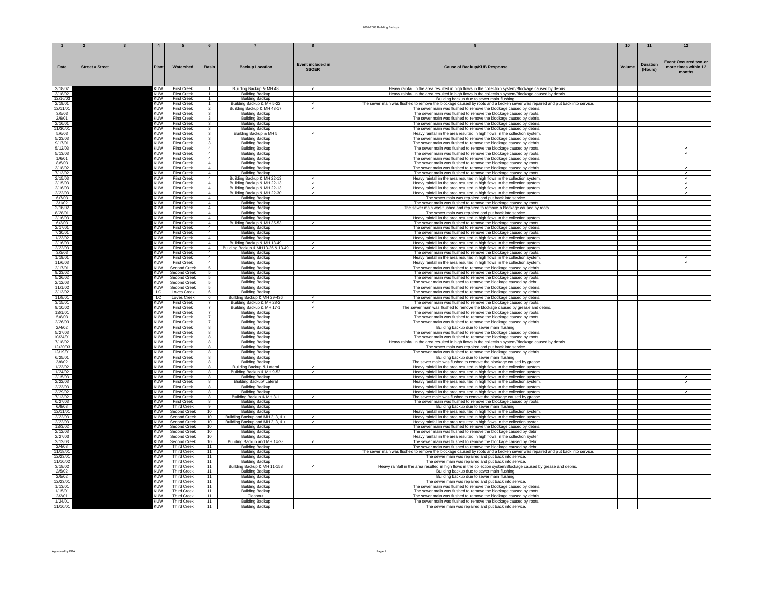| 1 | 2 | 3 | 4 | 5 | 6 | 7 | 8 | 9 | 10 | 11 | 12 |
|---|---|---|---|---|---|---|---|---|---|---|---|
| Date | Street # | Street | Plant | Watershed | Basin | Backup Location | Event included in SSOER | Cause of Backup/KUB Response | Volume | Duration (Hours) | Event Occurred two or more times within 12 months |
| 3/18/02 | | | KUW | First Creek | 1 | Building Backup & MH 48 | ✓ | Heavy rainfall in the area resulted in high flows in the collection system/Blockage caused by debris. | | | |
| 3/18/02 | | | KUW | First Creek | 1 | Building Backup | | Heavy rainfall in the area resulted in high flows in the collection system/Blockage caused by debris. | | | |
| 12/16/03 | | | KUW | First Creek | 1 | Building Backup | | Building backup due to sewer main flushing | | | |
| 2/19/01 | | | KUW | First Creek | 1 | Building Backup & MH 5-22 | ✓ | The sewer main was flushed to remove the blockage caused by roots and a broken sewer was repaired and put back into service. | | | |
| 12/11/01 | | | KUW | First Creek | 2 | Building Backup & MH 43-17 | ✓ | The sewer main was flushed to remove the blockage caused by debris. | | | |
| 3/5/03 | | | KUW | First Creek | 3 | Building Backup | | The sewer main was flushed to remove the blockage caused by roots. | | | |
| 2/9/01 | | | KUW | First Creek | 3 | Building Backup | | The sewer main was flushed to remove the blockage caused by debris. | | | |
| 2/16/01 | | | KUW | First Creek | 3 | Building Backup | | The sewer main was flushed to remove the blockage caused by debris. | | | |
| 11/30/01 | | | KUW | First Creek | 3 | Building Backup | | The sewer main was flushed to remove the blockage caused by debris. | | | |
| 5/6/03 | | | KUW | First Creek | 3 | Building Backup & MH 5 | ✓ | Heavy rainfall in the area resulted in high flows in the collection system. | | | |
| 5/23/03 | | | KUW | First Creek | 3 | Building Backup | | The sewer main was flushed to remove the blockage caused by debris. | | | |
| 9/17/01 | | | KUW | First Creek | 3 | Building Backup | | The sewer main was flushed to remove the blockage caused by debris. | | | |
| 5/12/03 | | | KUW | First Creek | 4 | Building Backup | | The sewer main was flushed to remove the blockage caused by roots. | | | ✓ |
| 5/13/03 | | | KUW | First Creek | 4 | Building Backup | | The sewer main was flushed to remove the blockage caused by roots. | | | ✓ |
| 1/6/01 | | | KUW | First Creek | 4 | Building Backup | | The sewer main was flushed to remove the blockage caused by debris. | | | |
| 8/5/03 | | | KUW | First Creek | 4 | Building Backup | | The sewer main was flushed to remove the blockage caused by debris. | | | |
| 3/18/02 | | | KUW | First Creek | 4 | Building Backup | | The sewer main was flushed to remove the blockage caused by debris. | | | ✓ |
| 7/13/02 | | | KUW | First Creek | 4 | Building Backup | | The sewer main was flushed to remove the blockage caused by roots. | | | ✓ |
| 2/15/03 | | | KUW | First Creek | 4 | Building Backup & MH 22-13 | ✓ | Heavy rainfall in the area resulted in high flows in the collection system. | | | ✓ |
| 2/15/03 | | | KUW | First Creek | 4 | Building Backup & MH 22-13 | ✓ | Heavy rainfall in the area resulted in high flows in the collection system. | | | ✓ |
| 2/16/03 | | | KUW | First Creek | 4 | Building Backup & MH 22-13 | ✓ | Heavy rainfall in the area resulted in high flows in the collection system. | | | ✓ |
| 2/22/03 | | | KUW | First Creek | 4 | Building Backup & MH 22-30 | ✓ | Heavy rainfall in the area resulted in high flows in the collection system. | | | ✓ |
| 6/7/03 | | | KUW | First Creek | 4 | Building Backup | | The sewer main was repaired and put back into service. | | | |
| 3/1/02 | | | KUW | First Creek | 4 | Building Backup | | The sewer main was flushed to remove the blockage caused by roots. | | | |
| 2/16/02 | | | KUW | First Creek | 4 | Building Backup | | The sewer main was flushed and repaired to remove a blockage caused by roots. | | | |
| 8/28/01 | | | KUW | First Creek | 4 | Building Backup | | The sewer main was repaired and put back into service. | | | |
| 2/16/03 | | | KUW | First Creek | 4 | Building Backup | | Heavy rainfall in the area resulted in high flows in the collection system. | | | |
| 6/3/03 | | | KUW | First Creek | 4 | Building Backup & MH 35-53 | ✓ | The sewer main was flushed to remove the blockage caused by roots. | | | |
| 2/17/01 | | | KUW | First Creek | 4 | Building Backup | | The sewer main was flushed to remove the blockage caused by debris. | | | |
| 7/30/01 | | | KUW | First Creek | 4 | Building Backup | | The sewer main was flushed to remove the blockage caused by roots. | | | |
| 1/23/02 | | | KUW | First Creek | 4 | Building Backup | | Heavy rainfall in the area resulted in high flows in the collection system. | | | |
| 2/16/03 | | | KUW | First Creek | 4 | Building Backup & MH 13-49 | ✓ | Heavy rainfall in the area resulted in high flows in the collection system. | | | |
| 2/22/03 | | | KUW | First Creek | 4 | Building Backup & MH13-26 & 13-49 | ✓ | Heavy rainfall in the area resulted in high flows in the collection system. | | | |
| 3/3/03 | | | KUW | First Creek | 4 | Building Backup | | The sewer main was flushed to remove the blockage caused by roots. | | | |
| 1/19/01 | | | KUW | First Creek | 4 | Building Backup | | Heavy rainfall in the area resulted in high flows in the collection system. | | | ✓ |
| 11/6/03 | | | KUW | First Creek | 4 | Building Backup | | Heavy rainfall in the area resulted in high flows in the collection system. | | | ✓ |
| 2/17/01 | | | KUW | Second Creek | 5 | Building Backup | | The sewer main was flushed to remove the blockage caused by debris. | | | |
| 9/23/02 | | | KUW | Second Creek | 5 | Building Backup | | The sewer main was flushed to remove the blockage caused by roots. | | | |
| 5/26/02 | | | KUW | Second Creek | 5 | Building Backup | | The sewer main was flushed to remove the blockage caused by roots. | | | |
| 2/12/03 | | | KUW | Second Creek | 5 | Building Backup | | The sewer main was flushed to remove the blockage caused by debri | | | |
| 11/1/02 | | | KUW | Second Creek | 5 | Building Backup | | The sewer main was flushed to remove the blockage caused by debris. | | | |
| 3/13/02 | | | LC | Loves Creek | 6 | Building Backup | | The sewer main was flushed to remove the blockage caused by debris. | | | |
| 11/8/01 | | | LC | Loves Creek | 6 | Building Backup & MH 29-436 | ✓ | The sewer main was flushed to remove the blockage caused by debris. | | | |
| 3/15/01 | | | KUW | First Creek | 7 | Building Backup & MH 28-2 | ✓ | The sewer main was flushed to remove the blockage caused by roots. | | | |
| 9/10/02 | | | KUW | First Creek | 7 | Building Backup & MH 17-1 | ✓ | The sewer main was flushed to remove the blockage caused by grease and debris. | | | |
| 12/1/01 | | | KUW | First Creek | 7 | Building Backup | | The sewer main was flushed to remove the blockage caused by roots. | | | |
| 5/8/03 | | | KUW | First Creek | 7 | Building Backup | | The sewer main was flushed to remove the blockage caused by roots. | | | |
| 2/26/03 | | | KUW | First Creek | 7 | Building Backup | | The sewer main was flushed to remove the blockage caused by debris. | | | |
| 2/4/02 | | | KUW | First Creek | 8 | Building Backup | | Building backup due to sewer main flushing. | | | |
| 5/27/03 | | | KUW | First Creek | 8 | Building Backup | | The sewer main was flushed to remove the blockage caused by debris. | | | |
| 10/24/01 | | | KUW | First Creek | 8 | Building Backup | | The sewer main was flushed to remove the blockage caused by roots. | | | |
| 7/18/02 | | | KUW | First Creek | 8 | Building Backup | | Heavy rainfall in the area resulted in high flows in the collection system/Blockage caused by debris. | | | |
| 12/20/03 | | | KUW | First Creek | 8 | Building Backup | | The sewer main was repaired and put back into service. | | | |
| 12/19/01 | | | KUW | First Creek | 8 | Building Backup | | The sewer main was flushed to remove the blockage caused by debris. | | | |
| 6/25/01 | | | KUW | First Creek | 8 | Building Backup | | Building backup due to sewer main flushing. | | | |
| 3/6/02 | | | KUW | First Creek | 8 | Building Backup | | The sewer main was flushed to remove the blockage caused by grease. | | | |
| 1/23/02 | | | KUW | First Creek | 8 | Building Backup & Lateral | ✓ | Heavy rainfall in the area resulted in high flows in the collection system. | | | |
| 1/24/02 | | | KUW | First Creek | 8 | Building Backup & MH 9-52 | ✓ | Heavy rainfall in the area resulted in high flows in the collection system. | | | |
| 2/15/03 | | | KUW | First Creek | 8 | Building Backup | | Heavy rainfall in the area resulted in high flows in the collection system. | | | ✓ |
| 2/22/03 | | | KUW | First Creek | 8 | Building Backup/ Lateral | | Heavy rainfall in the area resulted in high flows in the collection system. | | | ✓ |
| 2/23/03 | | | KUW | First Creek | 8 | Building Backup | | Heavy rainfall in the area resulted in high flows in the collection system. | | | |
| 3/29/02 | | | KUW | First Creek | 8 | Building Backup | | Heavy rainfall in the area resulted in high flows in the collection system. | | | ✓ |
| 7/13/02 | | | KUW | First Creek | 8 | Building Backup & MH 3-1 | ✓ | The sewer main was flushed to remove the blockage caused by grease. | | | |
| 6/27/03 | | | KUW | First Creek | 8 | Building Backup | | The sewer main was flushed to remove the blockage caused by roots. | | | |
| 6/9/03 | | | KUW | Third Creek | 9 | Building Backup | | Building backup due to sewer main flushing | | | |
| 12/11/01 | | | KUW | Second Creek | 10 | Building Backup | | Heavy rainfall in the area resulted in high flows in the collection system. | | | |
| 2/22/03 | | | KUW | Second Creek | 10 | Building Backup and MH 2, 3, & 4 | ✓ | Heavy rainfall in the area resulted in high flows in the collection system. | | | |
| 2/22/03 | | | KUW | Second Creek | 10 | Building Backup and MH 2, 3, & 4 | ✓ | Heavy rainfall in the area resulted in high flows in the collection syster | | | |
| 12/3/02 | | | KUW | Second Creek | 10 | Building Backup | | The sewer main was flushed to remove the blockage caused by debris. | | | |
| 2/12/03 | | | KUW | Second Creek | 10 | Building Backup | | The sewer main was flushed to remove the blockage caused by debri | | | |
| 2/27/03 | | | KUW | Second Creek | 10 | Building Backup | | Heavy rainfall in the area resulted in high flows in the collection syster | | | |
| 2/12/03 | | | KUW | Second Creek | 10 | Building Backup and MH 14-2( | ✓ | The sewer main was flushed to remove the blockage caused by debri | | | |
| 2/4/03 | | | KUW | Third Creek | 11 | Building Backup | | The sewer main was flushed to remove the blockage caused by debri | | | |
| 11/18/01 | | | KUW | Third Creek | 11 | Building Backup | | The sewer main was flushed to remove the blockage caused by roots and a broken sewer was repaired and put back into service. | | | |
| 12/23/01 | | | KUW | Third Creek | 11 | Building Backup | | The sewer main was repaired and put back into service. | | | |
| 11/10/02 | | | KUW | Third Creek | 11 | Building Backup | | The sewer main was repaired and put back into service. | | | |
| 3/18/02 | | | KUW | Third Creek | 11 | Building Backup & MH 11-158 | ✓ | Heavy rainfall in the area resulted in high flows in the collection system/Blockage caused by grease and debris. | | | |
| 2/5/02 | | | KUW | Third Creek | 11 | Building Backup | | Building backup due to sewer main flushing. | | | |
| 2/5/02 | | | KUW | Third Creek | 11 | Building Backup | | Building backup due to sewer main flushing. | | | |
| 12/23/01 | | | KUW | Third Creek | 11 | Building Backup | | The sewer main was repaired and put back into service. | | | |
| 1/13/01 | | | KUW | Third Creek | 11 | Building Backup | | The sewer main was flushed to remove the blockage caused by debris. | | | |
| 1/15/01 | | | KUW | Third Creek | 11 | Building Backup | | The sewer main was flushed to remove the blockage caused by roots. | | | |
| 2/2/01 | | | KUW | Third Creek | 11 | Cleanout | | The sewer main was flushed to remove the blockage caused by debris. | | | |
| 1/24/01 | | | KUW | Third Creek | 11 | Building Backup | | The sewer main was flushed to remove the blockage caused by roots. | | | |
| 11/10/01 | | | KUW | Third Creek | 11 | Building Backup | | The sewer main was repaired and put back into service. | | | |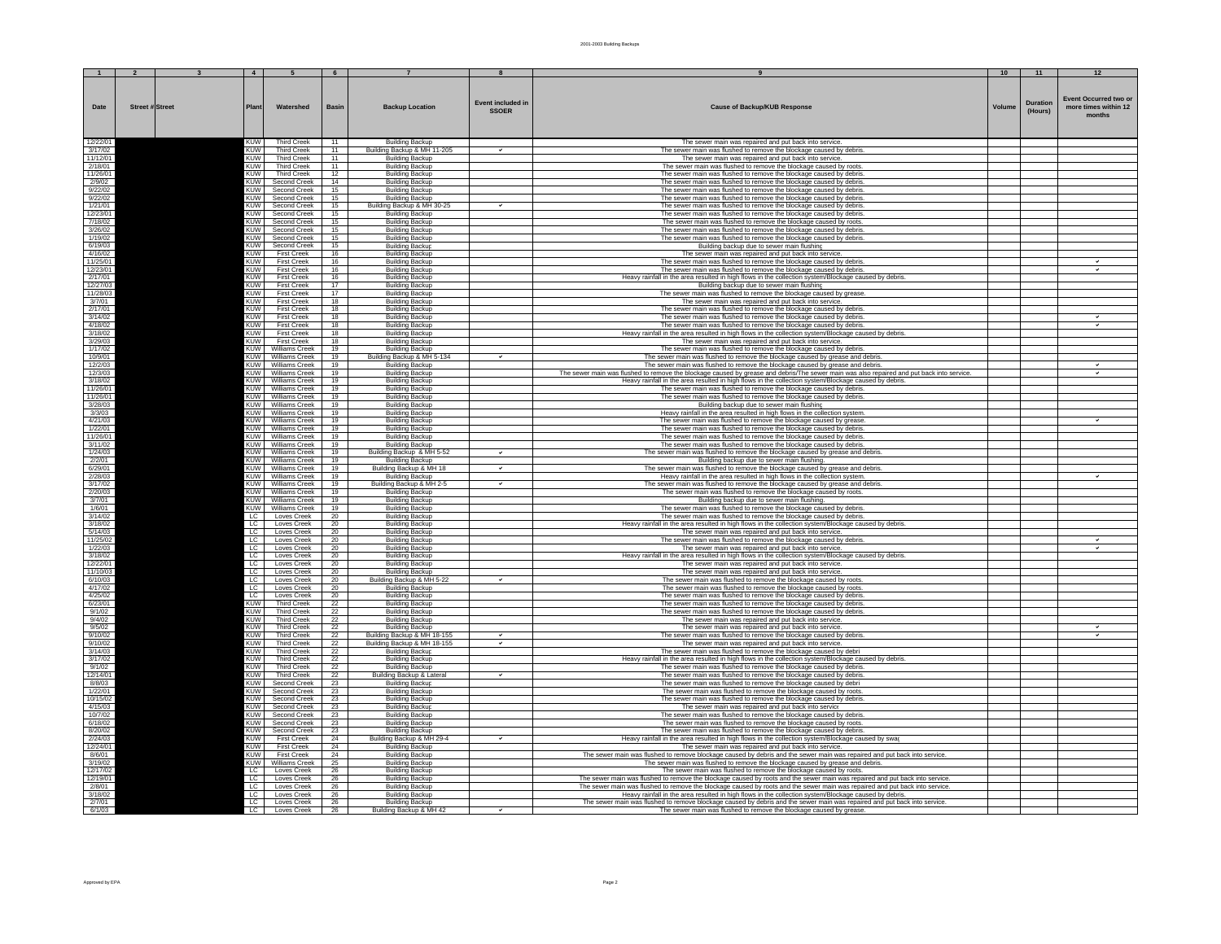2001-2003 Building Backups

| 1 | 2 | 3 | 4 | 5 | 6 | 7 | 8 | 9 | 10 | 11 | 12 |
|---|---|---|---|---|---|---|---|---|---|---|---|
| Date | Street # | Street | Plant | Watershed | Basin | Backup Location | Event included in SSOER | Cause of Backup/KUB Response | Volume | Duration (Hours) | Event Occurred two or more times within 12 months |
| 12/22/01 | | | KUW | Third Creek | 11 | Building Backup | | The sewer main was repaired and put back into service. | | | |
| 3/17/02 | | | KUW | Third Creek | 11 | Building Backup & MH 11-205 | ✓ | The sewer main was flushed to remove the blockage caused by debris. | | | |
| 11/12/01 | | | KUW | Third Creek | 11 | Building Backup | | The sewer main was repaired and put back into service. | | | |
| 2/18/01 | | | KUW | Third Creek | 11 | Building Backup | | The sewer main was flushed to remove the blockage caused by roots. | | | |
| 11/26/01 | | | KUW | Third Creek | 12 | Building Backup | | The sewer main was flushed to remove the blockage caused by debris. | | | |
| 2/9/02 | | | KUW | Second Creek | 14 | Building Backup | | The sewer main was flushed to remove the blockage caused by debris. | | | |
| 9/22/02 | | | KUW | Second Creek | 15 | Building Backup | | The sewer main was flushed to remove the blockage caused by debris. | | | |
| 9/22/02 | | | KUW | Second Creek | 15 | Building Backup | | The sewer main was flushed to remove the blockage caused by debris. | | | |
| 1/21/01 | | | KUW | Second Creek | 15 | Building Backup & MH 30-25 | ✓ | The sewer main was flushed to remove the blockage caused by debris. | | | |
| 12/23/01 | | | KUW | Second Creek | 15 | Building Backup | | The sewer main was flushed to remove the blockage caused by debris. | | | |
| 7/18/02 | | | KUW | Second Creek | 15 | Building Backup | | The sewer main was flushed to remove the blockage caused by roots. | | | |
| 3/26/02 | | | KUW | Second Creek | 15 | Building Backup | | The sewer main was flushed to remove the blockage caused by debris. | | | |
| 1/19/02 | | | KUW | Second Creek | 15 | Building Backup | | The sewer main was flushed to remove the blockage caused by debris. | | | |
| 6/19/03 | | | KUW | Second Creek | 15 | Building Backup | | Building backup due to sewer main flushing | | | |
| 4/16/02 | | | KUW | First Creek | 16 | Building Backup | | The sewer main was repaired and put back into service. | | | |
| 11/25/01 | | | KUW | First Creek | 16 | Building Backup | | The sewer main was flushed to remove the blockage caused by debris. | | | ✓ |
| 12/23/01 | | | KUW | First Creek | 16 | Building Backup | | The sewer main was flushed to remove the blockage caused by debris. | | | ✓ |
| 2/17/01 | | | KUW | First Creek | 16 | Building Backup | | Heavy rainfall in the area resulted in high flows in the collection system/Blockage caused by debris. | | | |
| 12/27/03 | | | KUW | First Creek | 17 | Building Backup | | Building backup due to sewer main flushing | | | |
| 11/28/03 | | | KUW | First Creek | 17 | Building Backup | | The sewer main was flushed to remove the blockage caused by grease. | | | |
| 3/7/01 | | | KUW | First Creek | 18 | Building Backup | | The sewer main was repaired and put back into service. | | | |
| 2/17/01 | | | KUW | First Creek | 18 | Building Backup | | The sewer main was flushed to remove the blockage caused by debris. | | | |
| 3/14/02 | | | KUW | First Creek | 18 | Building Backup | | The sewer main was flushed to remove the blockage caused by debris. | | | ✓ |
| 4/18/02 | | | KUW | First Creek | 18 | Building Backup | | The sewer main was flushed to remove the blockage caused by debris. | | | ✓ |
| 3/18/02 | | | KUW | First Creek | 18 | Building Backup | | Heavy rainfall in the area resulted in high flows in the collection system/Blockage caused by debris. | | | |
| 3/29/03 | | | KUW | First Creek | 18 | Building Backup | | The sewer main was repaired and put back into service. | | | |
| 1/17/02 | | | KUW | Williams Creek | 19 | Building Backup | | The sewer main was flushed to remove the blockage caused by debris. | | | |
| 10/9/01 | | | KUW | Williams Creek | 19 | Building Backup & MH 5-134 | ✓ | The sewer main was flushed to remove the blockage caused by grease and debris. | | | |
| 12/2/03 | | | KUW | Williams Creek | 19 | Building Backup | | The sewer main was flushed to remove the blockage caused by grease and debris. | | | ✓ |
| 12/3/03 | | | KUW | Williams Creek | 19 | Building Backup | | The sewer main was flushed to remove the blockage caused by grease and debris/The sewer main was also repaired and put back into service. | | | ✓ |
| 3/18/02 | | | KUW | Williams Creek | 19 | Building Backup | | Heavy rainfall in the area resulted in high flows in the collection system/Blockage caused by debris. | | | |
| 11/26/01 | | | KUW | Williams Creek | 19 | Building Backup | | The sewer main was flushed to remove the blockage caused by debris. | | | |
| 11/26/01 | | | KUW | Williams Creek | 19 | Building Backup | | The sewer main was flushed to remove the blockage caused by debris. | | | |
| 3/28/03 | | | KUW | Williams Creek | 19 | Building Backup | | Building backup due to sewer main flushing | | | |
| 3/3/03 | | | KUW | Williams Creek | 19 | Building Backup | | Heavy rainfall in the area resulted in high flows in the collection system. | | | |
| 4/21/03 | | | KUW | Williams Creek | 19 | Building Backup | | The sewer main was flushed to remove the blockage caused by grease. | | | ✓ |
| 1/22/01 | | | KUW | Williams Creek | 19 | Building Backup | | The sewer main was flushed to remove the blockage caused by debris. | | | |
| 11/26/01 | | | KUW | Williams Creek | 19 | Building Backup | | The sewer main was flushed to remove the blockage caused by debris. | | | |
| 3/11/02 | | | KUW | Williams Creek | 19 | Building Backup | | The sewer main was flushed to remove the blockage caused by debris. | | | |
| 1/24/03 | | | KUW | Williams Creek | 19 | Building Backup & MH 5-52 | ✓ | The sewer main was flushed to remove the blockage caused by grease and debris. | | | |
| 2/2/01 | | | KUW | Williams Creek | 19 | Building Backup | | Building backup due to sewer main flushing. | | | |
| 6/29/01 | | | KUW | Williams Creek | 19 | Building Backup & MH 18 | ✓ | The sewer main was flushed to remove the blockage caused by grease and debris. | | | |
| 2/28/03 | | | KUW | Williams Creek | 19 | Building Backup | | Heavy rainfall in the area resulted in high flows in the collection system. | | | ✓ |
| 3/17/02 | | | KUW | Williams Creek | 19 | Building Backup & MH 2-5 | ✓ | The sewer main was flushed to remove the blockage caused by grease and debris. | | | |
| 2/20/03 | | | KUW | Williams Creek | 19 | Building Backup | | The sewer main was flushed to remove the blockage caused by roots. | | | |
| 3/7/01 | | | KUW | Williams Creek | 19 | Building Backup | | Building backup due to sewer main flushing. | | | |
| 1/6/01 | | | KUW | Williams Creek | 19 | Building Backup | | The sewer main was flushed to remove the blockage caused by debris. | | | |
| 3/14/02 | | | LC | Loves Creek | 20 | Building Backup | | The sewer main was flushed to remove the blockage caused by debris. | | | |
| 3/18/02 | | | LC | Loves Creek | 20 | Building Backup | | Heavy rainfall in the area resulted in high flows in the collection system/Blockage caused by debris. | | | |
| 5/14/03 | | | LC | Loves Creek | 20 | Building Backup | | The sewer main was repaired and put back into service. | | | |
| 11/25/02 | | | LC | Loves Creek | 20 | Building Backup | | The sewer main was flushed to remove the blockage caused by debris. | | | ✓ |
| 1/22/03 | | | LC | Loves Creek | 20 | Building Backup | | The sewer main was repaired and put back into service. | | | ✓ |
| 3/18/02 | | | LC | Loves Creek | 20 | Building Backup | | Heavy rainfall in the area resulted in high flows in the collection system/Blockage caused by debris. | | | |
| 12/22/01 | | | LC | Loves Creek | 20 | Building Backup | | The sewer main was repaired and put back into service. | | | |
| 11/10/03 | | | LC | Loves Creek | 20 | Building Backup | | The sewer main was repaired and put back into service. | | | |
| 6/10/03 | | | LC | Loves Creek | 20 | Building Backup & MH 5-22 | ✓ | The sewer main was flushed to remove the blockage caused by roots. | | | |
| 4/17/02 | | | LC | Loves Creek | 20 | Building Backup | | The sewer main was flushed to remove the blockage caused by roots. | | | |
| 4/25/02 | | | LC | Loves Creek | 20 | Building Backup | | The sewer main was flushed to remove the blockage caused by debris. | | | |
| 6/23/01 | | | KUW | Third Creek | 22 | Building Backup | | The sewer main was flushed to remove the blockage caused by debris. | | | |
| 9/1/02 | | | KUW | Third Creek | 22 | Building Backup | | The sewer main was flushed to remove the blockage caused by debris. | | | |
| 9/4/02 | | | KUW | Third Creek | 22 | Building Backup | | The sewer main was repaired and put back into service. | | | |
| 9/5/02 | | | KUW | Third Creek | 22 | Building Backup | | The sewer main was repaired and put back into service. | | | ✓ |
| 9/10/02 | | | KUW | Third Creek | 22 | Building Backup & MH 18-155 | ✓ | The sewer main was flushed to remove the blockage caused by debris. | | | ✓ |
| 9/10/02 | | | KUW | Third Creek | 22 | Building Backup & MH 18-155 | ✓ | The sewer main was repaired and put back into service. | | | |
| 3/14/03 | | | KUW | Third Creek | 22 | Building Backup | | The sewer main was flushed to remove the blockage caused by debri | | | |
| 3/17/02 | | | KUW | Third Creek | 22 | Building Backup | | Heavy rainfall in the area resulted in high flows in the collection system/Blockage caused by debris. | | | |
| 9/1/02 | | | KUW | Third Creek | 22 | Building Backup | | The sewer main was flushed to remove the blockage caused by debris. | | | |
| 12/14/01 | | | KUW | Third Creek | 22 | Building Backup & Lateral | ✓ | The sewer main was flushed to remove the blockage caused by debris. | | | |
| 8/8/03 | | | KUW | Second Creek | 23 | Building Backup | | The sewer main was flushed to remove the blockage caused by debri | | | |
| 1/22/01 | | | KUW | Second Creek | 23 | Building Backup | | The sewer main was flushed to remove the blockage caused by roots. | | | |
| 10/15/02 | | | KUW | Second Creek | 23 | Building Backup | | The sewer main was flushed to remove the blockage caused by debris. | | | |
| 4/15/03 | | | KUW | Second Creek | 23 | Building Backup | | The sewer main was repaired and put back into service | | | |
| 10/7/02 | | | KUW | Second Creek | 23 | Building Backup | | The sewer main was flushed to remove the blockage caused by debris. | | | |
| 6/18/02 | | | KUW | Second Creek | 23 | Building Backup | | The sewer main was flushed to remove the blockage caused by roots. | | | |
| 8/20/02 | | | KUW | Second Creek | 23 | Building Backup | | The sewer main was flushed to remove the blockage caused by debris. | | | |
| 2/24/03 | | | KUW | First Creek | 24 | Building Backup & MH 29-4 | ✓ | Heavy rainfall in the area resulted in high flows in the collection system/Blockage caused by swa( | | | |
| 12/24/01 | | | KUW | First Creek | 24 | Building Backup | | The sewer main was repaired and put back into service. | | | |
| 8/6/01 | | | KUW | First Creek | 24 | Building Backup | | The sewer main was flushed to remove blockage caused by debris and the sewer main was repaired and put back into service. | | | |
| 3/19/02 | | | KUW | Williams Creek | 25 | Building Backup | | The sewer main was flushed to remove the blockage caused by grease and debris. | | | |
| 12/17/02 | | | LC | Loves Creek | 26 | Building Backup | | The sewer main was flushed to remove the blockage caused by roots. | | | |
| 12/19/01 | | | LC | Loves Creek | 26 | Building Backup | | The sewer main was flushed to remove the blockage caused by roots and the sewer main was repaired and put back into service. | | | |
| 2/8/01 | | | LC | Loves Creek | 26 | Building Backup | | The sewer main was flushed to remove the blockage caused by roots and the sewer main was repaired and put back into service. | | | |
| 3/18/02 | | | LC | Loves Creek | 26 | Building Backup | | Heavy rainfall in the area resulted in high flows in the collection system/Blockage caused by debris. | | | |
| 2/7/01 | | | LC | Loves Creek | 26 | Building Backup | | The sewer main was flushed to remove blockage caused by debris and the sewer main was repaired and put back into service. | | | |
| 6/1/03 | | | LC | Loves Creek | 26 | Building Backup & MH 42 | ✓ | The sewer main was flushed to remove the blockage caused by grease. | | | |

Approved by EPA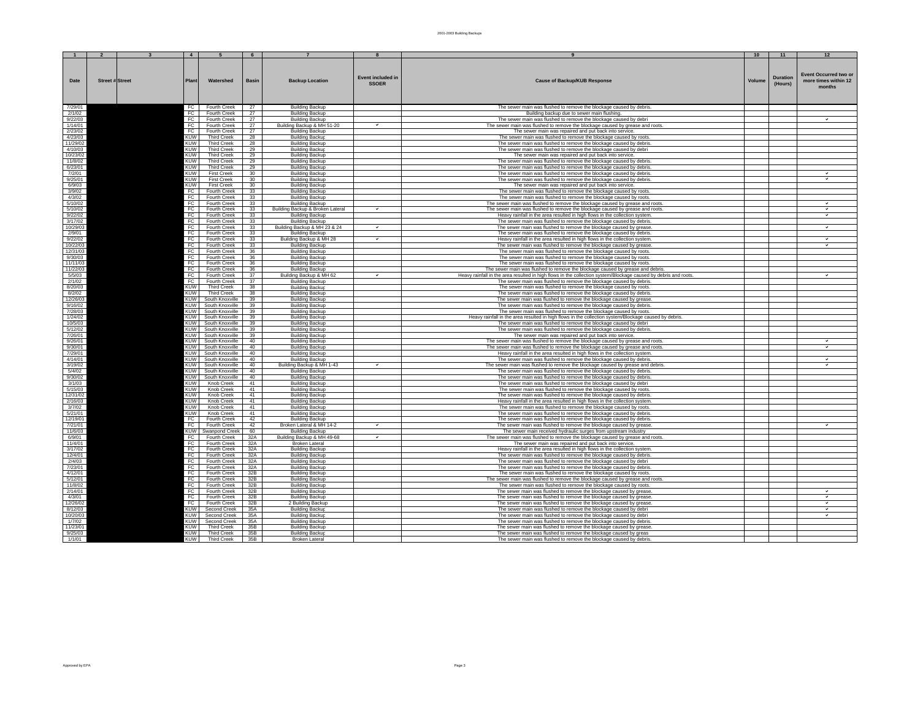2001-2003 Building Backups

| 1 | 2 | 3 | 4 | 5 | 6 | 7 | 8 | 9 | 10 | 11 | 12 |
|---|---|---|---|---|---|---|---|---|---|---|---|
| Date | Street # | Street | Plant | Watershed | Basin | Backup Location | Event included in SSOER | Cause of Backup/KUB Response | Volume | Duration (Hours) | Event Occurred two or more times within 12 months |
| 7/29/01 | | | FC | Fourth Creek | 27 | Building Backup | | The sewer main was flushed to remove the blockage caused by debris. | | | |
| 2/1/02 | | | FC | Fourth Creek | 27 | Building Backup | | Building backup due to sewer main flushing. | | | |
| 9/22/03 | | | FC | Fourth Creek | 27 | Building Backup | | The sewer main was flushed to remove the blockage caused by debri | | | ✓ |
| 1/14/01 | | | FC | Fourth Creek | 27 | Building Backup & MH 51-20 | ✓ | The sewer main was flushed to remove the blockage caused by grease and roots. | | | |
| 2/23/02 | | | FC | Fourth Creek | 27 | Building Backup | | The sewer main was repaired and put back into service. | | | |
| 4/23/03 | | | KUW | Third Creek | 28 | Building Backup | | The sewer main was flushed to remove the blockage caused by roots. | | | |
| 11/29/02 | | | KUW | Third Creek | 28 | Building Backup | | The sewer main was flushed to remove the blockage caused by debris. | | | |
| 4/10/03 | | | KUW | Third Creek | 29 | Building Backup | | The sewer main was flushed to remove the blockage caused by debri | | | |
| 10/23/02 | | | KUW | Third Creek | 29 | Building Backup | | The sewer main was repaired and put back into service. | | | |
| 11/8/02 | | | KUW | Third Creek | 29 | Building Backup | | The sewer main was flushed to remove the blockage caused by debris. | | | |
| 6/23/01 | | | KUW | Third Creek | 29 | Building Backup | | The sewer main was flushed to remove the blockage caused by debris. | | | |
| 7/2/01 | | | KUW | First Creek | 30 | Building Backup | | The sewer main was flushed to remove the blockage caused by debris. | | | ✓ |
| 9/25/01 | | | KUW | First Creek | 30 | Building Backup | | The sewer main was flushed to remove the blockage caused by debris. | | | ✓ |
| 6/9/03 | | | KUW | First Creek | 30 | Building Backup | | The sewer main was repaired and put back into service. | | | |
| 3/9/02 | | | FC | Fourth Creek | 33 | Building Backup | | The sewer main was flushed to remove the blockage caused by roots. | | | |
| 4/3/02 | | | FC | Fourth Creek | 33 | Building Backup | | The sewer main was flushed to remove the blockage caused by roots. | | | |
| 5/10/02 | | | FC | Fourth Creek | 33 | Building Backup | | The sewer main was flushed to remove the blockage caused by grease and roots. | | | ✓ |
| 5/10/02 | | | FC | Fourth Creek | 33 | Building Backup & Broken Lateral | ✓ | The sewer main was flushed to remove the blockage caused by grease and roots. | | | ✓ |
| 9/22/02 | | | FC | Fourth Creek | 33 | Building Backup | | Heavy rainfall in the area resulted in high flows in the collection system. | | | ✓ |
| 3/17/02 | | | FC | Fourth Creek | 33 | Building Backup | | The sewer main was flushed to remove the blockage caused by debris. | | | |
| 10/29/03 | | | FC | Fourth Creek | 33 | Building Backup & MH 23 & 24 | ✓ | The sewer main was flushed to remove the blockage caused by grease. | | | ✓ |
| 2/9/01 | | | FC | Fourth Creek | 33 | Building Backup | | The sewer main was flushed to remove the blockage caused by debris. | | | |
| 9/22/02 | | | FC | Fourth Creek | 33 | Building Backup & MH 28 | ✓ | Heavy rainfall in the area resulted in high flows in the collection system. | | | ✓ |
| 10/22/03 | | | FC | Fourth Creek | 33 | Building Backup | | The sewer main was flushed to remove the blockage caused by grease. | | | ✓ |
| 12/31/03 | | | FC | Fourth Creek | 36 | Building Backup | | The sewer main was flushed to remove the blockage caused by roots. | | | |
| 9/30/03 | | | FC | Fourth Creek | 36 | Building Backup | | The sewer main was flushed to remove the blockage caused by roots. | | | |
| 11/11/03 | | | FC | Fourth Creek | 36 | Building Backup | | The sewer main was flushed to remove the blockage caused by roots. | | | |
| 11/22/03 | | | FC | Fourth Creek | 36 | Building Backup | | The sewer main was flushed to remove the blockage caused by grease and debris. | | | |
| 5/5/03 | | | FC | Fourth Creek | 37 | Building Backup & MH 62 | ✓ | Heavy rainfall in the area resulted in high flows in the collection system/Blockage caused by debris and roots. | | | ✓ |
| 2/1/02 | | | FC | Fourth Creek | 37 | Building Backup | | The sewer main was flushed to remove the blockage caused by debris. | | | |
| 8/20/03 | | | KUW | Third Creek | 38 | Building Backup | | The sewer main was flushed to remove the blockage caused by roots. | | | |
| 8/2/02 | | | KUW | Third Creek | 38 | Building Backup | | The sewer main was flushed to remove the blockage caused by debris. | | | |
| 12/26/03 | | | KUW | South Knoxville | 39 | Building Backup | | The sewer main was flushed to remove the blockage caused by grease. | | | |
| 9/16/02 | | | KUW | South Knoxville | 39 | Building Backup | | The sewer main was flushed to remove the blockage caused by debris. | | | |
| 7/28/03 | | | KUW | South Knoxville | 39 | Building Backup | | The sewer main was flushed to remove the blockage caused by roots. | | | |
| 1/24/02 | | | KUW | South Knoxville | 39 | Building Backup | | Heavy rainfall in the area resulted in high flows in the collection system/Blockage caused by debris. | | | |
| 10/5/03 | | | KUW | South Knoxville | 39 | Building Backup | | The sewer main was flushed to remove the blockage caused by debri | | | |
| 5/12/02 | | | KUW | South Knoxville | 39 | Building Backup | | The sewer main was flushed to remove the blockage caused by debris. | | | |
| 7/26/01 | | | KUW | South Knoxville | 39 | Building Backup | | The sewer main was repaired and put back into service. | | | |
| 9/26/01 | | | KUW | South Knoxville | 40 | Building Backup | | The sewer main was flushed to remove the blockage caused by grease and roots. | | | ✓ |
| 9/30/01 | | | KUW | South Knoxville | 40 | Building Backup | | The sewer main was flushed to remove the blockage caused by grease and roots. | | | ✓ |
| 7/29/01 | | | KUW | South Knoxville | 40 | Building Backup | | Heavy rainfall in the area resulted in high flows in the collection system. | | | |
| 4/14/01 | | | KUW | South Knoxville | 40 | Building Backup | | The sewer main was flushed to remove the blockage caused by debris. | | | ✓ |
| 3/19/02 | | | KUW | South Knoxville | 40 | Building Backup & MH 1-43 | ✓ | The sewer main was flushed to remove the blockage caused by grease and debris. | | | ✓ |
| 5/4/02 | | | KUW | South Knoxville | 40 | Building Backup | | The sewer main was flushed to remove the blockage caused by debris. | | | |
| 9/30/02 | | | KUW | South Knoxville | 40 | Building Backup | | The sewer main was flushed to remove the blockage caused by debris. | | | |
| 3/1/03 | | | KUW | Knob Creek | 41 | Building Backup | | The sewer main was flushed to remove the blockage caused by debri | | | |
| 5/15/03 | | | KUW | Knob Creek | 41 | Building Backup | | The sewer main was flushed to remove the blockage caused by roots. | | | |
| 12/31/02 | | | KUW | Knob Creek | 41 | Building Backup | | The sewer main was flushed to remove the blockage caused by debris. | | | |
| 2/16/03 | | | KUW | Knob Creek | 41 | Building Backup | | Heavy rainfall in the area resulted in high flows in the collection system. | | | |
| 3/7/02 | | | KUW | Knob Creek | 41 | Building Backup | | The sewer main was flushed to remove the blockage caused by roots. | | | |
| 5/21/01 | | | KUW | Knob Creek | 41 | Building Backup | | The sewer main was flushed to remove the blockage caused by debris. | | | |
| 12/19/01 | | | FC | Fourth Creek | 42 | Building Backup | | The sewer main was flushed to remove the blockage caused by debris. | | | |
| 7/21/01 | | | FC | Fourth Creek | 42 | Broken Lateral & MH 14-2 | ✓ | The sewer main was flushed to remove the blockage caused by grease. | | | ✓ |
| 11/6/03 | | | KUW | Swanpond Creek | 60 | Building Backup | | The sewer main received hydraulic surges from upstream industry | | | |
| 6/9/01 | | | FC | Fourth Creek | 32A | Building Backup & MH 49-68 | ✓ | The sewer main was flushed to remove the blockage caused by grease and roots. | | | |
| 11/4/01 | | | FC | Fourth Creek | 32A | Broken Lateral | | The sewer main was repaired and put back into service. | | | |
| 3/17/02 | | | FC | Fourth Creek | 32A | Building Backup | | Heavy rainfall in the area resulted in high flows in the collection system. | | | |
| 12/4/01 | | | FC | Fourth Creek | 32A | Building Backup | | The sewer main was flushed to remove the blockage caused by debris. | | | |
| 2/4/03 | | | FC | Fourth Creek | 32A | Building Backup | | The sewer main was flushed to remove the blockage caused by debri | | | |
| 7/23/01 | | | FC | Fourth Creek | 32A | Building Backup | | The sewer main was flushed to remove the blockage caused by debris. | | | |
| 4/12/01 | | | FC | Fourth Creek | 32B | Building Backup | | The sewer main was flushed to remove the blockage caused by roots. | | | |
| 5/12/01 | | | FC | Fourth Creek | 32B | Building Backup | | The sewer main was flushed to remove the blockage caused by grease and roots. | | | |
| 11/8/02 | | | FC | Fourth Creek | 32B | Building Backup | | The sewer main was flushed to remove the blockage caused by roots. | | | |
| 2/14/01 | | | FC | Fourth Creek | 32B | Building Backup | | The sewer main was flushed to remove the blockage caused by grease. | | | ✓ |
| 4/3/01 | | | FC | Fourth Creek | 32B | Building Backup | | The sewer main was flushed to remove the blockage caused by grease. | | | ✓ |
| 12/26/02 | | | FC | Fourth Creek | 32B | 2 Building Backup | | The sewer main was flushed to remove the blockage caused by grease. | | | ✓ |
| 8/12/03 | | | KUW | Second Creek | 35A | Building Backup | | The sewer main was flushed to remove the blockage caused by debri | | | ✓ |
| 10/20/03 | | | KUW | Second Creek | 35A | Building Backup | | The sewer main was flushed to remove the blockage caused by debri | | | ✓ |
| 1/7/02 | | | KUW | Second Creek | 35A | Building Backup | | The sewer main was flushed to remove the blockage caused by debris. | | | |
| 11/23/01 | | | KUW | Third Creek | 35B | Building Backup | | The sewer main was flushed to remove the blockage caused by grease. | | | |
| 9/25/03 | | | KUW | Third Creek | 35B | Building Backup | | The sewer main was flushed to remove the blockage caused by greas | | | |
| 1/1/01 | | | KUW | Third Creek | 35B | Broken Lateral | | The sewer main was flushed to remove the blockage caused by debris. | | | |

Approved by EPA